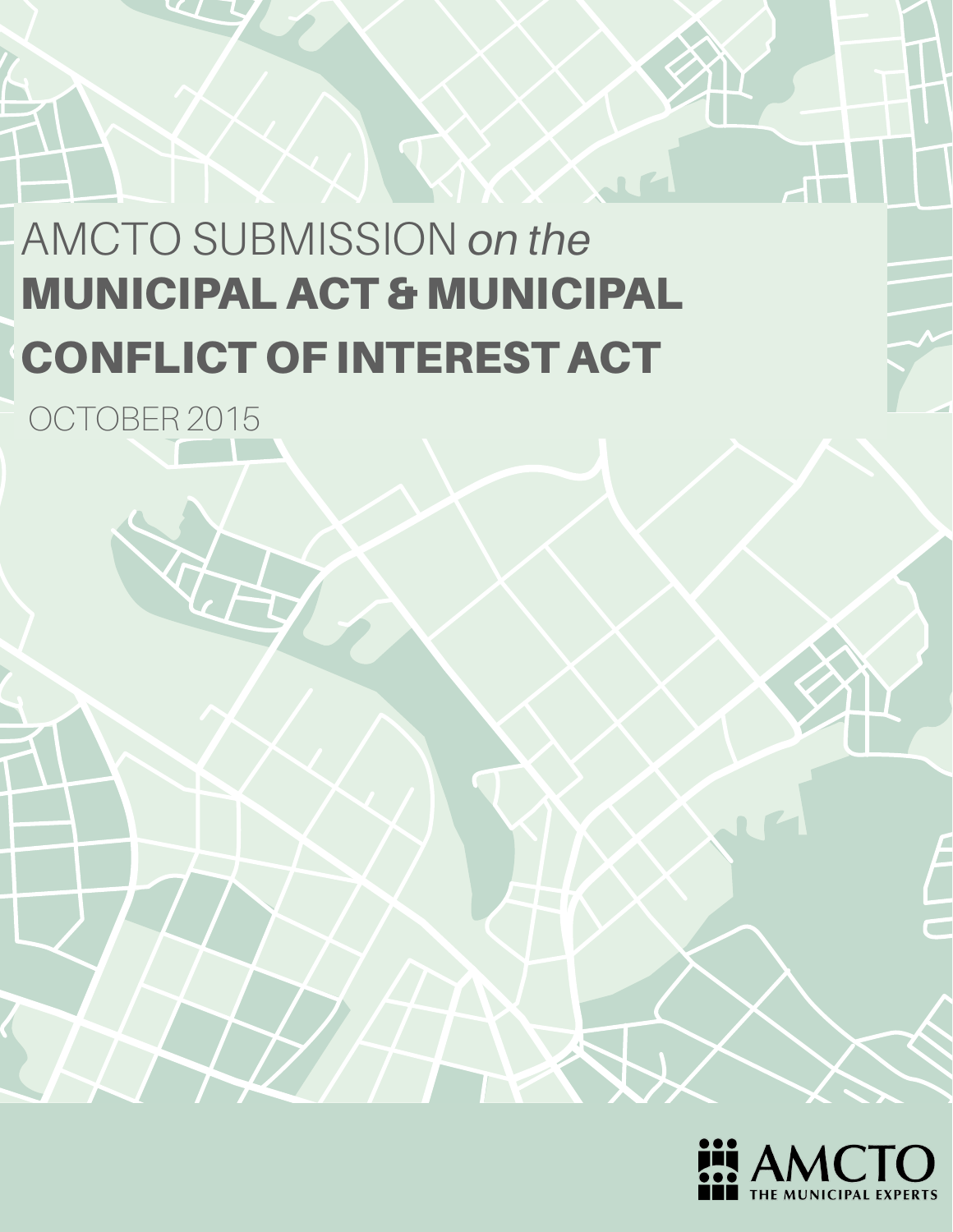# AMCTO SUBMISSION *on the* MUNICIPAL ACT & MUNICIPAL CONFLICT OF INTEREST ACT

OCTOBER 2015

AMCTO
THE MUNICIPAL EXPERTS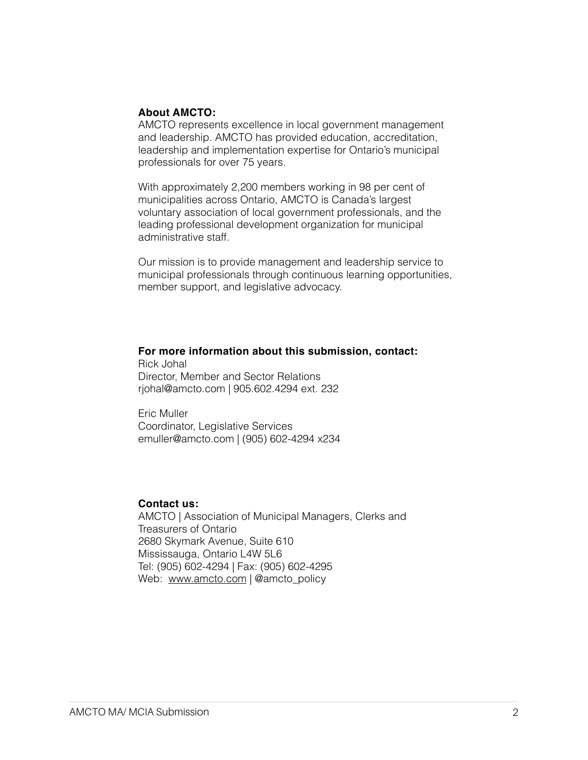**About AMCTO:**
AMCTO represents excellence in local government management and leadership. AMCTO has provided education, accreditation, leadership and implementation expertise for Ontario's municipal professionals for over 75 years.

With approximately 2,200 members working in 98 per cent of municipalities across Ontario, AMCTO is Canada's largest voluntary association of local government professionals, and the leading professional development organization for municipal administrative staff.

Our mission is to provide management and leadership service to municipal professionals through continuous learning opportunities, member support, and legislative advocacy.

**For more information about this submission, contact:**
Rick Johal
Director, Member and Sector Relations
rjohal@amcto.com | 905.602.4294 ext. 232

Eric Muller
Coordinator, Legislative Services
emuller@amcto.com | (905) 602-4294 x234

**Contact us:**
AMCTO | Association of Municipal Managers, Clerks and Treasurers of Ontario
2680 Skymark Avenue, Suite 610
Mississauga, Ontario L4W 5L6
Tel: (905) 602-4294 | Fax: (905) 602-4295
Web: www.amcto.com | @amcto_policy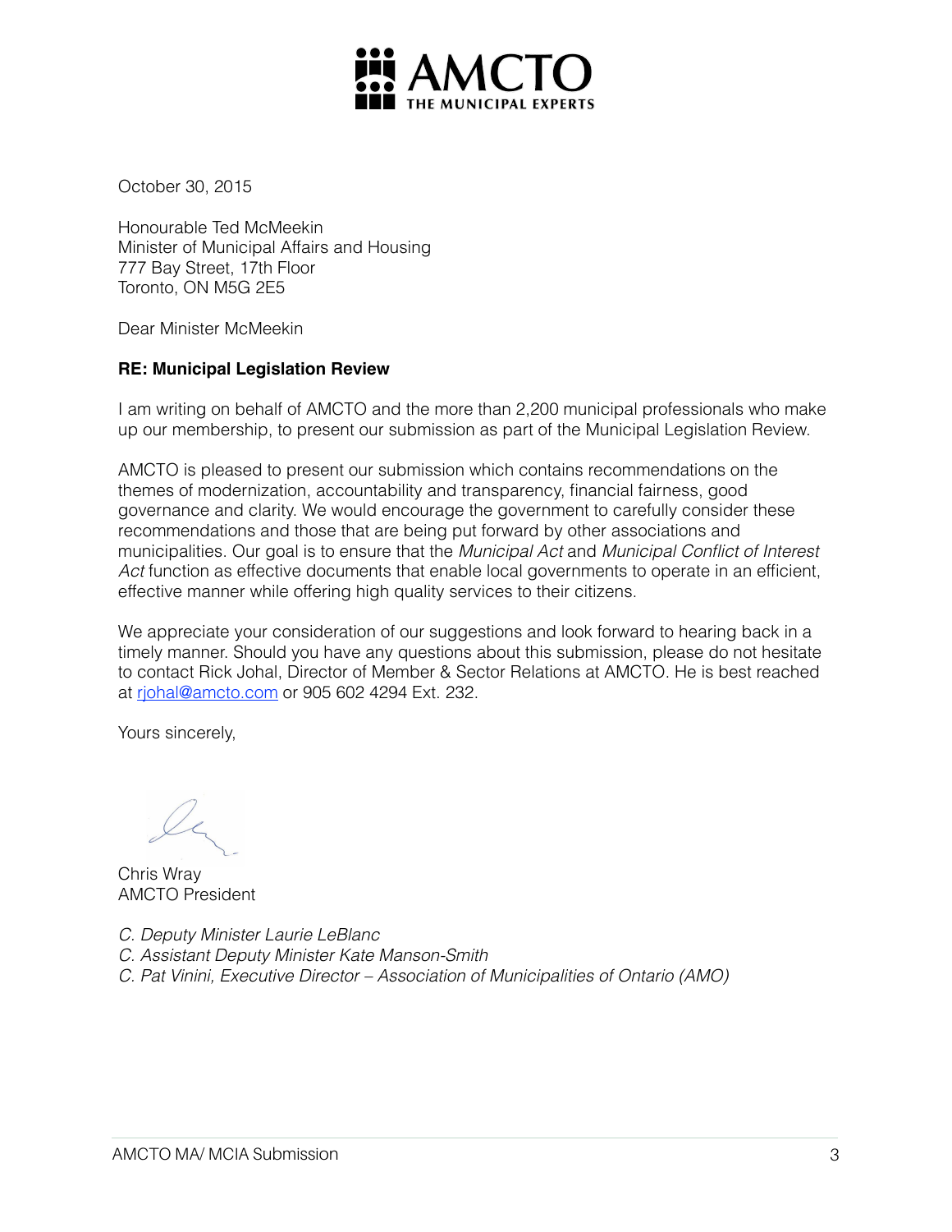AMCTO
THE MUNICIPAL EXPERTS

October 30, 2015

Honourable Ted McMeekin
Minister of Municipal Affairs and Housing
777 Bay Street, 17th Floor
Toronto, ON M5G 2E5

Dear Minister McMeekin

**RE: Municipal Legislation Review**

I am writing on behalf of AMCTO and the more than 2,200 municipal professionals who make up our membership, to present our submission as part of the Municipal Legislation Review.

AMCTO is pleased to present our submission which contains recommendations on the themes of modernization, accountability and transparency, financial fairness, good governance and clarity. We would encourage the government to carefully consider these recommendations and those that are being put forward by other associations and municipalities. Our goal is to ensure that the *Municipal Act* and *Municipal Conflict of Interest Act* function as effective documents that enable local governments to operate in an efficient, effective manner while offering high quality services to their citizens.

We appreciate your consideration of our suggestions and look forward to hearing back in a timely manner. Should you have any questions about this submission, please do not hesitate to contact Rick Johal, Director of Member & Sector Relations at AMCTO. He is best reached at rjohal@amcto.com or 905 602 4294 Ext. 232.

Yours sincerely,

Chris Wray
AMCTO President

*C. Deputy Minister Laurie LeBlanc*
*C. Assistant Deputy Minister Kate Manson-Smith*
*C. Pat Vinini, Executive Director – Association of Municipalities of Ontario (AMO)*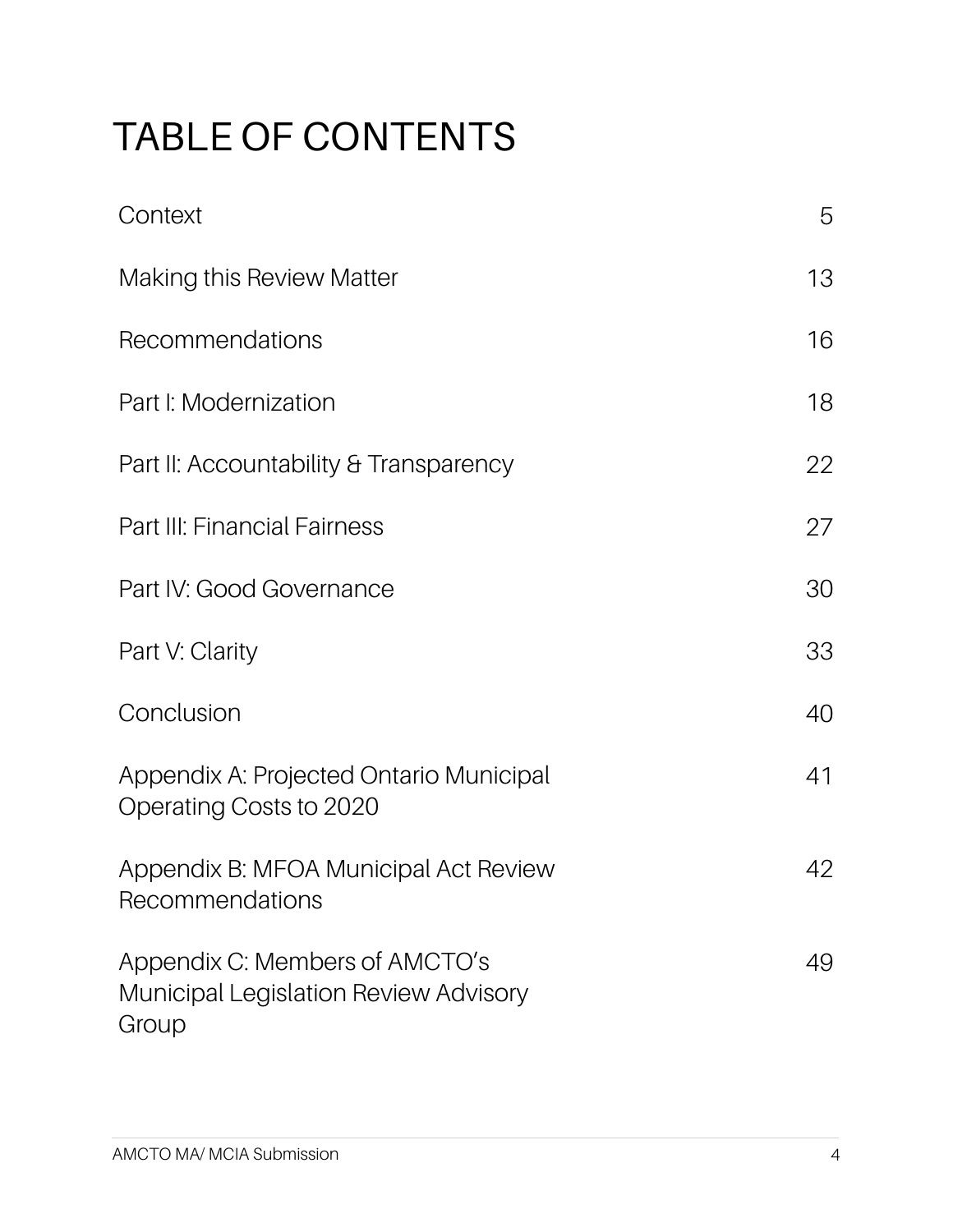# TABLE OF CONTENTS

| | |
|---|---|
| Context | 5 |
| Making this Review Matter | 13 |
| Recommendations | 16 |
| Part I: Modernization | 18 |
| Part II: Accountability & Transparency | 22 |
| Part III: Financial Fairness | 27 |
| Part IV: Good Governance | 30 |
| Part V: Clarity | 33 |
| Conclusion | 40 |
| Appendix A: Projected Ontario Municipal Operating Costs to 2020 | 41 |
| Appendix B: MFOA Municipal Act Review Recommendations | 42 |
| Appendix C: Members of AMCTO's Municipal Legislation Review Advisory Group | 49 |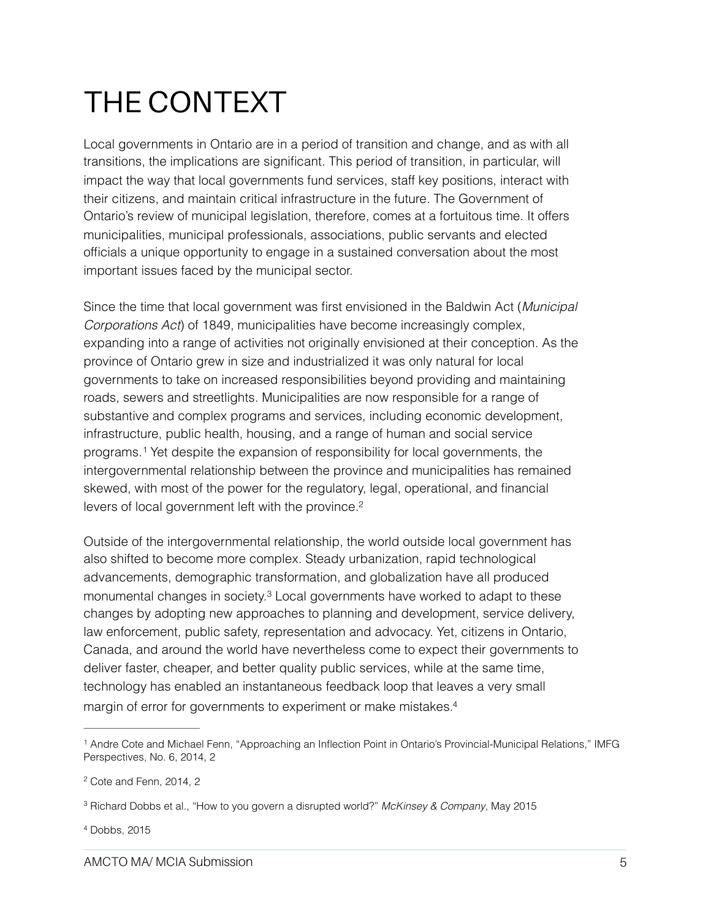# THE CONTEXT

Local governments in Ontario are in a period of transition and change, and as with all transitions, the implications are significant. This period of transition, in particular, will impact the way that local governments fund services, staff key positions, interact with their citizens, and maintain critical infrastructure in the future. The Government of Ontario's review of municipal legislation, therefore, comes at a fortuitous time. It offers municipalities, municipal professionals, associations, public servants and elected officials a unique opportunity to engage in a sustained conversation about the most important issues faced by the municipal sector.

Since the time that local government was first envisioned in the Baldwin Act (*Municipal Corporations Act*) of 1849, municipalities have become increasingly complex, expanding into a range of activities not originally envisioned at their conception. As the province of Ontario grew in size and industrialized it was only natural for local governments to take on increased responsibilities beyond providing and maintaining roads, sewers and streetlights. Municipalities are now responsible for a range of substantive and complex programs and services, including economic development, infrastructure, public health, housing, and a range of human and social service programs.[1] Yet despite the expansion of responsibility for local governments, the intergovernmental relationship between the province and municipalities has remained skewed, with most of the power for the regulatory, legal, operational, and financial levers of local government left with the province.[2]

Outside of the intergovernmental relationship, the world outside local government has also shifted to become more complex. Steady urbanization, rapid technological advancements, demographic transformation, and globalization have all produced monumental changes in society.[3] Local governments have worked to adapt to these changes by adopting new approaches to planning and development, service delivery, law enforcement, public safety, representation and advocacy. Yet, citizens in Ontario, Canada, and around the world have nevertheless come to expect their governments to deliver faster, cheaper, and better quality public services, while at the same time, technology has enabled an instantaneous feedback loop that leaves a very small margin of error for governments to experiment or make mistakes.[4]

---

[1] Andre Cote and Michael Fenn, "Approaching an Inflection Point in Ontario's Provincial-Municipal Relations," IMFG Perspectives, No. 6, 2014, 2

[2] Cote and Fenn, 2014, 2

[3] Richard Dobbs et al., "How to you govern a disrupted world?" *McKinsey & Company*, May 2015

[4] Dobbs, 2015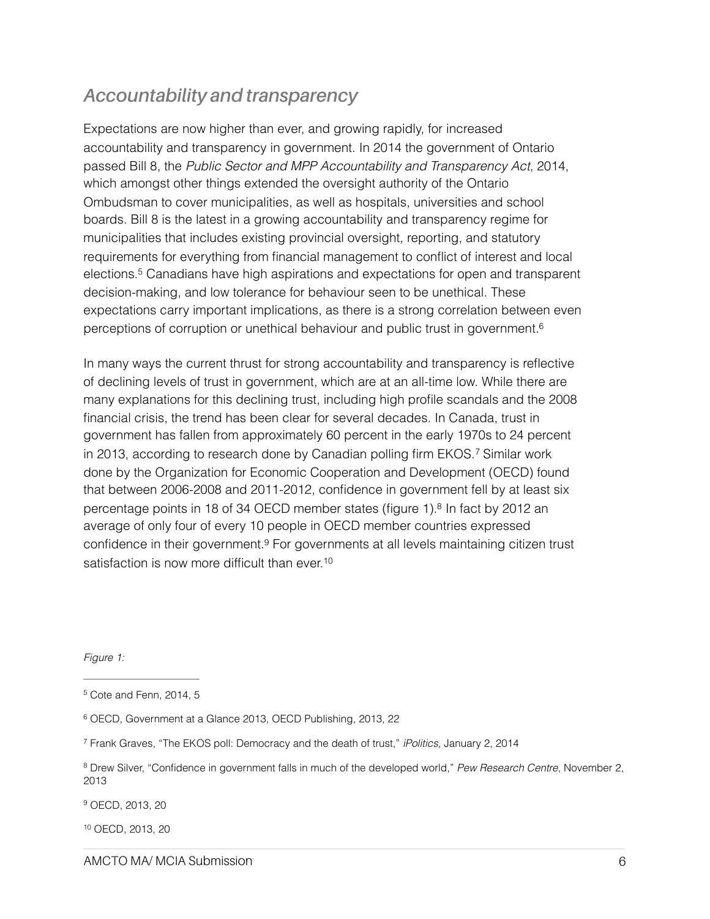## *Accountability and transparency*

Expectations are now higher than ever, and growing rapidly, for increased accountability and transparency in government. In 2014 the government of Ontario passed Bill 8, the *Public Sector and MPP Accountability and Transparency Act*, 2014, which amongst other things extended the oversight authority of the Ontario Ombudsman to cover municipalities, as well as hospitals, universities and school boards. Bill 8 is the latest in a growing accountability and transparency regime for municipalities that includes existing provincial oversight, reporting, and statutory requirements for everything from financial management to conflict of interest and local elections.[5] Canadians have high aspirations and expectations for open and transparent decision-making, and low tolerance for behaviour seen to be unethical. These expectations carry important implications, as there is a strong correlation between even perceptions of corruption or unethical behaviour and public trust in government.[6]

In many ways the current thrust for strong accountability and transparency is reflective of declining levels of trust in government, which are at an all-time low. While there are many explanations for this declining trust, including high profile scandals and the 2008 financial crisis, the trend has been clear for several decades. In Canada, trust in government has fallen from approximately 60 percent in the early 1970s to 24 percent in 2013, according to research done by Canadian polling firm EKOS.[7] Similar work done by the Organization for Economic Cooperation and Development (OECD) found that between 2006-2008 and 2011-2012, confidence in government fell by at least six percentage points in 18 of 34 OECD member states (figure 1).[8] In fact by 2012 an average of only four of every 10 people in OECD member countries expressed confidence in their government.[9] For governments at all levels maintaining citizen trust satisfaction is now more difficult than ever.[10]

*Figure 1:*

---

[5] Cote and Fenn, 2014, 5

[6] OECD, Government at a Glance 2013, OECD Publishing, 2013, 22

[7] Frank Graves, "The EKOS poll: Democracy and the death of trust," *iPolitics,* January 2, 2014

[8] Drew Silver, "Confidence in government falls in much of the developed world," *Pew Research Centre*, November 2, 2013

[9] OECD, 2013, 20

[10] OECD, 2013, 20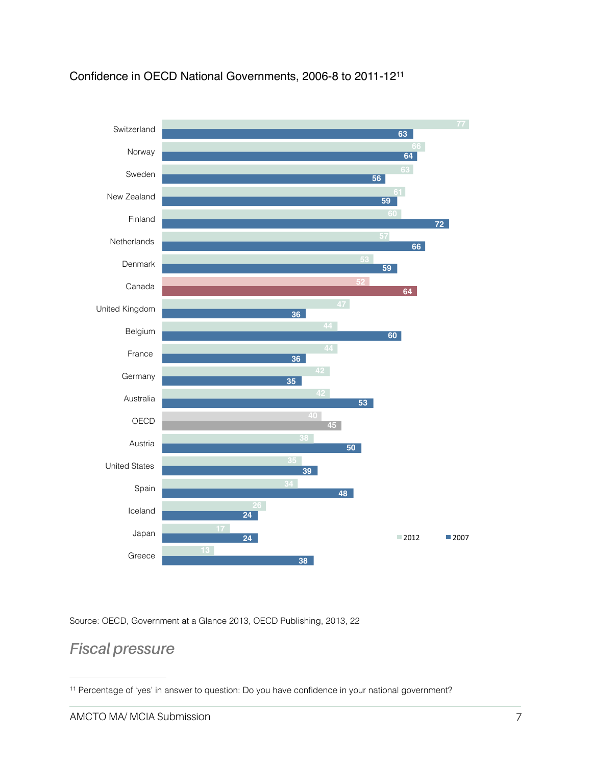Confidence in OECD National Governments, 2006-8 to 2011-12[11]

| Country | 2012 | 2007 |
|---|---|---|
| Switzerland | 77 | 63 |
| Norway | 66 | 64 |
| Sweden | 63 | 56 |
| New Zealand | 61 | 59 |
| Finland | 60 | 72 |
| Netherlands | 57 | 66 |
| Denmark | 53 | 59 |
| Canada | 52 | 64 |
| United Kingdom | 47 | 36 |
| Belgium | 44 | 60 |
| France | 44 | 36 |
| Germany | 42 | 35 |
| Australia | 42 | 53 |
| OECD | 40 | 45 |
| Austria | 38 | 50 |
| United States | 35 | 39 |
| Spain | 34 | 48 |
| Iceland | 26 | 24 |
| Japan | 17 | 24 |
| Greece | 13 | 38 |

Source: OECD, Government at a Glance 2013, OECD Publishing, 2013, 22

## *Fiscal pressure*

[11] Percentage of 'yes' in answer to question: Do you have confidence in your national government?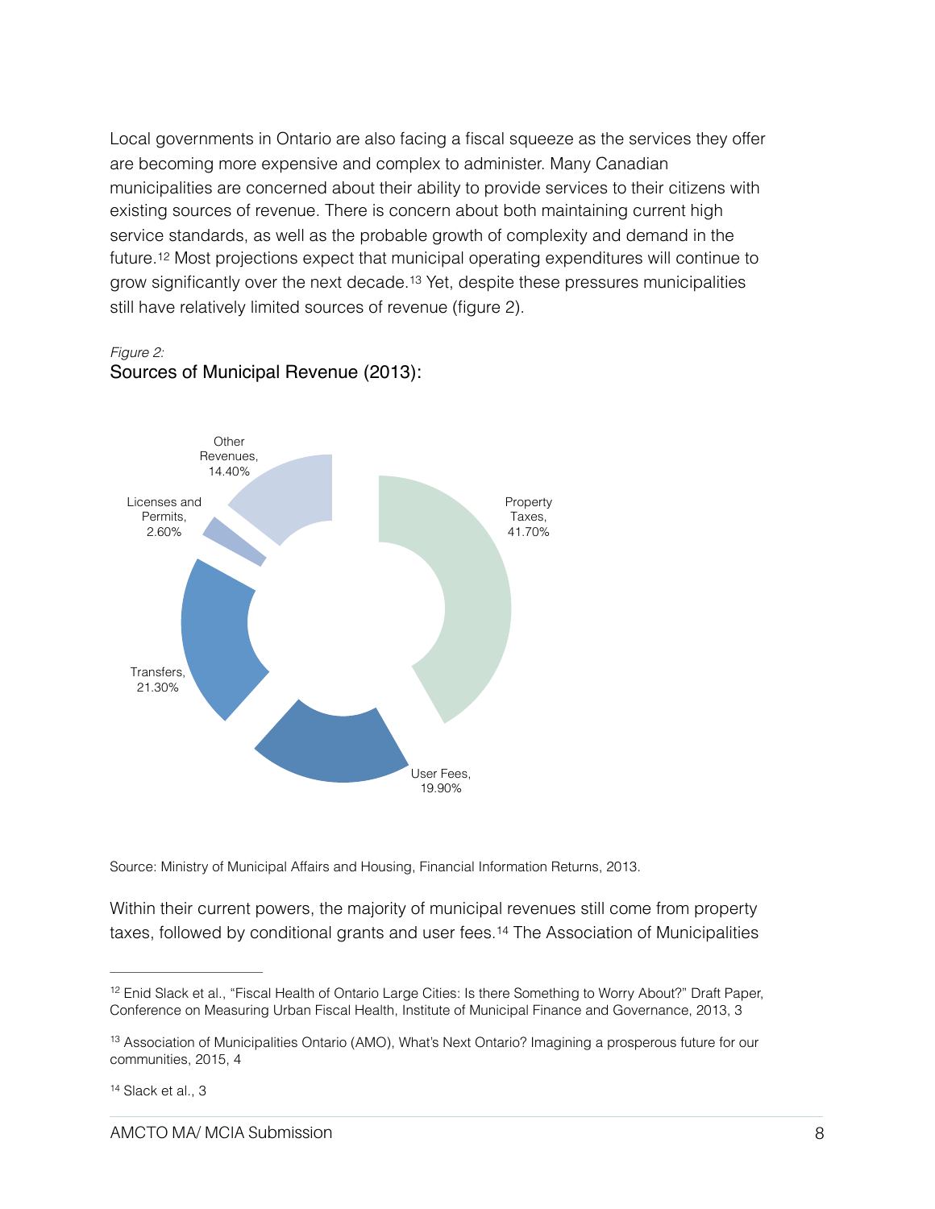Local governments in Ontario are also facing a fiscal squeeze as the services they offer are becoming more expensive and complex to administer. Many Canadian municipalities are concerned about their ability to provide services to their citizens with existing sources of revenue. There is concern about both maintaining current high service standards, as well as the probable growth of complexity and demand in the future.[12] Most projections expect that municipal operating expenditures will continue to grow significantly over the next decade.[13] Yet, despite these pressures municipalities still have relatively limited sources of revenue (figure 2).

*Figure 2:*
Sources of Municipal Revenue (2013):

| Source | Share |
|---|---|
| Property Taxes | 41.70% |
| User Fees | 19.90% |
| Transfers | 21.30% |
| Licenses and Permits | 2.60% |
| Other Revenues | 14.40% |

Source: Ministry of Municipal Affairs and Housing, Financial Information Returns, 2013.

Within their current powers, the majority of municipal revenues still come from property taxes, followed by conditional grants and user fees.[14] The Association of Municipalities

---

[12] Enid Slack et al., "Fiscal Health of Ontario Large Cities: Is there Something to Worry About?" Draft Paper, Conference on Measuring Urban Fiscal Health, Institute of Municipal Finance and Governance, 2013, 3

[13] Association of Municipalities Ontario (AMO), What's Next Ontario? Imagining a prosperous future for our communities, 2015, 4

[14] Slack et al., 3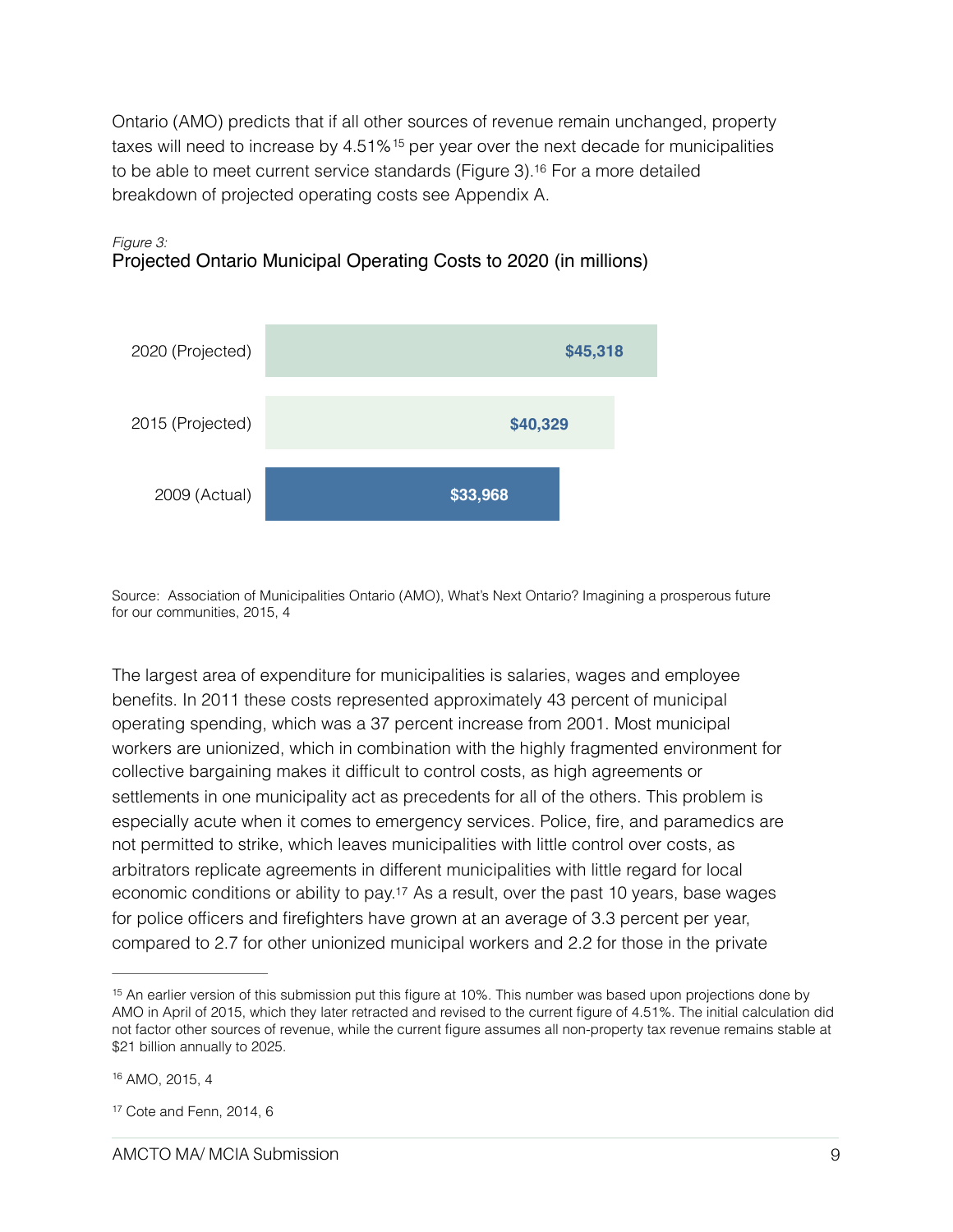Ontario (AMO) predicts that if all other sources of revenue remain unchanged, property taxes will need to increase by 4.51%[15] per year over the next decade for municipalities to be able to meet current service standards (Figure 3).[16] For a more detailed breakdown of projected operating costs see Appendix A.

*Figure 3:*
Projected Ontario Municipal Operating Costs to 2020 (in millions)

| Year | Operating Costs |
|---|---|
| 2020 (Projected) | $45,318 |
| 2015 (Projected) | $40,329 |
| 2009 (Actual) | $33,968 |

Source: Association of Municipalities Ontario (AMO), What's Next Ontario? Imagining a prosperous future for our communities, 2015, 4

The largest area of expenditure for municipalities is salaries, wages and employee benefits. In 2011 these costs represented approximately 43 percent of municipal operating spending, which was a 37 percent increase from 2001. Most municipal workers are unionized, which in combination with the highly fragmented environment for collective bargaining makes it difficult to control costs, as high agreements or settlements in one municipality act as precedents for all of the others. This problem is especially acute when it comes to emergency services. Police, fire, and paramedics are not permitted to strike, which leaves municipalities with little control over costs, as arbitrators replicate agreements in different municipalities with little regard for local economic conditions or ability to pay.[17] As a result, over the past 10 years, base wages for police officers and firefighters have grown at an average of 3.3 percent per year, compared to 2.7 for other unionized municipal workers and 2.2 for those in the private

---

[15] An earlier version of this submission put this figure at 10%. This number was based upon projections done by AMO in April of 2015, which they later retracted and revised to the current figure of 4.51%. The initial calculation did not factor other sources of revenue, while the current figure assumes all non-property tax revenue remains stable at $21 billion annually to 2025.

[16] AMO, 2015, 4

[17] Cote and Fenn, 2014, 6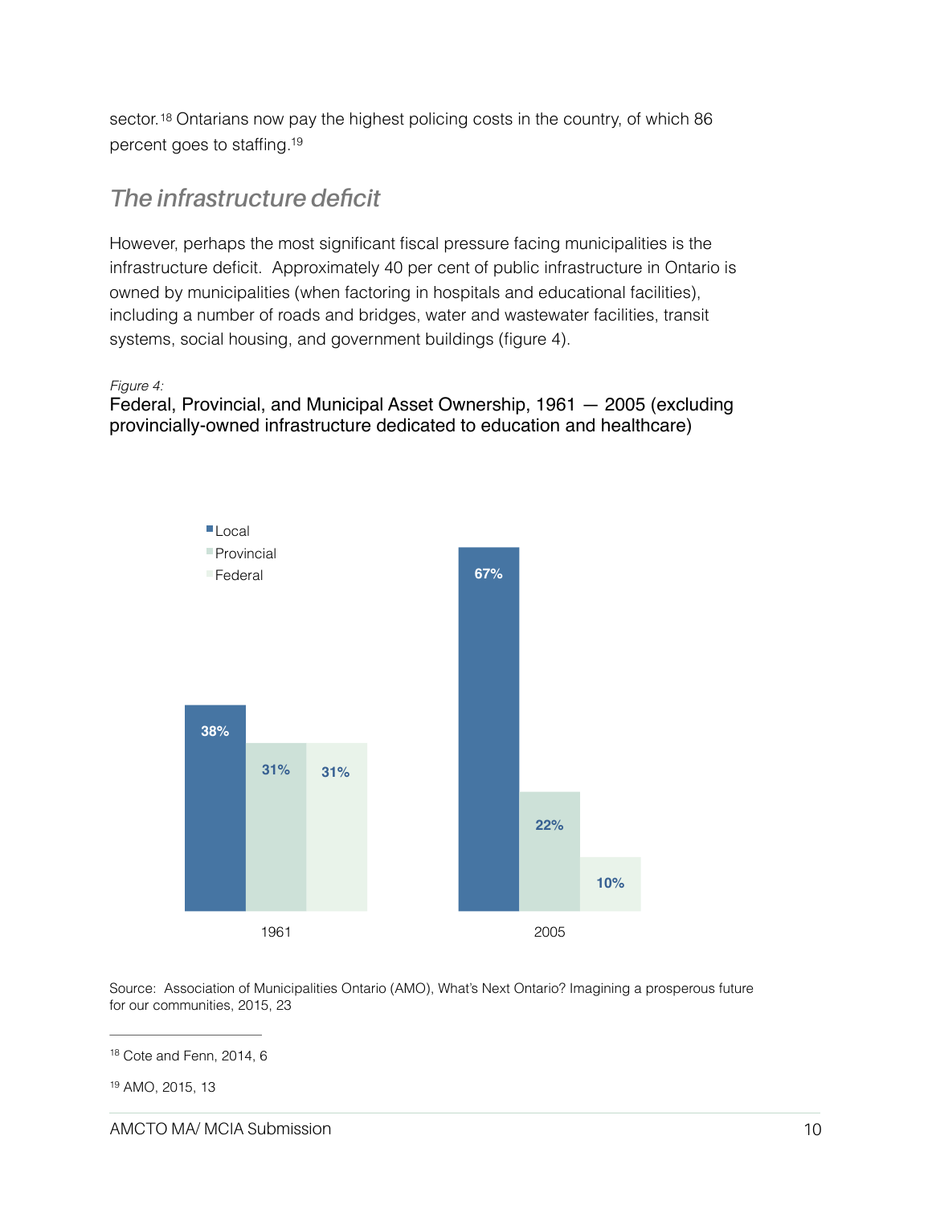sector.[18] Ontarians now pay the highest policing costs in the country, of which 86 percent goes to staffing.[19]

## *The infrastructure deficit*

However, perhaps the most significant fiscal pressure facing municipalities is the infrastructure deficit. Approximately 40 per cent of public infrastructure in Ontario is owned by municipalities (when factoring in hospitals and educational facilities), including a number of roads and bridges, water and wastewater facilities, transit systems, social housing, and government buildings (figure 4).

*Figure 4:*

Federal, Provincial, and Municipal Asset Ownership, 1961 — 2005 (excluding provincially-owned infrastructure dedicated to education and healthcare)

| | Local | Provincial | Federal |
|---|---|---|---|
| 1961 | 38% | 31% | 31% |
| 2005 | 67% | 22% | 10% |

Source: Association of Municipalities Ontario (AMO), What's Next Ontario? Imagining a prosperous future for our communities, 2015, 23

---

[18] Cote and Fenn, 2014, 6

[19] AMO, 2015, 13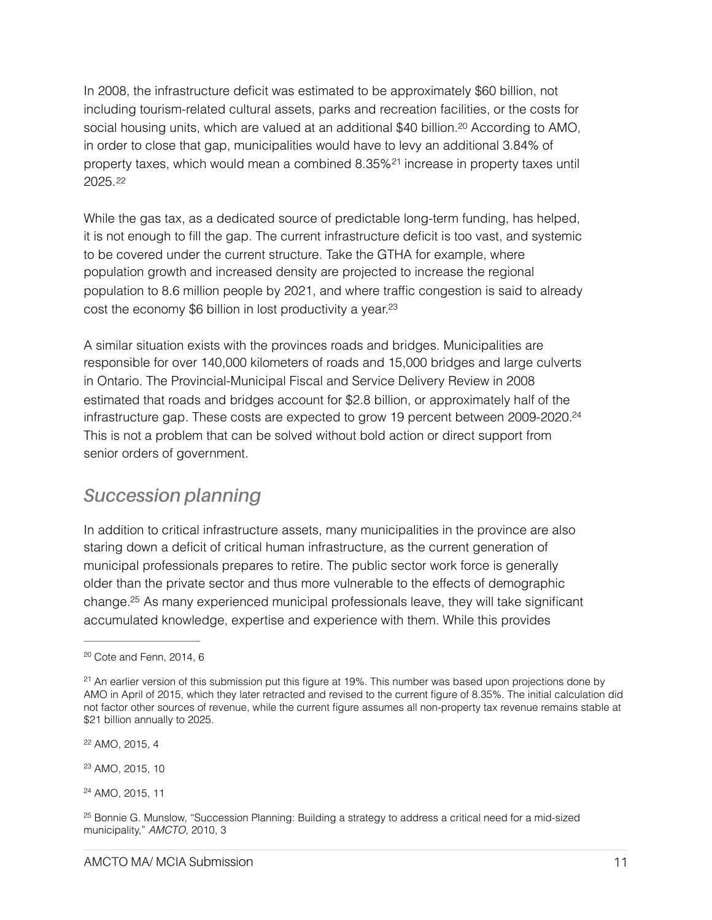In 2008, the infrastructure deficit was estimated to be approximately $60 billion, not including tourism-related cultural assets, parks and recreation facilities, or the costs for social housing units, which are valued at an additional $40 billion.[20] According to AMO, in order to close that gap, municipalities would have to levy an additional 3.84% of property taxes, which would mean a combined 8.35%[21] increase in property taxes until 2025.[22]

While the gas tax, as a dedicated source of predictable long-term funding, has helped, it is not enough to fill the gap. The current infrastructure deficit is too vast, and systemic to be covered under the current structure. Take the GTHA for example, where population growth and increased density are projected to increase the regional population to 8.6 million people by 2021, and where traffic congestion is said to already cost the economy $6 billion in lost productivity a year.[23]

A similar situation exists with the provinces roads and bridges. Municipalities are responsible for over 140,000 kilometers of roads and 15,000 bridges and large culverts in Ontario. The Provincial-Municipal Fiscal and Service Delivery Review in 2008 estimated that roads and bridges account for $2.8 billion, or approximately half of the infrastructure gap. These costs are expected to grow 19 percent between 2009-2020.[24] This is not a problem that can be solved without bold action or direct support from senior orders of government.

## *Succession planning*

In addition to critical infrastructure assets, many municipalities in the province are also staring down a deficit of critical human infrastructure, as the current generation of municipal professionals prepares to retire. The public sector work force is generally older than the private sector and thus more vulnerable to the effects of demographic change.[25] As many experienced municipal professionals leave, they will take significant accumulated knowledge, expertise and experience with them. While this provides

---

[20] Cote and Fenn, 2014, 6

[21] An earlier version of this submission put this figure at 19%. This number was based upon projections done by AMO in April of 2015, which they later retracted and revised to the current figure of 8.35%. The initial calculation did not factor other sources of revenue, while the current figure assumes all non-property tax revenue remains stable at $21 billion annually to 2025.

[22] AMO, 2015, 4

[23] AMO, 2015, 10

[24] AMO, 2015, 11

[25] Bonnie G. Munslow, "Succession Planning: Building a strategy to address a critical need for a mid-sized municipality," *AMCTO,* 2010, 3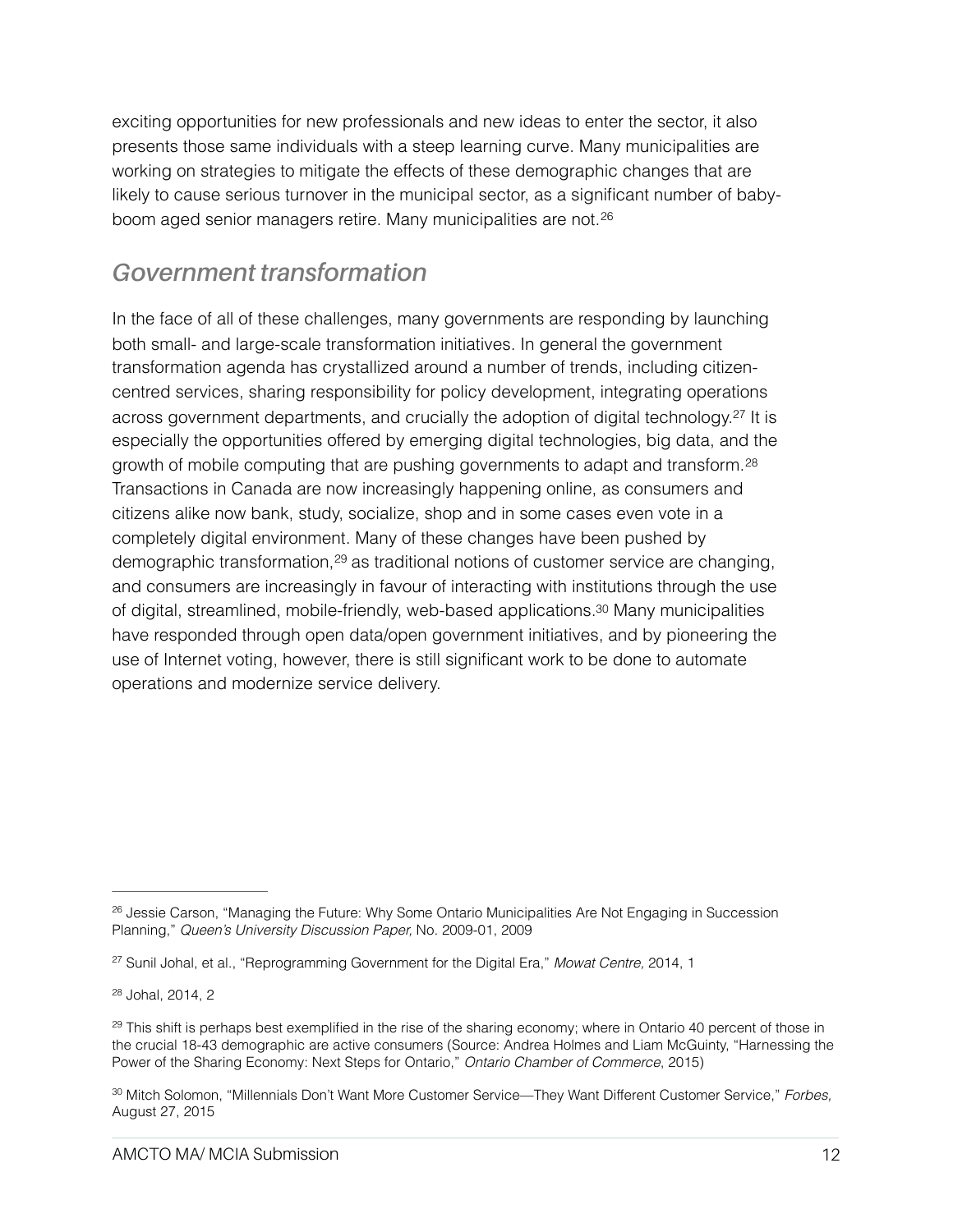exciting opportunities for new professionals and new ideas to enter the sector, it also presents those same individuals with a steep learning curve. Many municipalities are working on strategies to mitigate the effects of these demographic changes that are likely to cause serious turnover in the municipal sector, as a significant number of baby-boom aged senior managers retire. Many municipalities are not.[26]

## *Government transformation*

In the face of all of these challenges, many governments are responding by launching both small- and large-scale transformation initiatives. In general the government transformation agenda has crystallized around a number of trends, including citizen-centred services, sharing responsibility for policy development, integrating operations across government departments, and crucially the adoption of digital technology.[27] It is especially the opportunities offered by emerging digital technologies, big data, and the growth of mobile computing that are pushing governments to adapt and transform.[28] Transactions in Canada are now increasingly happening online, as consumers and citizens alike now bank, study, socialize, shop and in some cases even vote in a completely digital environment. Many of these changes have been pushed by demographic transformation,[29] as traditional notions of customer service are changing, and consumers are increasingly in favour of interacting with institutions through the use of digital, streamlined, mobile-friendly, web-based applications.[30] Many municipalities have responded through open data/open government initiatives, and by pioneering the use of Internet voting, however, there is still significant work to be done to automate operations and modernize service delivery.

---

[26] Jessie Carson, "Managing the Future: Why Some Ontario Municipalities Are Not Engaging in Succession Planning," *Queen's University Discussion Paper,* No. 2009-01, 2009

[27] Sunil Johal, et al., "Reprogramming Government for the Digital Era," *Mowat Centre,* 2014, 1

[28] Johal, 2014, 2

[29] This shift is perhaps best exemplified in the rise of the sharing economy; where in Ontario 40 percent of those in the crucial 18-43 demographic are active consumers (Source: Andrea Holmes and Liam McGuinty, "Harnessing the Power of the Sharing Economy: Next Steps for Ontario," *Ontario Chamber of Commerce*, 2015)

[30] Mitch Solomon, "Millennials Don't Want More Customer Service—They Want Different Customer Service," *Forbes,* August 27, 2015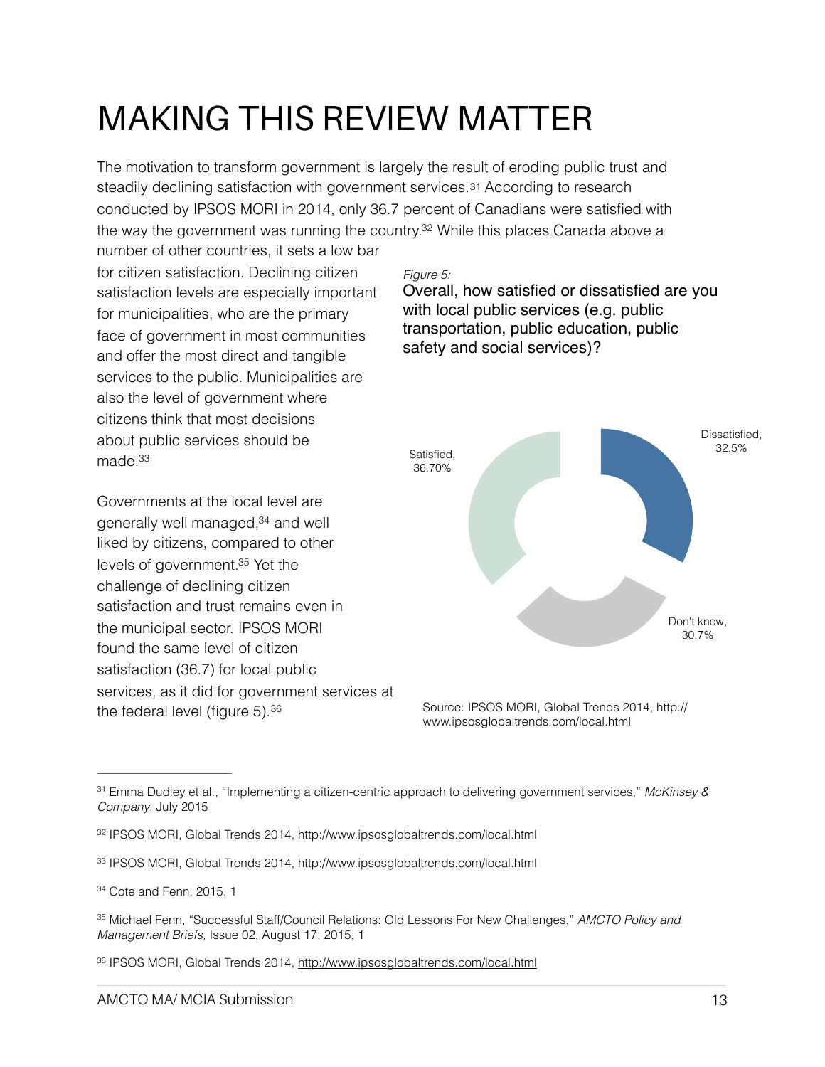# MAKING THIS REVIEW MATTER

The motivation to transform government is largely the result of eroding public trust and steadily declining satisfaction with government services.[31] According to research conducted by IPSOS MORI in 2014, only 36.7 percent of Canadians were satisfied with the way the government was running the country.[32] While this places Canada above a number of other countries, it sets a low bar for citizen satisfaction. Declining citizen satisfaction levels are especially important for municipalities, who are the primary face of government in most communities and offer the most direct and tangible services to the public. Municipalities are also the level of government where citizens think that most decisions about public services should be made.[33]

Governments at the local level are generally well managed,[34] and well liked by citizens, compared to other levels of government.[35] Yet the challenge of declining citizen satisfaction and trust remains even in the municipal sector. IPSOS MORI found the same level of citizen satisfaction (36.7) for local public services, as it did for government services at the federal level (figure 5).[36]

*Figure 5:*

Overall, how satisfied or dissatisfied are you with local public services (e.g. public transportation, public education, public safety and social services)?

| Response | Share |
|---|---|
| Satisfied | 36.70% |
| Dissatisfied | 32.5% |
| Don't know | 30.7% |

Source: IPSOS MORI, Global Trends 2014, http://www.ipsosglobaltrends.com/local.html

---

[31] Emma Dudley et al., "Implementing a citizen-centric approach to delivering government services," *McKinsey & Company*, July 2015

[32] IPSOS MORI, Global Trends 2014, http://www.ipsosglobaltrends.com/local.html

[33] IPSOS MORI, Global Trends 2014, http://www.ipsosglobaltrends.com/local.html

[34] Cote and Fenn, 2015, 1

[35] Michael Fenn, "Successful Staff/Council Relations: Old Lessons For New Challenges," *AMCTO Policy and Management Briefs,* Issue 02, August 17, 2015, 1

[36] IPSOS MORI, Global Trends 2014, http://www.ipsosglobaltrends.com/local.html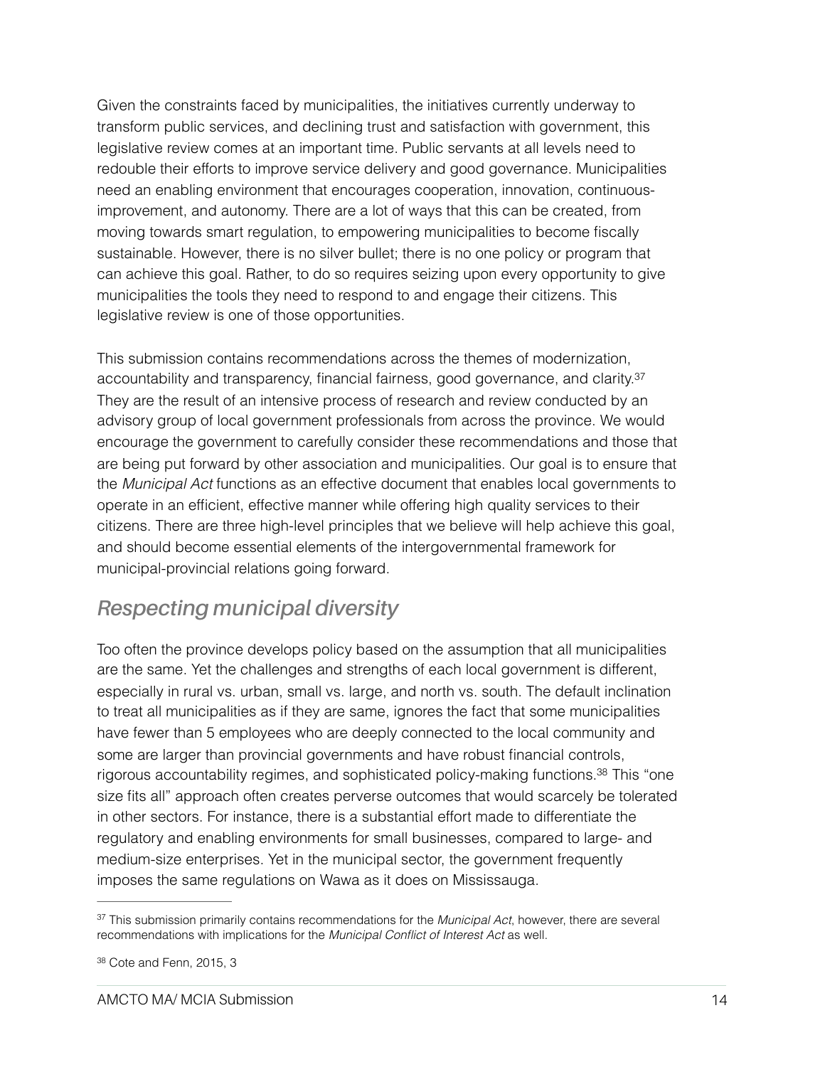Given the constraints faced by municipalities, the initiatives currently underway to transform public services, and declining trust and satisfaction with government, this legislative review comes at an important time. Public servants at all levels need to redouble their efforts to improve service delivery and good governance. Municipalities need an enabling environment that encourages cooperation, innovation, continuous-improvement, and autonomy. There are a lot of ways that this can be created, from moving towards smart regulation, to empowering municipalities to become fiscally sustainable. However, there is no silver bullet; there is no one policy or program that can achieve this goal. Rather, to do so requires seizing upon every opportunity to give municipalities the tools they need to respond to and engage their citizens. This legislative review is one of those opportunities.

This submission contains recommendations across the themes of modernization, accountability and transparency, financial fairness, good governance, and clarity.[37] They are the result of an intensive process of research and review conducted by an advisory group of local government professionals from across the province. We would encourage the government to carefully consider these recommendations and those that are being put forward by other association and municipalities. Our goal is to ensure that the *Municipal Act* functions as an effective document that enables local governments to operate in an efficient, effective manner while offering high quality services to their citizens. There are three high-level principles that we believe will help achieve this goal, and should become essential elements of the intergovernmental framework for municipal-provincial relations going forward.

## *Respecting municipal diversity*

Too often the province develops policy based on the assumption that all municipalities are the same. Yet the challenges and strengths of each local government is different, especially in rural vs. urban, small vs. large, and north vs. south. The default inclination to treat all municipalities as if they are same, ignores the fact that some municipalities have fewer than 5 employees who are deeply connected to the local community and some are larger than provincial governments and have robust financial controls, rigorous accountability regimes, and sophisticated policy-making functions.[38] This "one size fits all" approach often creates perverse outcomes that would scarcely be tolerated in other sectors. For instance, there is a substantial effort made to differentiate the regulatory and enabling environments for small businesses, compared to large- and medium-size enterprises. Yet in the municipal sector, the government frequently imposes the same regulations on Wawa as it does on Mississauga.

---

[37] This submission primarily contains recommendations for the *Municipal Act*, however, there are several recommendations with implications for the *Municipal Conflict of Interest Act* as well.

[38] Cote and Fenn, 2015, 3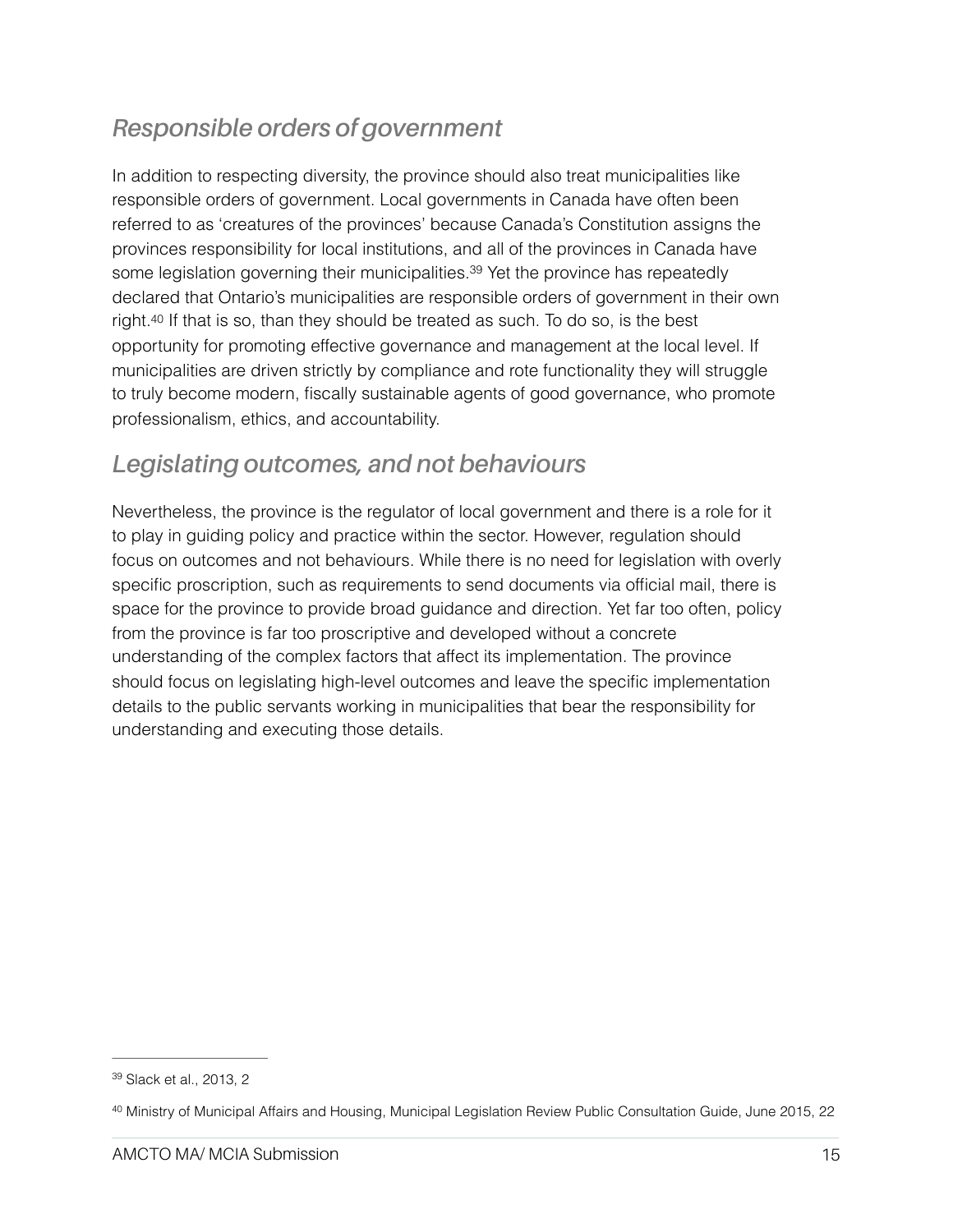## *Responsible orders of government*

In addition to respecting diversity, the province should also treat municipalities like responsible orders of government. Local governments in Canada have often been referred to as 'creatures of the provinces' because Canada's Constitution assigns the provinces responsibility for local institutions, and all of the provinces in Canada have some legislation governing their municipalities.[39] Yet the province has repeatedly declared that Ontario's municipalities are responsible orders of government in their own right.[40] If that is so, than they should be treated as such. To do so, is the best opportunity for promoting effective governance and management at the local level. If municipalities are driven strictly by compliance and rote functionality they will struggle to truly become modern, fiscally sustainable agents of good governance, who promote professionalism, ethics, and accountability.

## *Legislating outcomes, and not behaviours*

Nevertheless, the province is the regulator of local government and there is a role for it to play in guiding policy and practice within the sector. However, regulation should focus on outcomes and not behaviours. While there is no need for legislation with overly specific proscription, such as requirements to send documents via official mail, there is space for the province to provide broad guidance and direction. Yet far too often, policy from the province is far too proscriptive and developed without a concrete understanding of the complex factors that affect its implementation. The province should focus on legislating high-level outcomes and leave the specific implementation details to the public servants working in municipalities that bear the responsibility for understanding and executing those details.

---

[39] Slack et al., 2013, 2

[40] Ministry of Municipal Affairs and Housing, Municipal Legislation Review Public Consultation Guide, June 2015, 22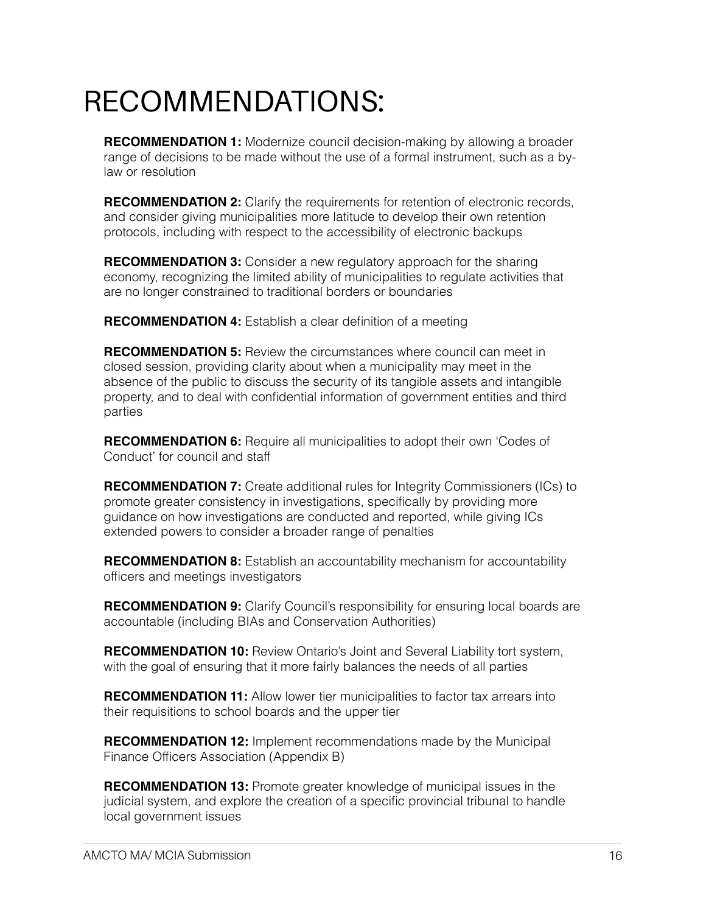# RECOMMENDATIONS:

**RECOMMENDATION 1:** Modernize council decision-making by allowing a broader range of decisions to be made without the use of a formal instrument, such as a by-law or resolution

**RECOMMENDATION 2:** Clarify the requirements for retention of electronic records, and consider giving municipalities more latitude to develop their own retention protocols, including with respect to the accessibility of electronic backups

**RECOMMENDATION 3:** Consider a new regulatory approach for the sharing economy, recognizing the limited ability of municipalities to regulate activities that are no longer constrained to traditional borders or boundaries

**RECOMMENDATION 4:** Establish a clear definition of a meeting

**RECOMMENDATION 5:** Review the circumstances where council can meet in closed session, providing clarity about when a municipality may meet in the absence of the public to discuss the security of its tangible assets and intangible property, and to deal with confidential information of government entities and third parties

**RECOMMENDATION 6:** Require all municipalities to adopt their own 'Codes of Conduct' for council and staff

**RECOMMENDATION 7:** Create additional rules for Integrity Commissioners (ICs) to promote greater consistency in investigations, specifically by providing more guidance on how investigations are conducted and reported, while giving ICs extended powers to consider a broader range of penalties

**RECOMMENDATION 8:** Establish an accountability mechanism for accountability officers and meetings investigators

**RECOMMENDATION 9:** Clarify Council's responsibility for ensuring local boards are accountable (including BIAs and Conservation Authorities)

**RECOMMENDATION 10:** Review Ontario's Joint and Several Liability tort system, with the goal of ensuring that it more fairly balances the needs of all parties

**RECOMMENDATION 11:** Allow lower tier municipalities to factor tax arrears into their requisitions to school boards and the upper tier

**RECOMMENDATION 12:** Implement recommendations made by the Municipal Finance Officers Association (Appendix B)

**RECOMMENDATION 13:** Promote greater knowledge of municipal issues in the judicial system, and explore the creation of a specific provincial tribunal to handle local government issues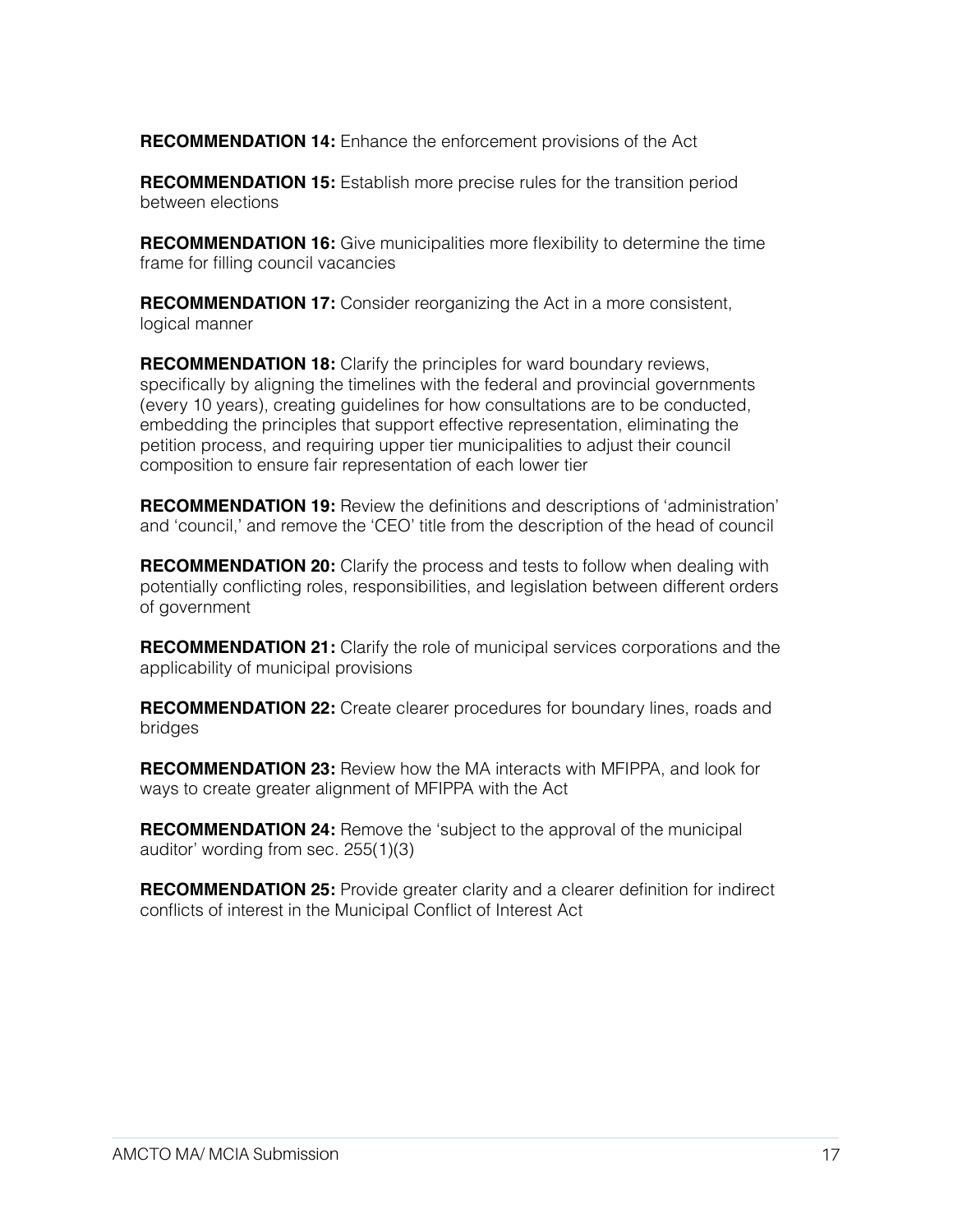**RECOMMENDATION 14:** Enhance the enforcement provisions of the Act

**RECOMMENDATION 15:** Establish more precise rules for the transition period between elections

**RECOMMENDATION 16:** Give municipalities more flexibility to determine the time frame for filling council vacancies

**RECOMMENDATION 17:** Consider reorganizing the Act in a more consistent, logical manner

**RECOMMENDATION 18:** Clarify the principles for ward boundary reviews, specifically by aligning the timelines with the federal and provincial governments (every 10 years), creating guidelines for how consultations are to be conducted, embedding the principles that support effective representation, eliminating the petition process, and requiring upper tier municipalities to adjust their council composition to ensure fair representation of each lower tier

**RECOMMENDATION 19:** Review the definitions and descriptions of 'administration' and 'council,' and remove the 'CEO' title from the description of the head of council

**RECOMMENDATION 20:** Clarify the process and tests to follow when dealing with potentially conflicting roles, responsibilities, and legislation between different orders of government

**RECOMMENDATION 21:** Clarify the role of municipal services corporations and the applicability of municipal provisions

**RECOMMENDATION 22:** Create clearer procedures for boundary lines, roads and bridges

**RECOMMENDATION 23:** Review how the MA interacts with MFIPPA, and look for ways to create greater alignment of MFIPPA with the Act

**RECOMMENDATION 24:** Remove the 'subject to the approval of the municipal auditor' wording from sec. 255(1)(3)

**RECOMMENDATION 25:** Provide greater clarity and a clearer definition for indirect conflicts of interest in the Municipal Conflict of Interest Act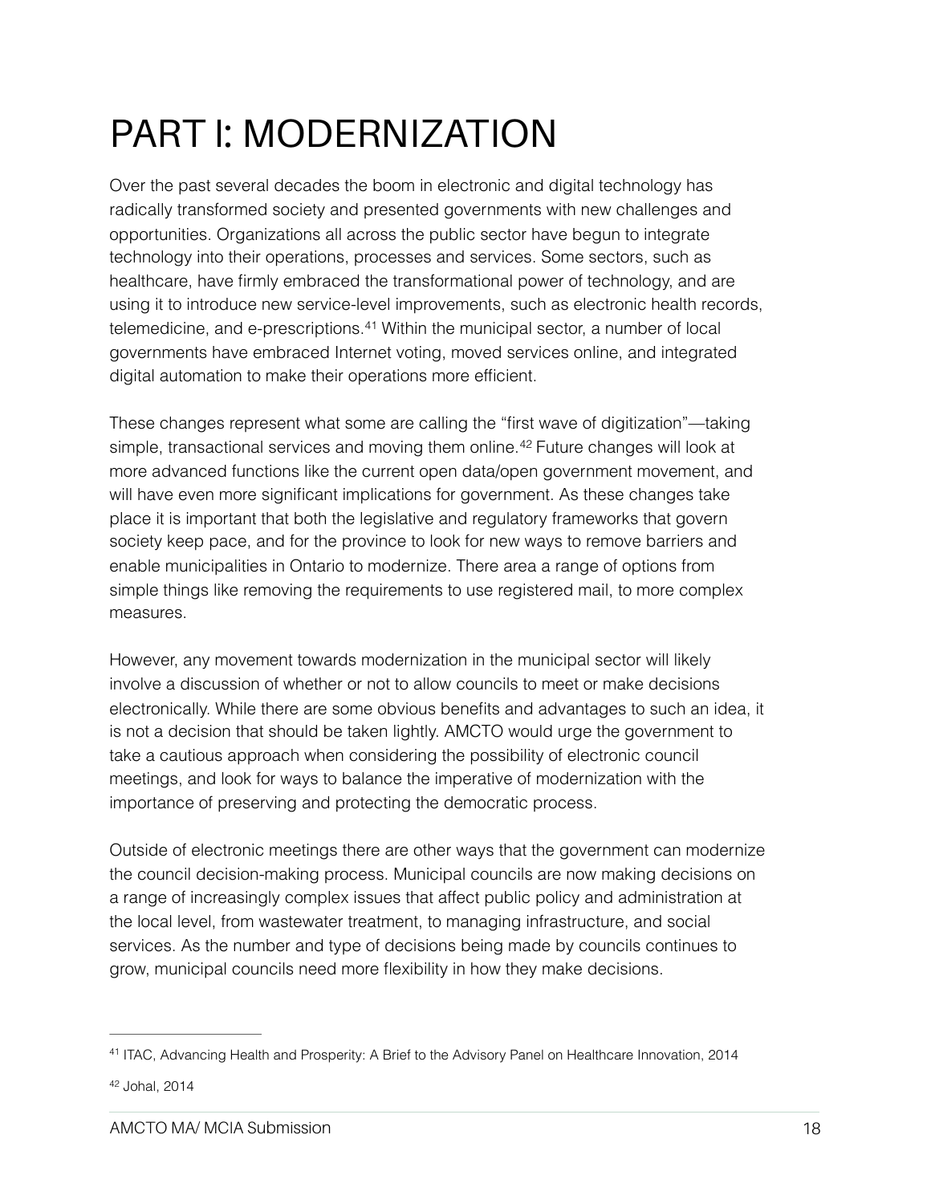# PART I: MODERNIZATION

Over the past several decades the boom in electronic and digital technology has radically transformed society and presented governments with new challenges and opportunities. Organizations all across the public sector have begun to integrate technology into their operations, processes and services. Some sectors, such as healthcare, have firmly embraced the transformational power of technology, and are using it to introduce new service-level improvements, such as electronic health records, telemedicine, and e-prescriptions.[41] Within the municipal sector, a number of local governments have embraced Internet voting, moved services online, and integrated digital automation to make their operations more efficient.

These changes represent what some are calling the "first wave of digitization"—taking simple, transactional services and moving them online.[42] Future changes will look at more advanced functions like the current open data/open government movement, and will have even more significant implications for government. As these changes take place it is important that both the legislative and regulatory frameworks that govern society keep pace, and for the province to look for new ways to remove barriers and enable municipalities in Ontario to modernize. There area a range of options from simple things like removing the requirements to use registered mail, to more complex measures.

However, any movement towards modernization in the municipal sector will likely involve a discussion of whether or not to allow councils to meet or make decisions electronically. While there are some obvious benefits and advantages to such an idea, it is not a decision that should be taken lightly. AMCTO would urge the government to take a cautious approach when considering the possibility of electronic council meetings, and look for ways to balance the imperative of modernization with the importance of preserving and protecting the democratic process.

Outside of electronic meetings there are other ways that the government can modernize the council decision-making process. Municipal councils are now making decisions on a range of increasingly complex issues that affect public policy and administration at the local level, from wastewater treatment, to managing infrastructure, and social services. As the number and type of decisions being made by councils continues to grow, municipal councils need more flexibility in how they make decisions.

---

[41] ITAC, Advancing Health and Prosperity: A Brief to the Advisory Panel on Healthcare Innovation, 2014

[42] Johal, 2014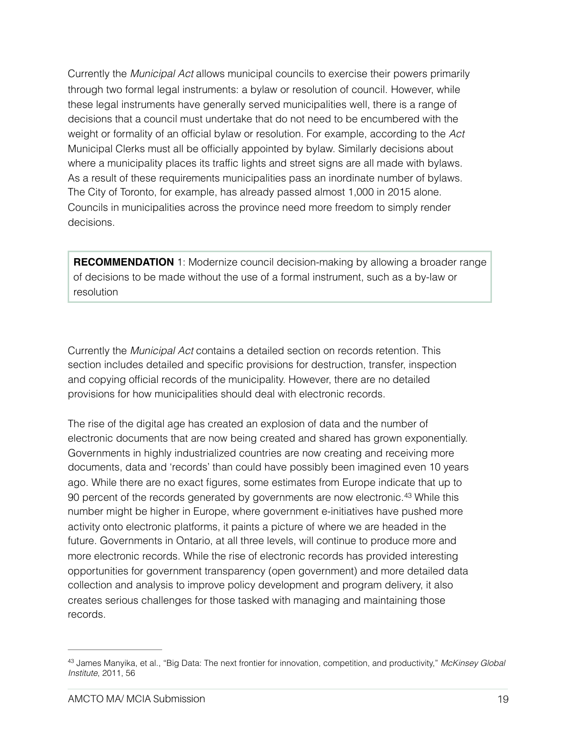Currently the *Municipal Act* allows municipal councils to exercise their powers primarily through two formal legal instruments: a bylaw or resolution of council. However, while these legal instruments have generally served municipalities well, there is a range of decisions that a council must undertake that do not need to be encumbered with the weight or formality of an official bylaw or resolution. For example, according to the *Act* Municipal Clerks must all be officially appointed by bylaw. Similarly decisions about where a municipality places its traffic lights and street signs are all made with bylaws. As a result of these requirements municipalities pass an inordinate number of bylaws. The City of Toronto, for example, has already passed almost 1,000 in 2015 alone. Councils in municipalities across the province need more freedom to simply render decisions.

> **RECOMMENDATION** 1: Modernize council decision-making by allowing a broader range of decisions to be made without the use of a formal instrument, such as a by-law or resolution

Currently the *Municipal Act* contains a detailed section on records retention. This section includes detailed and specific provisions for destruction, transfer, inspection and copying official records of the municipality. However, there are no detailed provisions for how municipalities should deal with electronic records.

The rise of the digital age has created an explosion of data and the number of electronic documents that are now being created and shared has grown exponentially. Governments in highly industrialized countries are now creating and receiving more documents, data and 'records' than could have possibly been imagined even 10 years ago. While there are no exact figures, some estimates from Europe indicate that up to 90 percent of the records generated by governments are now electronic.[43] While this number might be higher in Europe, where government e-initiatives have pushed more activity onto electronic platforms, it paints a picture of where we are headed in the future. Governments in Ontario, at all three levels, will continue to produce more and more electronic records. While the rise of electronic records has provided interesting opportunities for government transparency (open government) and more detailed data collection and analysis to improve policy development and program delivery, it also creates serious challenges for those tasked with managing and maintaining those records.

---

[43] James Manyika, et al., "Big Data: The next frontier for innovation, competition, and productivity," *McKinsey Global Institute*, 2011, 56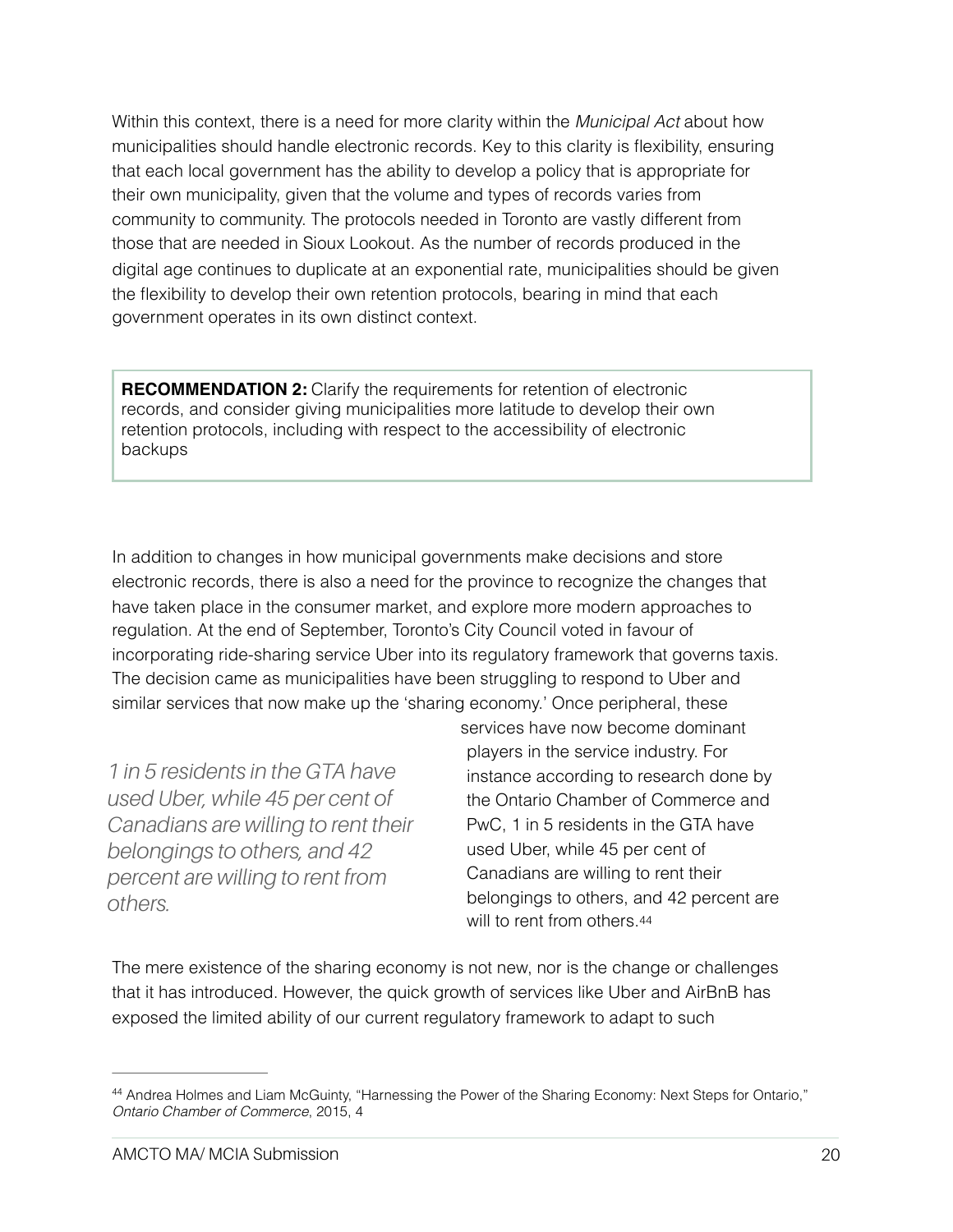Within this context, there is a need for more clarity within the *Municipal Act* about how municipalities should handle electronic records. Key to this clarity is flexibility, ensuring that each local government has the ability to develop a policy that is appropriate for their own municipality, given that the volume and types of records varies from community to community. The protocols needed in Toronto are vastly different from those that are needed in Sioux Lookout. As the number of records produced in the digital age continues to duplicate at an exponential rate, municipalities should be given the flexibility to develop their own retention protocols, bearing in mind that each government operates in its own distinct context.

> **RECOMMENDATION 2:** Clarify the requirements for retention of electronic records, and consider giving municipalities more latitude to develop their own retention protocols, including with respect to the accessibility of electronic backups

In addition to changes in how municipal governments make decisions and store electronic records, there is also a need for the province to recognize the changes that have taken place in the consumer market, and explore more modern approaches to regulation. At the end of September, Toronto's City Council voted in favour of incorporating ride-sharing service Uber into its regulatory framework that governs taxis. The decision came as municipalities have been struggling to respond to Uber and similar services that now make up the 'sharing economy.' Once peripheral, these services have now become dominant players in the service industry. For instance according to research done by the Ontario Chamber of Commerce and PwC, 1 in 5 residents in the GTA have used Uber, while 45 per cent of Canadians are willing to rent their belongings to others, and 42 percent are will to rent from others.[44]

> *1 in 5 residents in the GTA have used Uber, while 45 per cent of Canadians are willing to rent their belongings to others, and 42 percent are willing to rent from others.*

The mere existence of the sharing economy is not new, nor is the change or challenges that it has introduced. However, the quick growth of services like Uber and AirBnB has exposed the limited ability of our current regulatory framework to adapt to such

---

[44] Andrea Holmes and Liam McGuinty, "Harnessing the Power of the Sharing Economy: Next Steps for Ontario," *Ontario Chamber of Commerce*, 2015, 4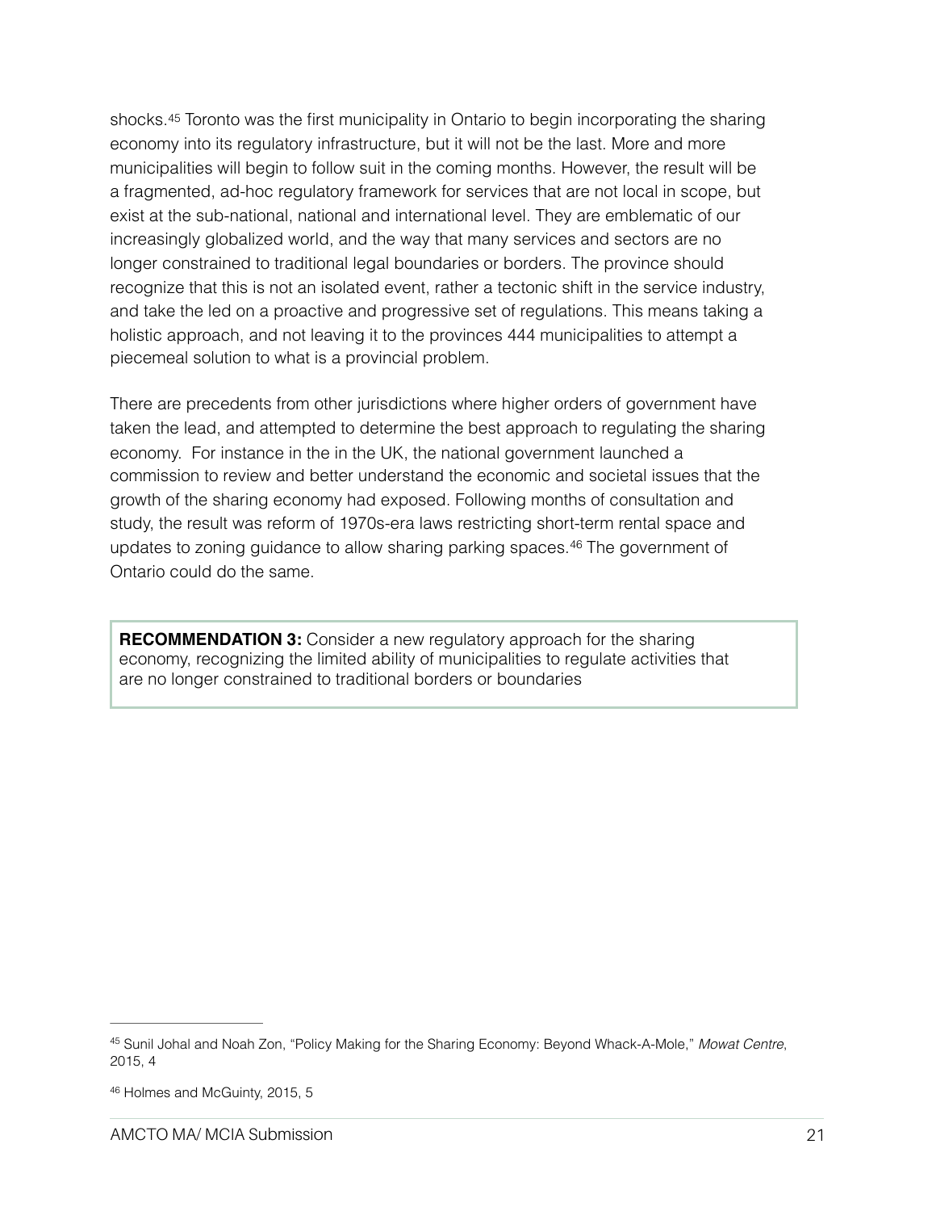shocks.[45] Toronto was the first municipality in Ontario to begin incorporating the sharing economy into its regulatory infrastructure, but it will not be the last. More and more municipalities will begin to follow suit in the coming months. However, the result will be a fragmented, ad-hoc regulatory framework for services that are not local in scope, but exist at the sub-national, national and international level. They are emblematic of our increasingly globalized world, and the way that many services and sectors are no longer constrained to traditional legal boundaries or borders. The province should recognize that this is not an isolated event, rather a tectonic shift in the service industry, and take the led on a proactive and progressive set of regulations. This means taking a holistic approach, and not leaving it to the provinces 444 municipalities to attempt a piecemeal solution to what is a provincial problem.

There are precedents from other jurisdictions where higher orders of government have taken the lead, and attempted to determine the best approach to regulating the sharing economy. For instance in the in the UK, the national government launched a commission to review and better understand the economic and societal issues that the growth of the sharing economy had exposed. Following months of consultation and study, the result was reform of 1970s-era laws restricting short-term rental space and updates to zoning guidance to allow sharing parking spaces.[46] The government of Ontario could do the same.

> **RECOMMENDATION 3:** Consider a new regulatory approach for the sharing economy, recognizing the limited ability of municipalities to regulate activities that are no longer constrained to traditional borders or boundaries

---

[45] Sunil Johal and Noah Zon, "Policy Making for the Sharing Economy: Beyond Whack-A-Mole," *Mowat Centre*, 2015, 4

[46] Holmes and McGuinty, 2015, 5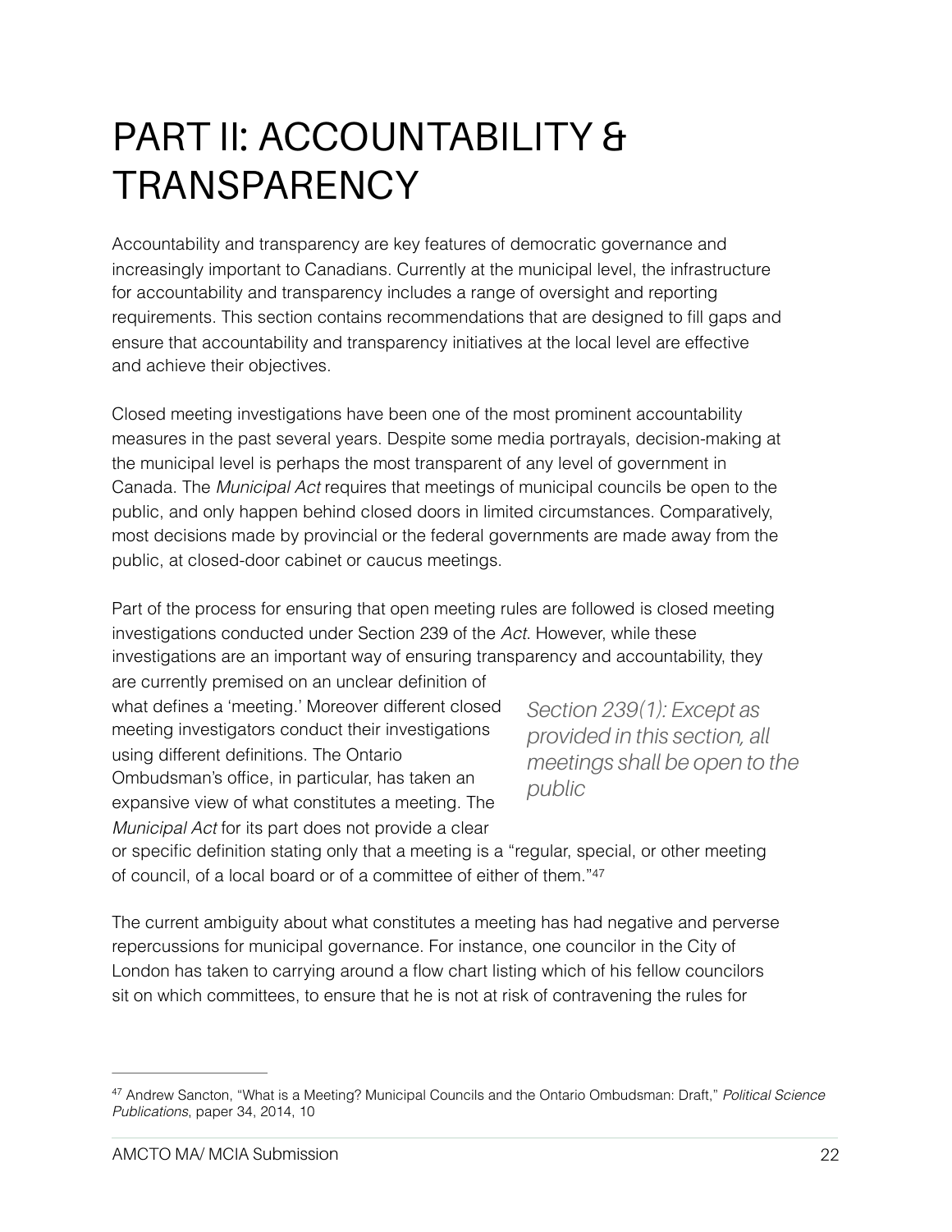# PART II: ACCOUNTABILITY & TRANSPARENCY

Accountability and transparency are key features of democratic governance and increasingly important to Canadians. Currently at the municipal level, the infrastructure for accountability and transparency includes a range of oversight and reporting requirements. This section contains recommendations that are designed to fill gaps and ensure that accountability and transparency initiatives at the local level are effective and achieve their objectives.

Closed meeting investigations have been one of the most prominent accountability measures in the past several years. Despite some media portrayals, decision-making at the municipal level is perhaps the most transparent of any level of government in Canada. The *Municipal Act* requires that meetings of municipal councils be open to the public, and only happen behind closed doors in limited circumstances. Comparatively, most decisions made by provincial or the federal governments are made away from the public, at closed-door cabinet or caucus meetings.

Part of the process for ensuring that open meeting rules are followed is closed meeting investigations conducted under Section 239 of the *Act*. However, while these investigations are an important way of ensuring transparency and accountability, they are currently premised on an unclear definition of what defines a 'meeting.' Moreover different closed meeting investigators conduct their investigations using different definitions. The Ontario Ombudsman's office, in particular, has taken an expansive view of what constitutes a meeting. The *Municipal Act* for its part does not provide a clear or specific definition stating only that a meeting is a "regular, special, or other meeting of council, of a local board or of a committee of either of them."[47]

*Section 239(1): Except as provided in this section, all meetings shall be open to the public*

The current ambiguity about what constitutes a meeting has had negative and perverse repercussions for municipal governance. For instance, one councilor in the City of London has taken to carrying around a flow chart listing which of his fellow councilors sit on which committees, to ensure that he is not at risk of contravening the rules for

---

[47] Andrew Sancton, "What is a Meeting? Municipal Councils and the Ontario Ombudsman: Draft," *Political Science Publications*, paper 34, 2014, 10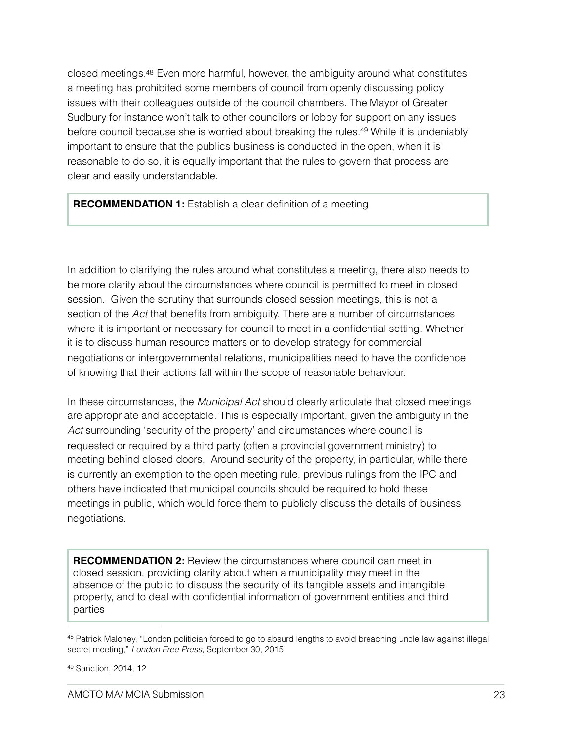closed meetings.[48] Even more harmful, however, the ambiguity around what constitutes a meeting has prohibited some members of council from openly discussing policy issues with their colleagues outside of the council chambers. The Mayor of Greater Sudbury for instance won't talk to other councilors or lobby for support on any issues before council because she is worried about breaking the rules.[49] While it is undeniably important to ensure that the publics business is conducted in the open, when it is reasonable to do so, it is equally important that the rules to govern that process are clear and easily understandable.

> **RECOMMENDATION 1:** Establish a clear definition of a meeting

In addition to clarifying the rules around what constitutes a meeting, there also needs to be more clarity about the circumstances where council is permitted to meet in closed session. Given the scrutiny that surrounds closed session meetings, this is not a section of the *Act* that benefits from ambiguity. There are a number of circumstances where it is important or necessary for council to meet in a confidential setting. Whether it is to discuss human resource matters or to develop strategy for commercial negotiations or intergovernmental relations, municipalities need to have the confidence of knowing that their actions fall within the scope of reasonable behaviour.

In these circumstances, the *Municipal Act* should clearly articulate that closed meetings are appropriate and acceptable. This is especially important, given the ambiguity in the *Act* surrounding 'security of the property' and circumstances where council is requested or required by a third party (often a provincial government ministry) to meeting behind closed doors. Around security of the property, in particular, while there is currently an exemption to the open meeting rule, previous rulings from the IPC and others have indicated that municipal councils should be required to hold these meetings in public, which would force them to publicly discuss the details of business negotiations.

> **RECOMMENDATION 2:** Review the circumstances where council can meet in closed session, providing clarity about when a municipality may meet in the absence of the public to discuss the security of its tangible assets and intangible property, and to deal with confidential information of government entities and third parties

---

[48] Patrick Maloney, "London politician forced to go to absurd lengths to avoid breaching uncle law against illegal secret meeting," *London Free Press,* September 30, 2015

[49] Sanction, 2014, 12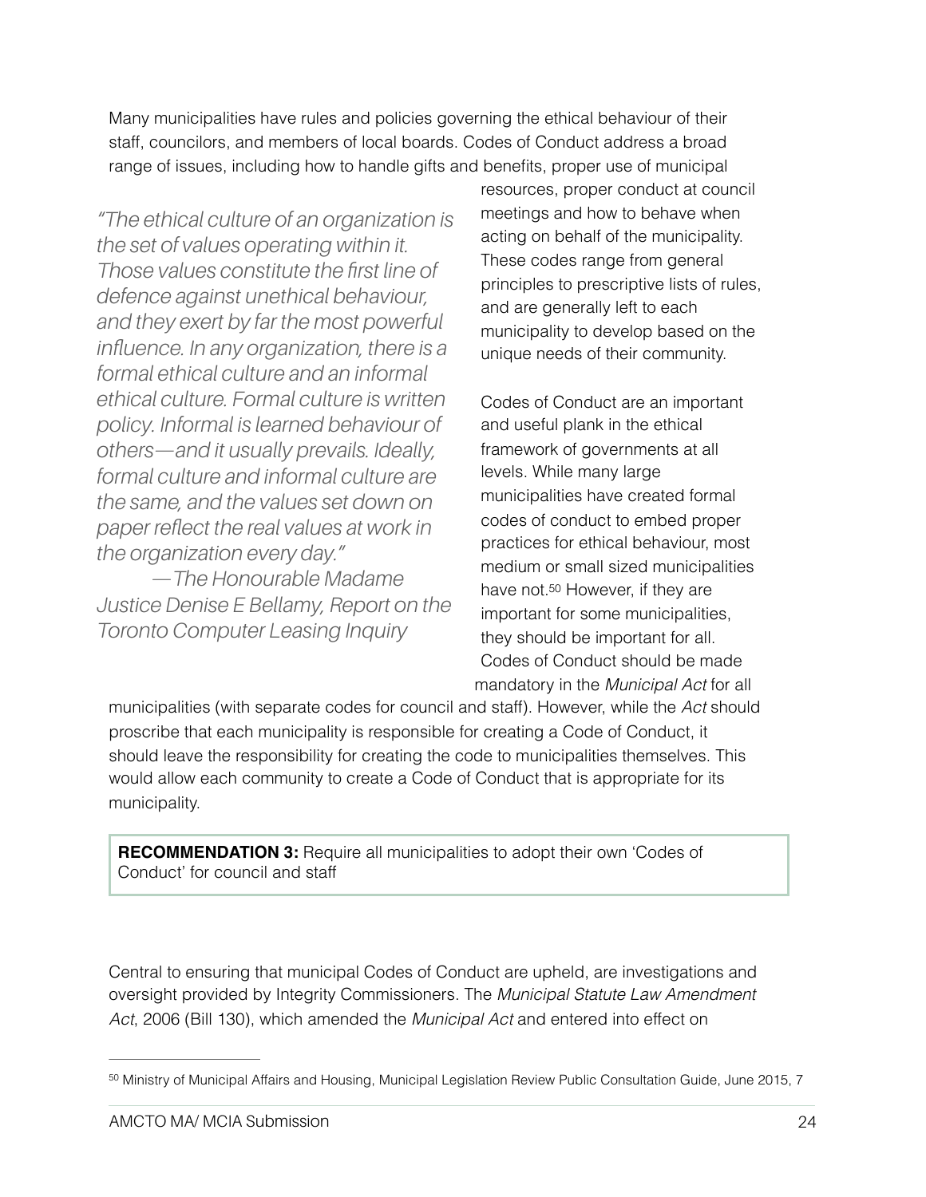Many municipalities have rules and policies governing the ethical behaviour of their staff, councilors, and members of local boards. Codes of Conduct address a broad range of issues, including how to handle gifts and benefits, proper use of municipal resources, proper conduct at council meetings and how to behave when acting on behalf of the municipality. These codes range from general principles to prescriptive lists of rules, and are generally left to each municipality to develop based on the unique needs of their community.

> *"The ethical culture of an organization is the set of values operating within it. Those values constitute the first line of defence against unethical behaviour, and they exert by far the most powerful influence. In any organization, there is a formal ethical culture and an informal ethical culture. Formal culture is written policy. Informal is learned behaviour of others—and it usually prevails. Ideally, formal culture and informal culture are the same, and the values set down on paper reflect the real values at work in the organization every day."*
>
> *—The Honourable Madame Justice Denise E Bellamy, Report on the Toronto Computer Leasing Inquiry*

Codes of Conduct are an important and useful plank in the ethical framework of governments at all levels. While many large municipalities have created formal codes of conduct to embed proper practices for ethical behaviour, most medium or small sized municipalities have not.[50] However, if they are important for some municipalities, they should be important for all. Codes of Conduct should be made mandatory in the *Municipal Act* for all municipalities (with separate codes for council and staff). However, while the *Act* should proscribe that each municipality is responsible for creating a Code of Conduct, it should leave the responsibility for creating the code to municipalities themselves. This would allow each community to create a Code of Conduct that is appropriate for its municipality.

**RECOMMENDATION 3:** Require all municipalities to adopt their own 'Codes of Conduct' for council and staff

Central to ensuring that municipal Codes of Conduct are upheld, are investigations and oversight provided by Integrity Commissioners. The *Municipal Statute Law Amendment Act*, 2006 (Bill 130), which amended the *Municipal Act* and entered into effect on

---

[50] Ministry of Municipal Affairs and Housing, Municipal Legislation Review Public Consultation Guide, June 2015, 7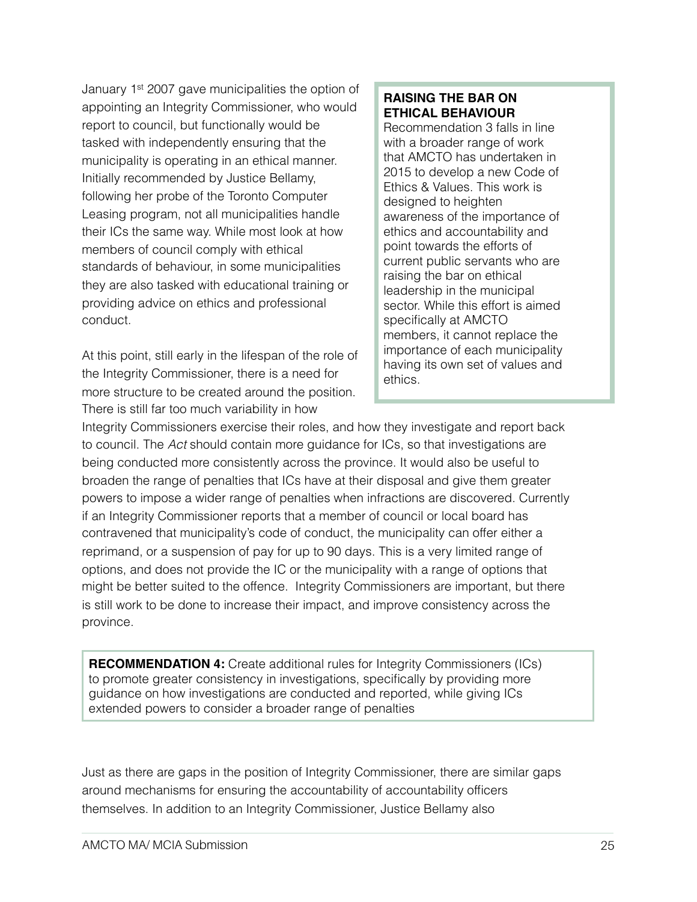January 1st 2007 gave municipalities the option of appointing an Integrity Commissioner, who would report to council, but functionally would be tasked with independently ensuring that the municipality is operating in an ethical manner. Initially recommended by Justice Bellamy, following her probe of the Toronto Computer Leasing program, not all municipalities handle their ICs the same way. While most look at how members of council comply with ethical standards of behaviour, in some municipalities they are also tasked with educational training or providing advice on ethics and professional conduct.

> **RAISING THE BAR ON ETHICAL BEHAVIOUR**
> Recommendation 3 falls in line with a broader range of work that AMCTO has undertaken in 2015 to develop a new Code of Ethics & Values. This work is designed to heighten awareness of the importance of ethics and accountability and point towards the efforts of current public servants who are raising the bar on ethical leadership in the municipal sector. While this effort is aimed specifically at AMCTO members, it cannot replace the importance of each municipality having its own set of values and ethics.

At this point, still early in the lifespan of the role of the Integrity Commissioner, there is a need for more structure to be created around the position. There is still far too much variability in how Integrity Commissioners exercise their roles, and how they investigate and report back to council. The *Act* should contain more guidance for ICs, so that investigations are being conducted more consistently across the province. It would also be useful to broaden the range of penalties that ICs have at their disposal and give them greater powers to impose a wider range of penalties when infractions are discovered. Currently if an Integrity Commissioner reports that a member of council or local board has contravened that municipality's code of conduct, the municipality can offer either a reprimand, or a suspension of pay for up to 90 days. This is a very limited range of options, and does not provide the IC or the municipality with a range of options that might be better suited to the offence. Integrity Commissioners are important, but there is still work to be done to increase their impact, and improve consistency across the province.

> **RECOMMENDATION 4:** Create additional rules for Integrity Commissioners (ICs) to promote greater consistency in investigations, specifically by providing more guidance on how investigations are conducted and reported, while giving ICs extended powers to consider a broader range of penalties

Just as there are gaps in the position of Integrity Commissioner, there are similar gaps around mechanisms for ensuring the accountability of accountability officers themselves. In addition to an Integrity Commissioner, Justice Bellamy also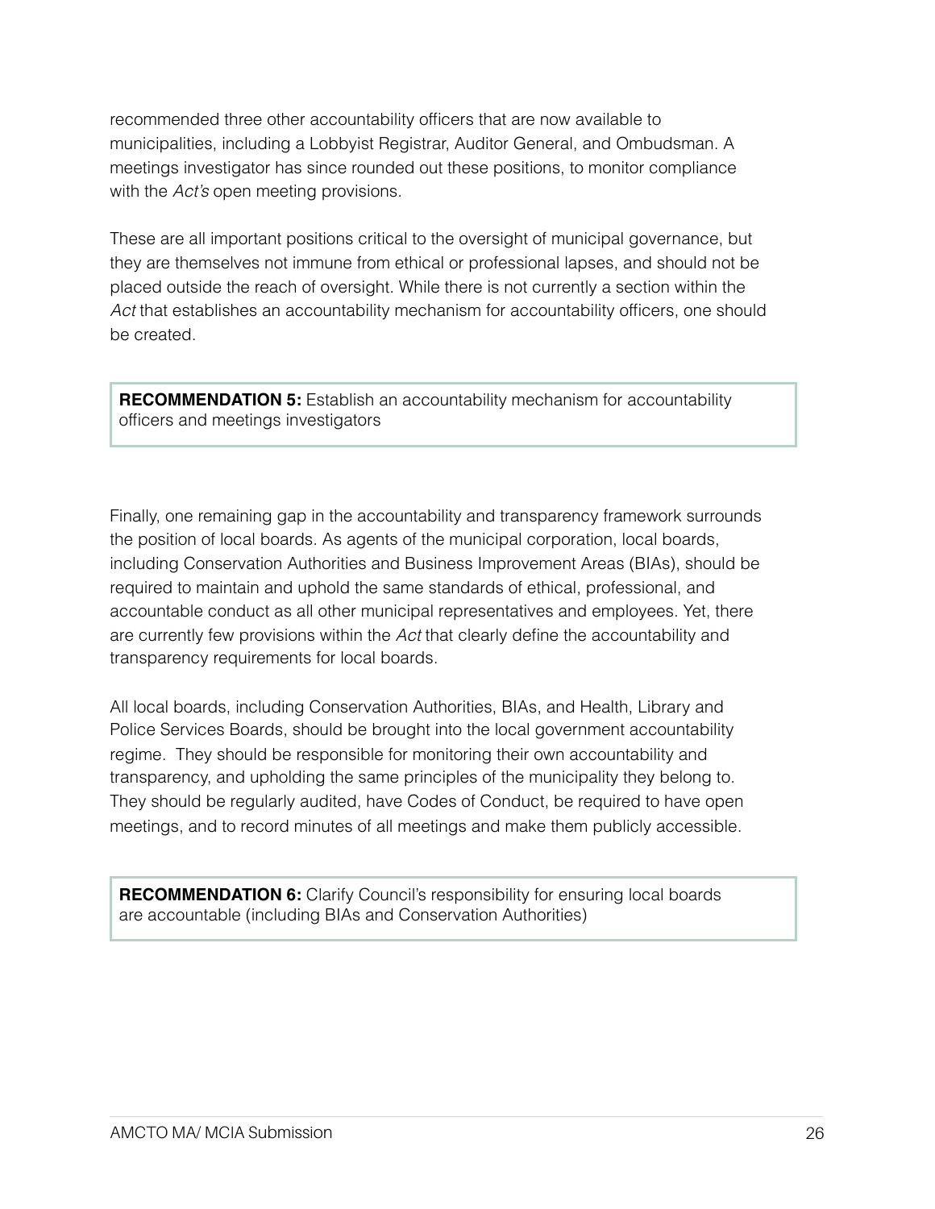recommended three other accountability officers that are now available to municipalities, including a Lobbyist Registrar, Auditor General, and Ombudsman. A meetings investigator has since rounded out these positions, to monitor compliance with the *Act's* open meeting provisions.

These are all important positions critical to the oversight of municipal governance, but they are themselves not immune from ethical or professional lapses, and should not be placed outside the reach of oversight. While there is not currently a section within the *Act* that establishes an accountability mechanism for accountability officers, one should be created.

> **RECOMMENDATION 5:** Establish an accountability mechanism for accountability officers and meetings investigators

Finally, one remaining gap in the accountability and transparency framework surrounds the position of local boards. As agents of the municipal corporation, local boards, including Conservation Authorities and Business Improvement Areas (BIAs), should be required to maintain and uphold the same standards of ethical, professional, and accountable conduct as all other municipal representatives and employees. Yet, there are currently few provisions within the *Act* that clearly define the accountability and transparency requirements for local boards.

All local boards, including Conservation Authorities, BIAs, and Health, Library and Police Services Boards, should be brought into the local government accountability regime. They should be responsible for monitoring their own accountability and transparency, and upholding the same principles of the municipality they belong to. They should be regularly audited, have Codes of Conduct, be required to have open meetings, and to record minutes of all meetings and make them publicly accessible.

> **RECOMMENDATION 6:** Clarify Council's responsibility for ensuring local boards are accountable (including BIAs and Conservation Authorities)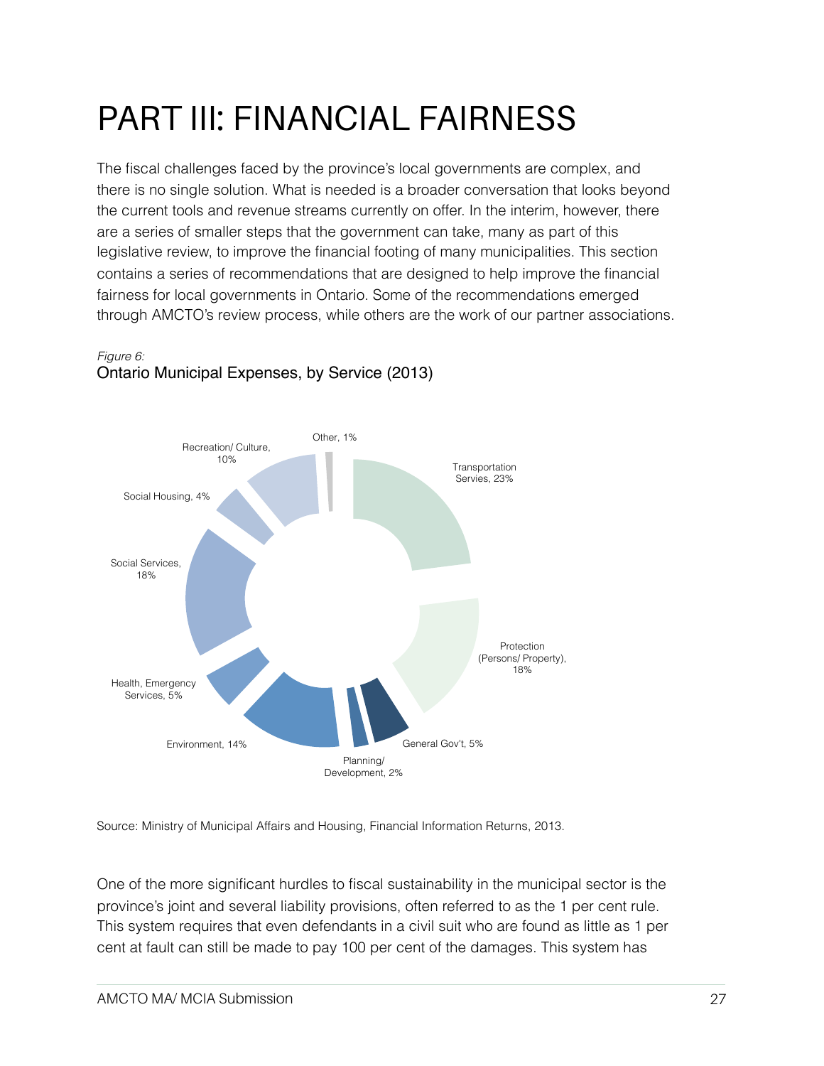# PART III: FINANCIAL FAIRNESS

The fiscal challenges faced by the province's local governments are complex, and there is no single solution. What is needed is a broader conversation that looks beyond the current tools and revenue streams currently on offer. In the interim, however, there are a series of smaller steps that the government can take, many as part of this legislative review, to improve the financial footing of many municipalities. This section contains a series of recommendations that are designed to help improve the financial fairness for local governments in Ontario. Some of the recommendations emerged through AMCTO's review process, while others are the work of our partner associations.

*Figure 6:*
Ontario Municipal Expenses, by Service (2013)

| Service | Share |
|---|---|
| Transportation Servies | 23% |
| Protection (Persons/ Property) | 18% |
| General Gov't | 5% |
| Planning/ Development | 2% |
| Environment | 14% |
| Health, Emergency Services | 5% |
| Social Services | 18% |
| Social Housing | 4% |
| Recreation/ Culture | 10% |
| Other | 1% |

Source: Ministry of Municipal Affairs and Housing, Financial Information Returns, 2013.

One of the more significant hurdles to fiscal sustainability in the municipal sector is the province's joint and several liability provisions, often referred to as the 1 per cent rule. This system requires that even defendants in a civil suit who are found as little as 1 per cent at fault can still be made to pay 100 per cent of the damages. This system has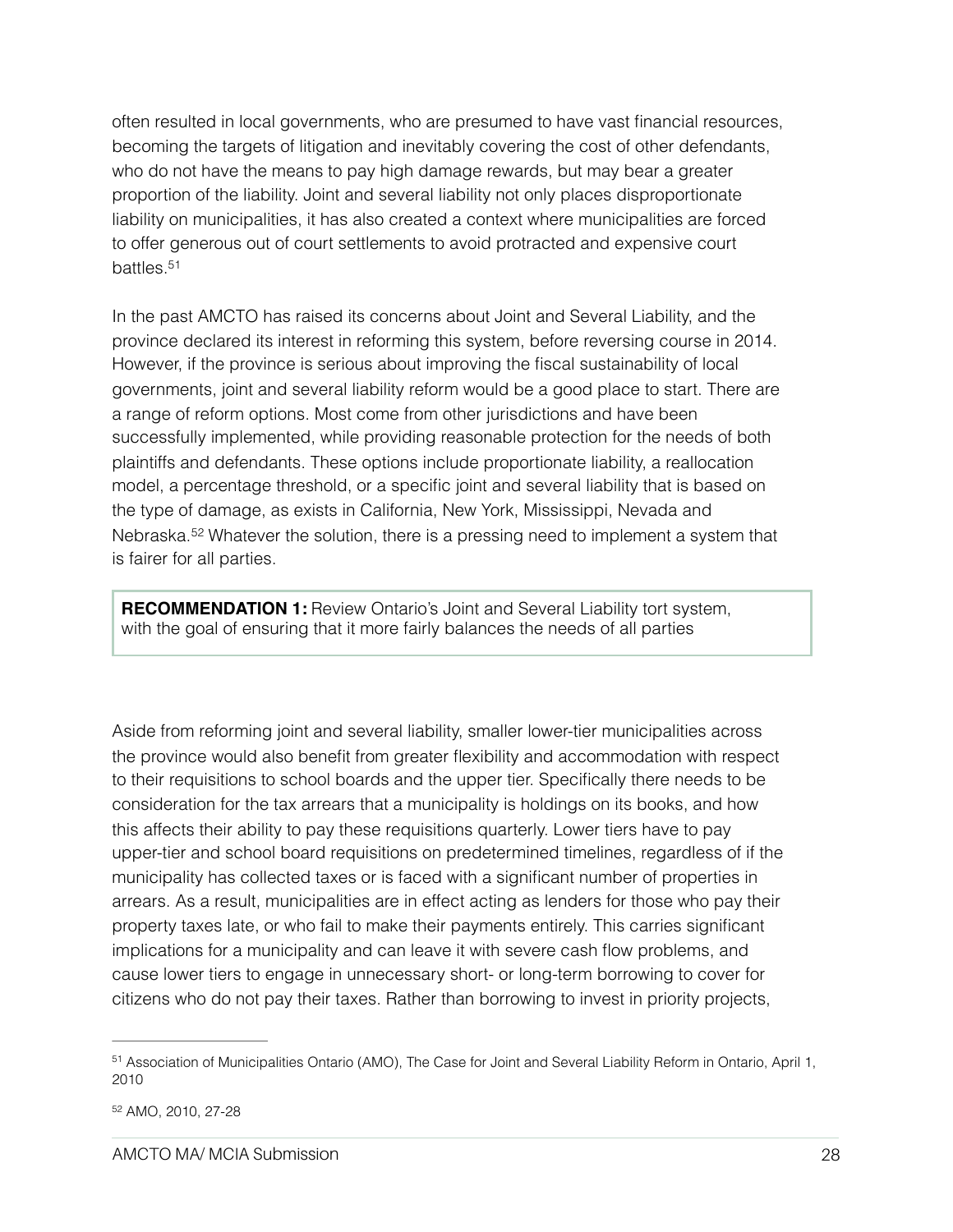often resulted in local governments, who are presumed to have vast financial resources, becoming the targets of litigation and inevitably covering the cost of other defendants, who do not have the means to pay high damage rewards, but may bear a greater proportion of the liability. Joint and several liability not only places disproportionate liability on municipalities, it has also created a context where municipalities are forced to offer generous out of court settlements to avoid protracted and expensive court battles.[51]

In the past AMCTO has raised its concerns about Joint and Several Liability, and the province declared its interest in reforming this system, before reversing course in 2014. However, if the province is serious about improving the fiscal sustainability of local governments, joint and several liability reform would be a good place to start. There are a range of reform options. Most come from other jurisdictions and have been successfully implemented, while providing reasonable protection for the needs of both plaintiffs and defendants. These options include proportionate liability, a reallocation model, a percentage threshold, or a specific joint and several liability that is based on the type of damage, as exists in California, New York, Mississippi, Nevada and Nebraska.[52] Whatever the solution, there is a pressing need to implement a system that is fairer for all parties.

> **RECOMMENDATION 1:** Review Ontario's Joint and Several Liability tort system, with the goal of ensuring that it more fairly balances the needs of all parties

Aside from reforming joint and several liability, smaller lower-tier municipalities across the province would also benefit from greater flexibility and accommodation with respect to their requisitions to school boards and the upper tier. Specifically there needs to be consideration for the tax arrears that a municipality is holdings on its books, and how this affects their ability to pay these requisitions quarterly. Lower tiers have to pay upper-tier and school board requisitions on predetermined timelines, regardless of if the municipality has collected taxes or is faced with a significant number of properties in arrears. As a result, municipalities are in effect acting as lenders for those who pay their property taxes late, or who fail to make their payments entirely. This carries significant implications for a municipality and can leave it with severe cash flow problems, and cause lower tiers to engage in unnecessary short- or long-term borrowing to cover for citizens who do not pay their taxes. Rather than borrowing to invest in priority projects,

---

[51] Association of Municipalities Ontario (AMO), The Case for Joint and Several Liability Reform in Ontario, April 1, 2010

[52] AMO, 2010, 27-28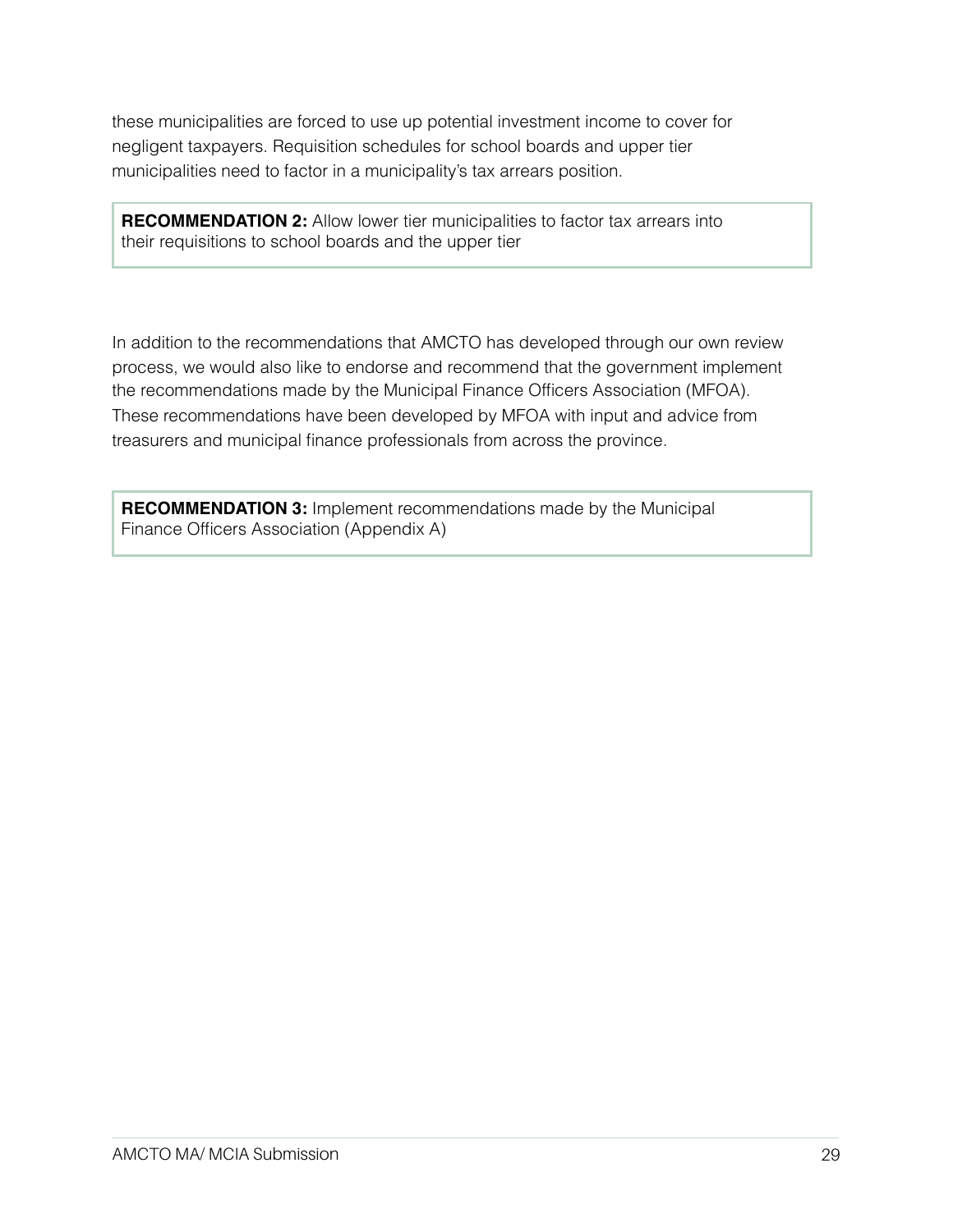these municipalities are forced to use up potential investment income to cover for negligent taxpayers. Requisition schedules for school boards and upper tier municipalities need to factor in a municipality's tax arrears position.

> **RECOMMENDATION 2:** Allow lower tier municipalities to factor tax arrears into their requisitions to school boards and the upper tier

In addition to the recommendations that AMCTO has developed through our own review process, we would also like to endorse and recommend that the government implement the recommendations made by the Municipal Finance Officers Association (MFOA). These recommendations have been developed by MFOA with input and advice from treasurers and municipal finance professionals from across the province.

> **RECOMMENDATION 3:** Implement recommendations made by the Municipal Finance Officers Association (Appendix A)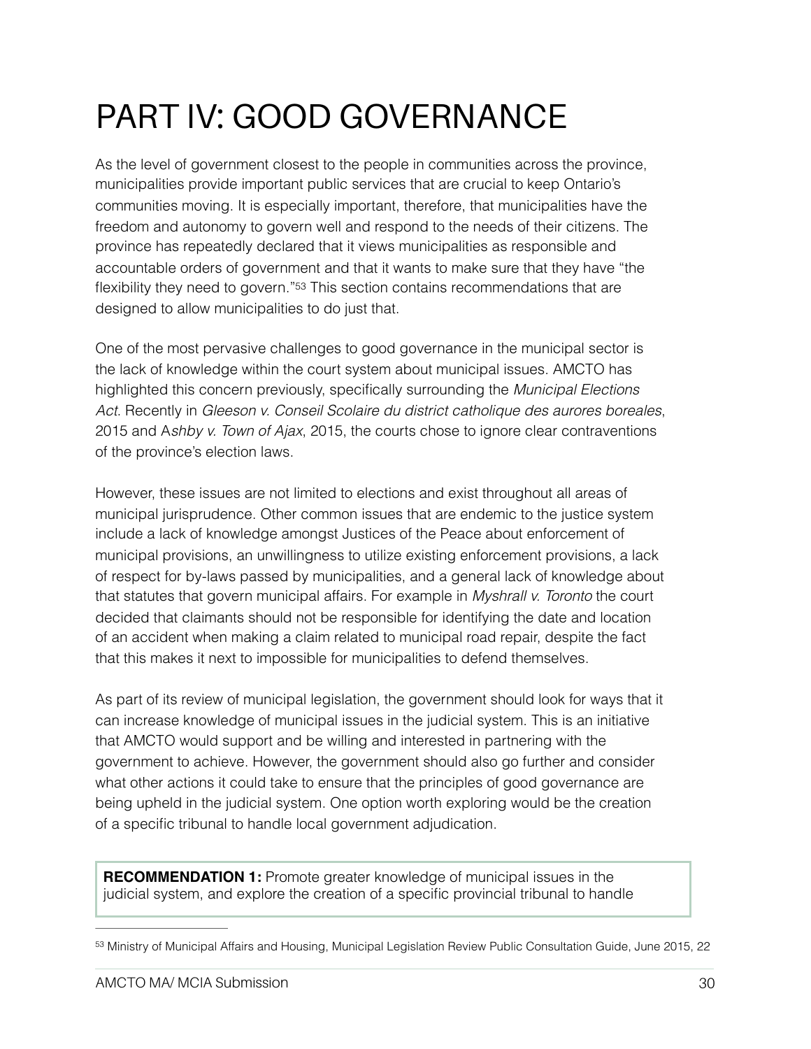# PART IV: GOOD GOVERNANCE

As the level of government closest to the people in communities across the province, municipalities provide important public services that are crucial to keep Ontario's communities moving. It is especially important, therefore, that municipalities have the freedom and autonomy to govern well and respond to the needs of their citizens. The province has repeatedly declared that it views municipalities as responsible and accountable orders of government and that it wants to make sure that they have "the flexibility they need to govern."[53] This section contains recommendations that are designed to allow municipalities to do just that.

One of the most pervasive challenges to good governance in the municipal sector is the lack of knowledge within the court system about municipal issues. AMCTO has highlighted this concern previously, specifically surrounding the *Municipal Elections Act*. Recently in *Gleeson v. Conseil Scolaire du district catholique des aurores boreales*, 2015 and A*shby v. Town of Ajax*, 2015, the courts chose to ignore clear contraventions of the province's election laws.

However, these issues are not limited to elections and exist throughout all areas of municipal jurisprudence. Other common issues that are endemic to the justice system include a lack of knowledge amongst Justices of the Peace about enforcement of municipal provisions, an unwillingness to utilize existing enforcement provisions, a lack of respect for by-laws passed by municipalities, and a general lack of knowledge about that statutes that govern municipal affairs. For example in *Myshrall v. Toronto* the court decided that claimants should not be responsible for identifying the date and location of an accident when making a claim related to municipal road repair, despite the fact that this makes it next to impossible for municipalities to defend themselves.

As part of its review of municipal legislation, the government should look for ways that it can increase knowledge of municipal issues in the judicial system. This is an initiative that AMCTO would support and be willing and interested in partnering with the government to achieve. However, the government should also go further and consider what other actions it could take to ensure that the principles of good governance are being upheld in the judicial system. One option worth exploring would be the creation of a specific tribunal to handle local government adjudication.

**RECOMMENDATION 1:** Promote greater knowledge of municipal issues in the judicial system, and explore the creation of a specific provincial tribunal to handle

[53] Ministry of Municipal Affairs and Housing, Municipal Legislation Review Public Consultation Guide, June 2015, 22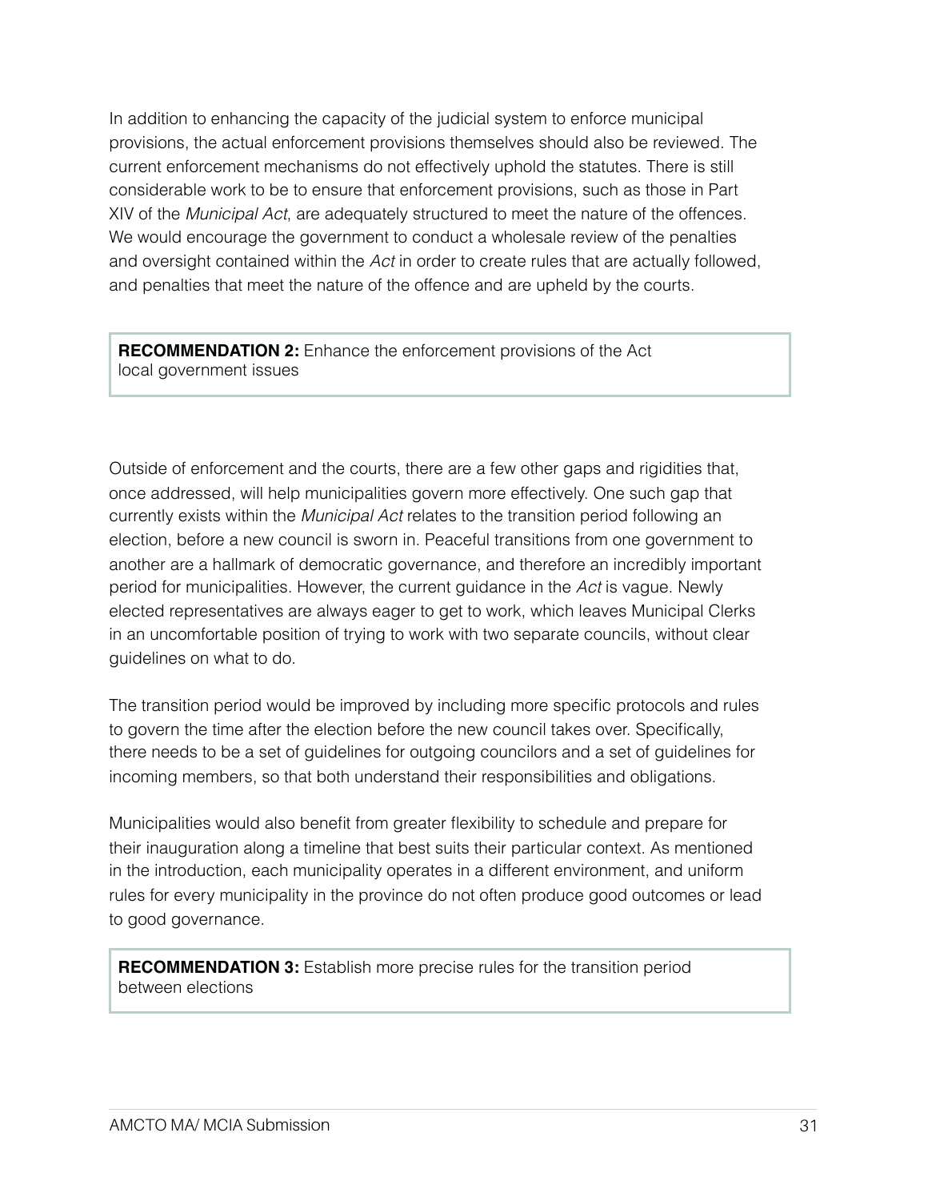In addition to enhancing the capacity of the judicial system to enforce municipal provisions, the actual enforcement provisions themselves should also be reviewed. The current enforcement mechanisms do not effectively uphold the statutes. There is still considerable work to be to ensure that enforcement provisions, such as those in Part XIV of the *Municipal Act*, are adequately structured to meet the nature of the offences. We would encourage the government to conduct a wholesale review of the penalties and oversight contained within the *Act* in order to create rules that are actually followed, and penalties that meet the nature of the offence and are upheld by the courts.

> **RECOMMENDATION 2:** Enhance the enforcement provisions of the Act local government issues

Outside of enforcement and the courts, there are a few other gaps and rigidities that, once addressed, will help municipalities govern more effectively. One such gap that currently exists within the *Municipal Act* relates to the transition period following an election, before a new council is sworn in. Peaceful transitions from one government to another are a hallmark of democratic governance, and therefore an incredibly important period for municipalities. However, the current guidance in the *Act* is vague. Newly elected representatives are always eager to get to work, which leaves Municipal Clerks in an uncomfortable position of trying to work with two separate councils, without clear guidelines on what to do.

The transition period would be improved by including more specific protocols and rules to govern the time after the election before the new council takes over. Specifically, there needs to be a set of guidelines for outgoing councilors and a set of guidelines for incoming members, so that both understand their responsibilities and obligations.

Municipalities would also benefit from greater flexibility to schedule and prepare for their inauguration along a timeline that best suits their particular context. As mentioned in the introduction, each municipality operates in a different environment, and uniform rules for every municipality in the province do not often produce good outcomes or lead to good governance.

> **RECOMMENDATION 3:** Establish more precise rules for the transition period between elections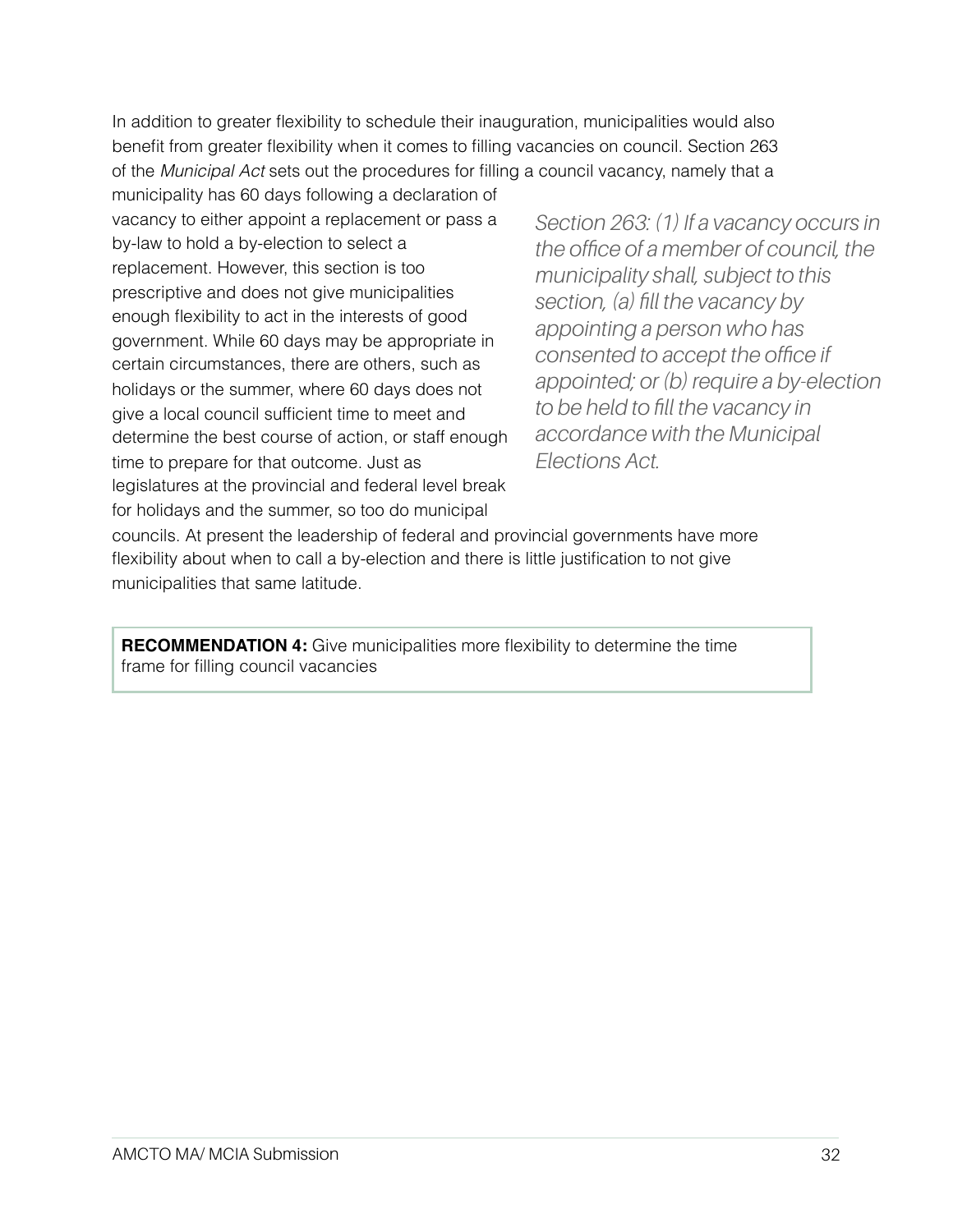In addition to greater flexibility to schedule their inauguration, municipalities would also benefit from greater flexibility when it comes to filling vacancies on council. Section 263 of the *Municipal Act* sets out the procedures for filling a council vacancy, namely that a municipality has 60 days following a declaration of vacancy to either appoint a replacement or pass a by-law to hold a by-election to select a replacement. However, this section is too prescriptive and does not give municipalities enough flexibility to act in the interests of good government. While 60 days may be appropriate in certain circumstances, there are others, such as holidays or the summer, where 60 days does not give a local council sufficient time to meet and determine the best course of action, or staff enough time to prepare for that outcome. Just as legislatures at the provincial and federal level break for holidays and the summer, so too do municipal councils. At present the leadership of federal and provincial governments have more flexibility about when to call a by-election and there is little justification to not give municipalities that same latitude.

*Section 263: (1) If a vacancy occurs in the office of a member of council, the municipality shall, subject to this section, (a) fill the vacancy by appointing a person who has consented to accept the office if appointed; or (b) require a by-election to be held to fill the vacancy in accordance with the Municipal Elections Act.*

> **RECOMMENDATION 4:** Give municipalities more flexibility to determine the time frame for filling council vacancies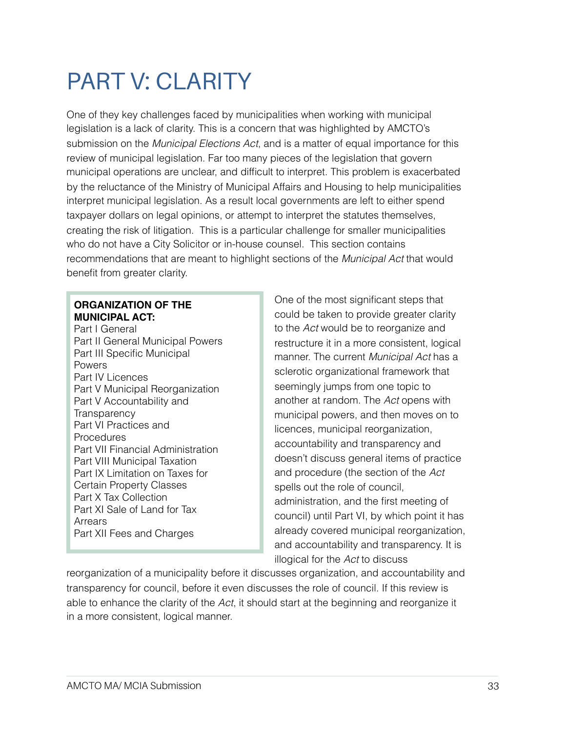# PART V: CLARITY

One of they key challenges faced by municipalities when working with municipal legislation is a lack of clarity. This is a concern that was highlighted by AMCTO's submission on the *Municipal Elections Act*, and is a matter of equal importance for this review of municipal legislation. Far too many pieces of the legislation that govern municipal operations are unclear, and difficult to interpret. This problem is exacerbated by the reluctance of the Ministry of Municipal Affairs and Housing to help municipalities interpret municipal legislation. As a result local governments are left to either spend taxpayer dollars on legal opinions, or attempt to interpret the statutes themselves, creating the risk of litigation. This is a particular challenge for smaller municipalities who do not have a City Solicitor or in-house counsel. This section contains recommendations that are meant to highlight sections of the *Municipal Act* that would benefit from greater clarity.

**ORGANIZATION OF THE MUNICIPAL ACT:**
Part I General
Part II General Municipal Powers
Part III Specific Municipal Powers
Part IV Licences
Part V Municipal Reorganization
Part V Accountability and Transparency
Part VI Practices and Procedures
Part VII Financial Administration
Part VIII Municipal Taxation
Part IX Limitation on Taxes for Certain Property Classes
Part X Tax Collection
Part XI Sale of Land for Tax Arrears
Part XII Fees and Charges

One of the most significant steps that could be taken to provide greater clarity to the *Act* would be to reorganize and restructure it in a more consistent, logical manner. The current *Municipal Act* has a sclerotic organizational framework that seemingly jumps from one topic to another at random. The *Act* opens with municipal powers, and then moves on to licences, municipal reorganization, accountability and transparency and doesn't discuss general items of practice and procedure (the section of the *Act* spells out the role of council, administration, and the first meeting of council) until Part VI, by which point it has already covered municipal reorganization, and accountability and transparency. It is illogical for the *Act* to discuss reorganization of a municipality before it discusses organization, and accountability and transparency for council, before it even discusses the role of council. If this review is able to enhance the clarity of the *Act*, it should start at the beginning and reorganize it in a more consistent, logical manner.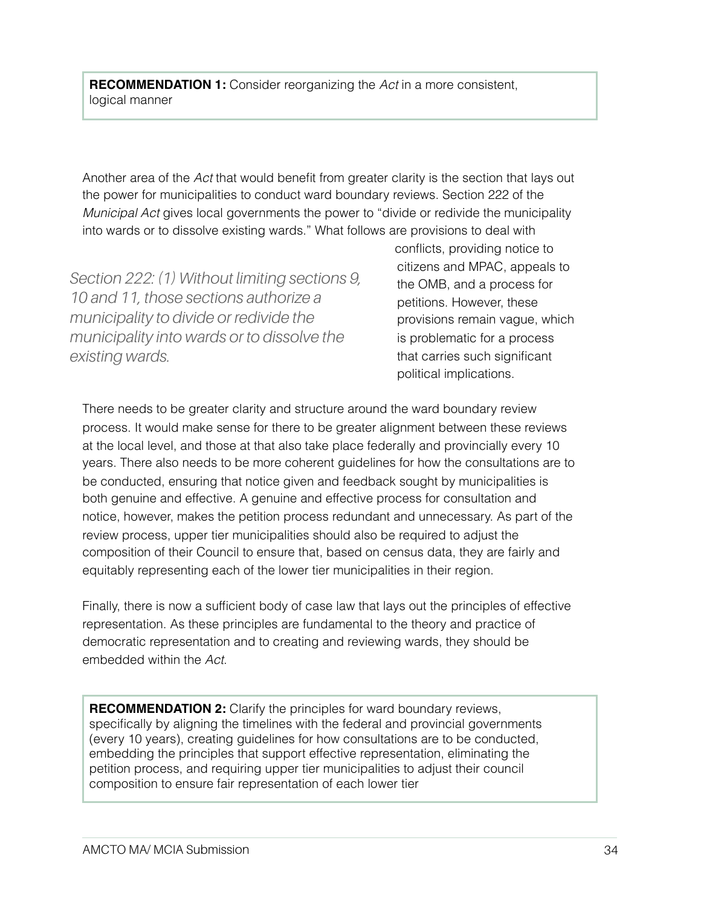**RECOMMENDATION 1:** Consider reorganizing the *Act* in a more consistent, logical manner

Another area of the *Act* that would benefit from greater clarity is the section that lays out the power for municipalities to conduct ward boundary reviews. Section 222 of the *Municipal Act* gives local governments the power to "divide or redivide the municipality into wards or to dissolve existing wards." What follows are provisions to deal with conflicts, providing notice to citizens and MPAC, appeals to the OMB, and a process for petitions. However, these provisions remain vague, which is problematic for a process that carries such significant political implications.

*Section 222: (1) Without limiting sections 9, 10 and 11, those sections authorize a municipality to divide or redivide the municipality into wards or to dissolve the existing wards.*

There needs to be greater clarity and structure around the ward boundary review process. It would make sense for there to be greater alignment between these reviews at the local level, and those at that also take place federally and provincially every 10 years. There also needs to be more coherent guidelines for how the consultations are to be conducted, ensuring that notice given and feedback sought by municipalities is both genuine and effective. A genuine and effective process for consultation and notice, however, makes the petition process redundant and unnecessary. As part of the review process, upper tier municipalities should also be required to adjust the composition of their Council to ensure that, based on census data, they are fairly and equitably representing each of the lower tier municipalities in their region.

Finally, there is now a sufficient body of case law that lays out the principles of effective representation. As these principles are fundamental to the theory and practice of democratic representation and to creating and reviewing wards, they should be embedded within the *Act*.

**RECOMMENDATION 2:** Clarify the principles for ward boundary reviews, specifically by aligning the timelines with the federal and provincial governments (every 10 years), creating guidelines for how consultations are to be conducted, embedding the principles that support effective representation, eliminating the petition process, and requiring upper tier municipalities to adjust their council composition to ensure fair representation of each lower tier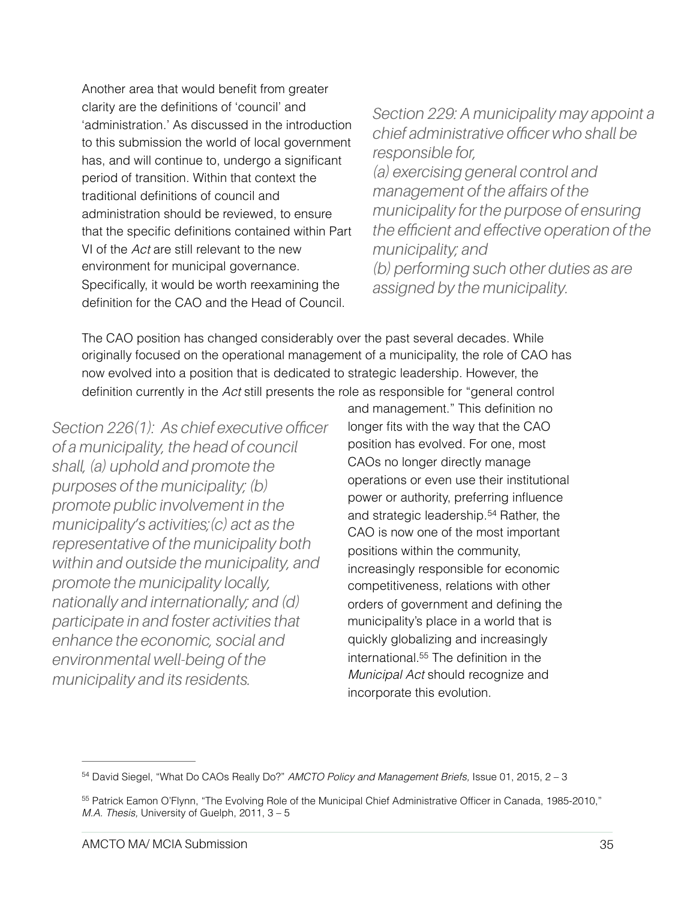Another area that would benefit from greater clarity are the definitions of 'council' and 'administration.' As discussed in the introduction to this submission the world of local government has, and will continue to, undergo a significant period of transition. Within that context the traditional definitions of council and administration should be reviewed, to ensure that the specific definitions contained within Part VI of the *Act* are still relevant to the new environment for municipal governance. Specifically, it would be worth reexamining the definition for the CAO and the Head of Council.

*Section 229: A municipality may appoint a chief administrative officer who shall be responsible for,*
*(a) exercising general control and management of the affairs of the municipality for the purpose of ensuring the efficient and effective operation of the municipality; and*
*(b) performing such other duties as are assigned by the municipality.*

The CAO position has changed considerably over the past several decades. While originally focused on the operational management of a municipality, the role of CAO has now evolved into a position that is dedicated to strategic leadership. However, the definition currently in the *Act* still presents the role as responsible for "general control and management." This definition no longer fits with the way that the CAO position has evolved. For one, most CAOs no longer directly manage operations or even use their institutional power or authority, preferring influence and strategic leadership.[54] Rather, the CAO is now one of the most important positions within the community, increasingly responsible for economic competitiveness, relations with other orders of government and defining the municipality's place in a world that is quickly globalizing and increasingly international.[55] The definition in the *Municipal Act* should recognize and incorporate this evolution.

*Section 226(1): As chief executive officer of a municipality, the head of council shall, (a) uphold and promote the purposes of the municipality; (b) promote public involvement in the municipality's activities;(c) act as the representative of the municipality both within and outside the municipality, and promote the municipality locally, nationally and internationally; and (d) participate in and foster activities that enhance the economic, social and environmental well-being of the municipality and its residents.*

---

[54] David Siegel, "What Do CAOs Really Do?" *AMCTO Policy and Management Briefs,* Issue 01, 2015, 2 – 3

[55] Patrick Eamon O'Flynn, "The Evolving Role of the Municipal Chief Administrative Officer in Canada, 1985-2010," *M.A. Thesis,* University of Guelph, 2011, 3 – 5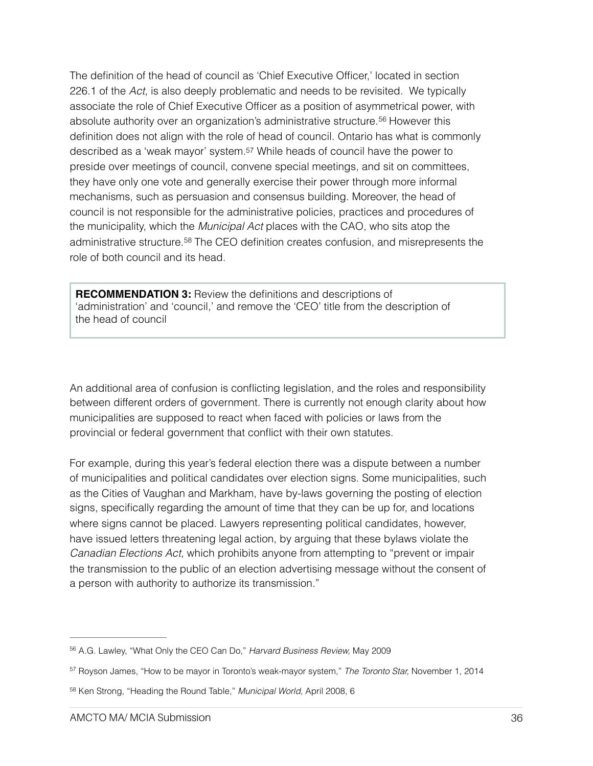The definition of the head of council as 'Chief Executive Officer,' located in section 226.1 of the *Act*, is also deeply problematic and needs to be revisited. We typically associate the role of Chief Executive Officer as a position of asymmetrical power, with absolute authority over an organization's administrative structure.[56] However this definition does not align with the role of head of council. Ontario has what is commonly described as a 'weak mayor' system.[57] While heads of council have the power to preside over meetings of council, convene special meetings, and sit on committees, they have only one vote and generally exercise their power through more informal mechanisms, such as persuasion and consensus building. Moreover, the head of council is not responsible for the administrative policies, practices and procedures of the municipality, which the *Municipal Act* places with the CAO, who sits atop the administrative structure.[58] The CEO definition creates confusion, and misrepresents the role of both council and its head.

> **RECOMMENDATION 3:** Review the definitions and descriptions of 'administration' and 'council,' and remove the 'CEO' title from the description of the head of council

An additional area of confusion is conflicting legislation, and the roles and responsibility between different orders of government. There is currently not enough clarity about how municipalities are supposed to react when faced with policies or laws from the provincial or federal government that conflict with their own statutes.

For example, during this year's federal election there was a dispute between a number of municipalities and political candidates over election signs. Some municipalities, such as the Cities of Vaughan and Markham, have by-laws governing the posting of election signs, specifically regarding the amount of time that they can be up for, and locations where signs cannot be placed. Lawyers representing political candidates, however, have issued letters threatening legal action, by arguing that these bylaws violate the *Canadian Elections Act*, which prohibits anyone from attempting to "prevent or impair the transmission to the public of an election advertising message without the consent of a person with authority to authorize its transmission."

---

[56] A.G. Lawley, "What Only the CEO Can Do," *Harvard Business Review,* May 2009

[57] Royson James, "How to be mayor in Toronto's weak-mayor system," *The Toronto Star,* November 1, 2014

[58] Ken Strong, "Heading the Round Table," *Municipal World*, April 2008, 6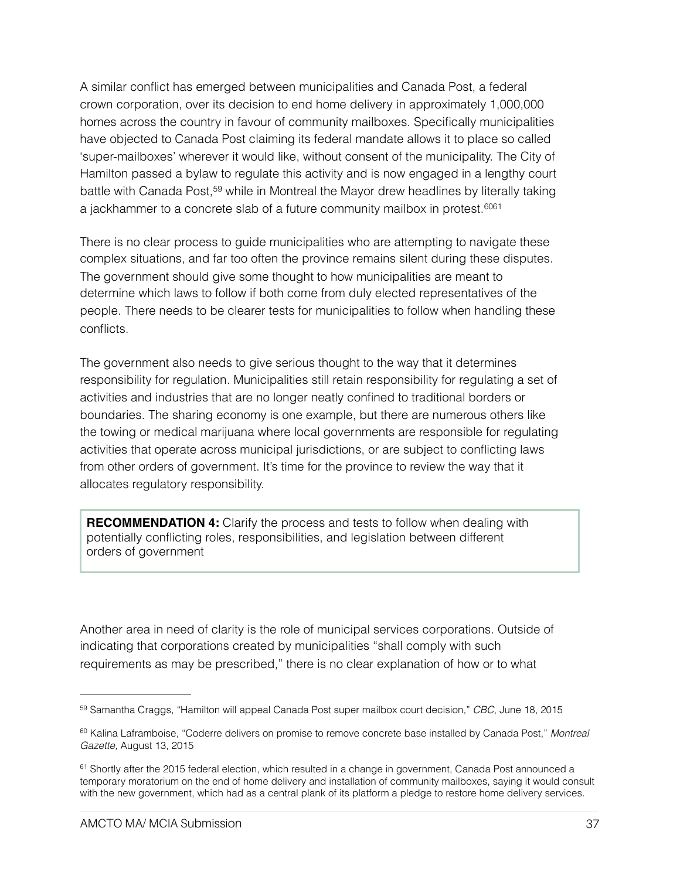A similar conflict has emerged between municipalities and Canada Post, a federal crown corporation, over its decision to end home delivery in approximately 1,000,000 homes across the country in favour of community mailboxes. Specifically municipalities have objected to Canada Post claiming its federal mandate allows it to place so called 'super-mailboxes' wherever it would like, without consent of the municipality. The City of Hamilton passed a bylaw to regulate this activity and is now engaged in a lengthy court battle with Canada Post,[59] while in Montreal the Mayor drew headlines by literally taking a jackhammer to a concrete slab of a future community mailbox in protest.[60][61]

There is no clear process to guide municipalities who are attempting to navigate these complex situations, and far too often the province remains silent during these disputes. The government should give some thought to how municipalities are meant to determine which laws to follow if both come from duly elected representatives of the people. There needs to be clearer tests for municipalities to follow when handling these conflicts.

The government also needs to give serious thought to the way that it determines responsibility for regulation. Municipalities still retain responsibility for regulating a set of activities and industries that are no longer neatly confined to traditional borders or boundaries. The sharing economy is one example, but there are numerous others like the towing or medical marijuana where local governments are responsible for regulating activities that operate across municipal jurisdictions, or are subject to conflicting laws from other orders of government. It's time for the province to review the way that it allocates regulatory responsibility.

> **RECOMMENDATION 4:** Clarify the process and tests to follow when dealing with potentially conflicting roles, responsibilities, and legislation between different orders of government

Another area in need of clarity is the role of municipal services corporations. Outside of indicating that corporations created by municipalities "shall comply with such requirements as may be prescribed," there is no clear explanation of how or to what

---

[59] Samantha Craggs, "Hamilton will appeal Canada Post super mailbox court decision," *CBC*, June 18, 2015

[60] Kalina Laframboise, "Coderre delivers on promise to remove concrete base installed by Canada Post," *Montreal Gazette,* August 13, 2015

[61] Shortly after the 2015 federal election, which resulted in a change in government, Canada Post announced a temporary moratorium on the end of home delivery and installation of community mailboxes, saying it would consult with the new government, which had as a central plank of its platform a pledge to restore home delivery services.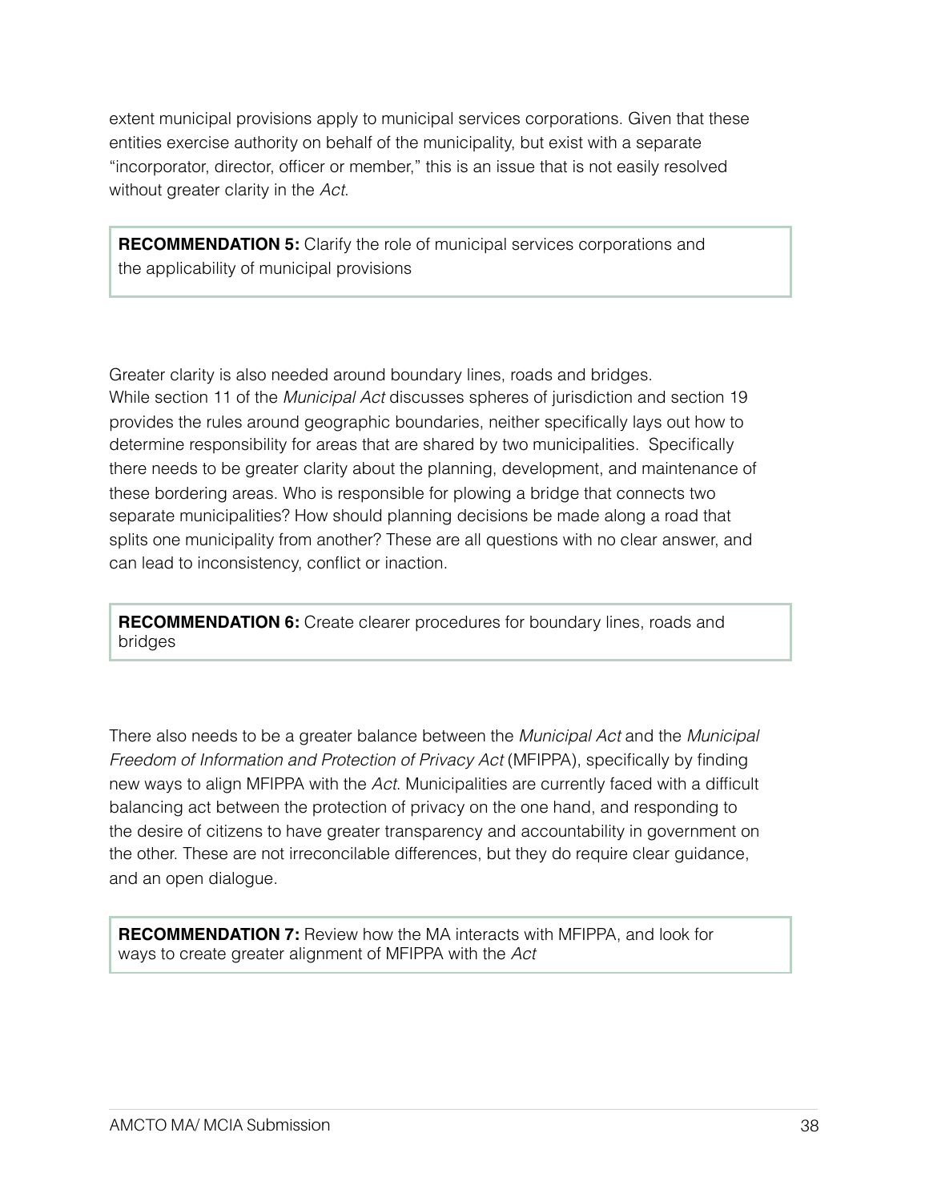extent municipal provisions apply to municipal services corporations. Given that these entities exercise authority on behalf of the municipality, but exist with a separate "incorporator, director, officer or member," this is an issue that is not easily resolved without greater clarity in the *Act*.

> **RECOMMENDATION 5:** Clarify the role of municipal services corporations and the applicability of municipal provisions

Greater clarity is also needed around boundary lines, roads and bridges. While section 11 of the *Municipal Act* discusses spheres of jurisdiction and section 19 provides the rules around geographic boundaries, neither specifically lays out how to determine responsibility for areas that are shared by two municipalities. Specifically there needs to be greater clarity about the planning, development, and maintenance of these bordering areas. Who is responsible for plowing a bridge that connects two separate municipalities? How should planning decisions be made along a road that splits one municipality from another? These are all questions with no clear answer, and can lead to inconsistency, conflict or inaction.

> **RECOMMENDATION 6:** Create clearer procedures for boundary lines, roads and bridges

There also needs to be a greater balance between the *Municipal Act* and the *Municipal Freedom of Information and Protection of Privacy Act* (MFIPPA), specifically by finding new ways to align MFIPPA with the *Act*. Municipalities are currently faced with a difficult balancing act between the protection of privacy on the one hand, and responding to the desire of citizens to have greater transparency and accountability in government on the other. These are not irreconcilable differences, but they do require clear guidance, and an open dialogue.

> **RECOMMENDATION 7:** Review how the MA interacts with MFIPPA, and look for ways to create greater alignment of MFIPPA with the *Act*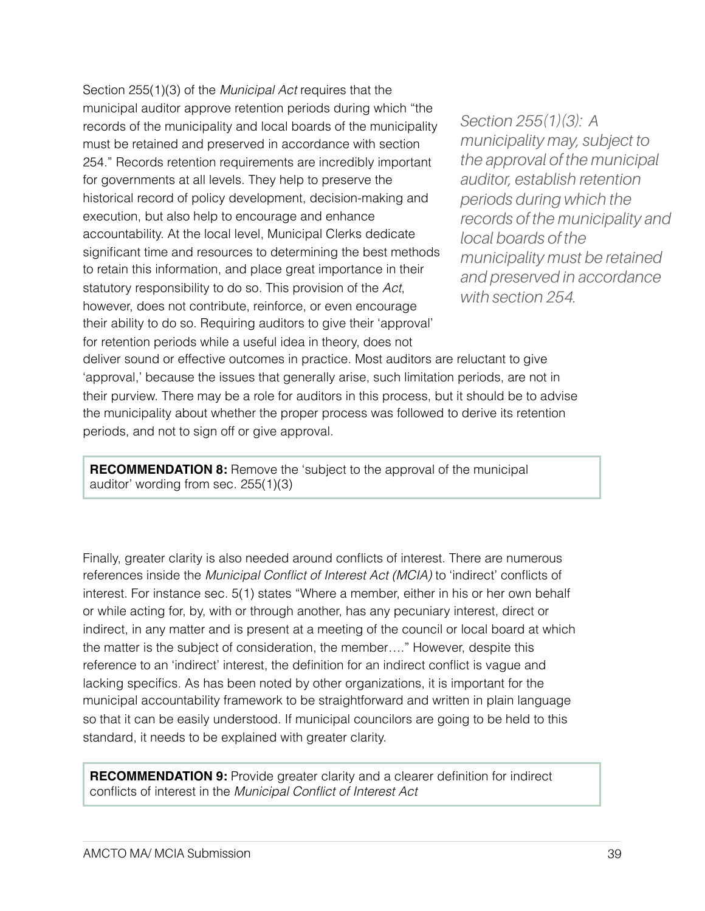Section 255(1)(3) of the *Municipal Act* requires that the municipal auditor approve retention periods during which "the records of the municipality and local boards of the municipality must be retained and preserved in accordance with section 254." Records retention requirements are incredibly important for governments at all levels. They help to preserve the historical record of policy development, decision-making and execution, but also help to encourage and enhance accountability. At the local level, Municipal Clerks dedicate significant time and resources to determining the best methods to retain this information, and place great importance in their statutory responsibility to do so. This provision of the *Act*, however, does not contribute, reinforce, or even encourage their ability to do so. Requiring auditors to give their 'approval' for retention periods while a useful idea in theory, does not deliver sound or effective outcomes in practice. Most auditors are reluctant to give 'approval,' because the issues that generally arise, such limitation periods, are not in their purview. There may be a role for auditors in this process, but it should be to advise the municipality about whether the proper process was followed to derive its retention periods, and not to sign off or give approval.

*Section 255(1)(3): A municipality may, subject to the approval of the municipal auditor, establish retention periods during which the records of the municipality and local boards of the municipality must be retained and preserved in accordance with section 254.*

**RECOMMENDATION 8:** Remove the 'subject to the approval of the municipal auditor' wording from sec. 255(1)(3)

Finally, greater clarity is also needed around conflicts of interest. There are numerous references inside the *Municipal Conflict of Interest Act (MCIA)* to 'indirect' conflicts of interest. For instance sec. 5(1) states "Where a member, either in his or her own behalf or while acting for, by, with or through another, has any pecuniary interest, direct or indirect, in any matter and is present at a meeting of the council or local board at which the matter is the subject of consideration, the member…." However, despite this reference to an 'indirect' interest, the definition for an indirect conflict is vague and lacking specifics. As has been noted by other organizations, it is important for the municipal accountability framework to be straightforward and written in plain language so that it can be easily understood. If municipal councilors are going to be held to this standard, it needs to be explained with greater clarity.

**RECOMMENDATION 9:** Provide greater clarity and a clearer definition for indirect conflicts of interest in the *Municipal Conflict of Interest Act*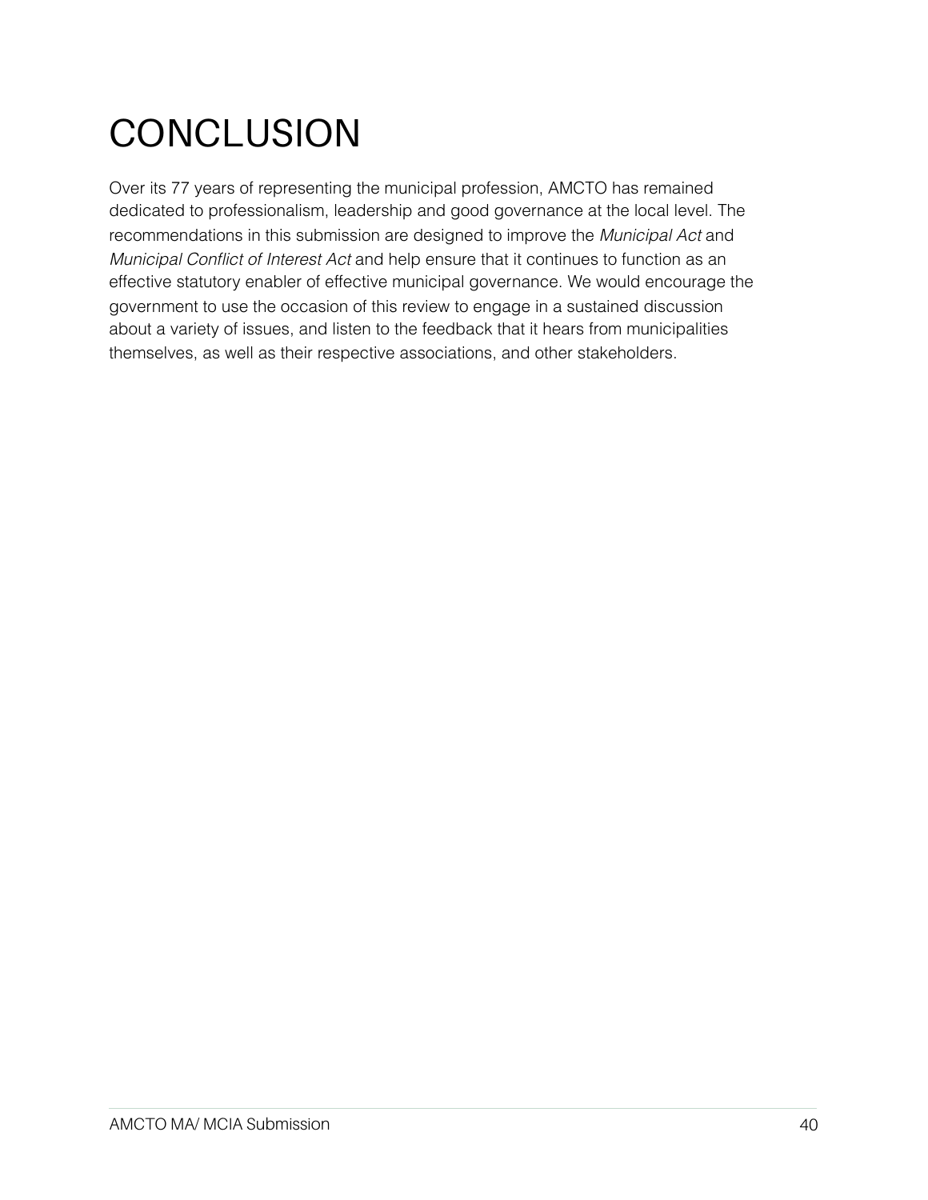# CONCLUSION

Over its 77 years of representing the municipal profession, AMCTO has remained dedicated to professionalism, leadership and good governance at the local level. The recommendations in this submission are designed to improve the *Municipal Act* and *Municipal Conflict of Interest Act* and help ensure that it continues to function as an effective statutory enabler of effective municipal governance. We would encourage the government to use the occasion of this review to engage in a sustained discussion about a variety of issues, and listen to the feedback that it hears from municipalities themselves, as well as their respective associations, and other stakeholders.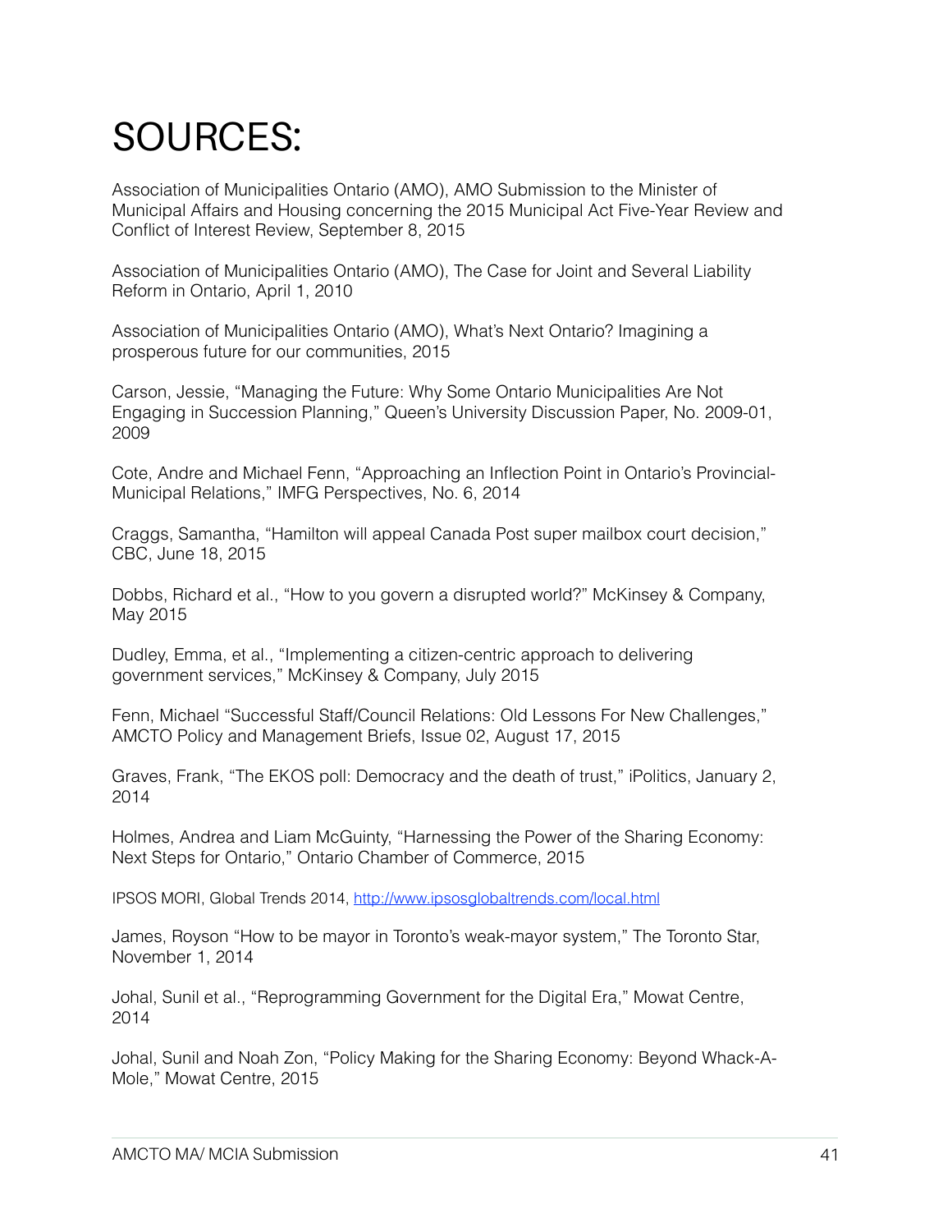# SOURCES:

Association of Municipalities Ontario (AMO), AMO Submission to the Minister of Municipal Affairs and Housing concerning the 2015 Municipal Act Five-Year Review and Conflict of Interest Review, September 8, 2015

Association of Municipalities Ontario (AMO), The Case for Joint and Several Liability Reform in Ontario, April 1, 2010

Association of Municipalities Ontario (AMO), What's Next Ontario? Imagining a prosperous future for our communities, 2015

Carson, Jessie, "Managing the Future: Why Some Ontario Municipalities Are Not Engaging in Succession Planning," Queen's University Discussion Paper, No. 2009-01, 2009

Cote, Andre and Michael Fenn, "Approaching an Inflection Point in Ontario's Provincial-Municipal Relations," IMFG Perspectives, No. 6, 2014

Craggs, Samantha, "Hamilton will appeal Canada Post super mailbox court decision," CBC, June 18, 2015

Dobbs, Richard et al., "How to you govern a disrupted world?" McKinsey & Company, May 2015

Dudley, Emma, et al., "Implementing a citizen-centric approach to delivering government services," McKinsey & Company, July 2015

Fenn, Michael "Successful Staff/Council Relations: Old Lessons For New Challenges," AMCTO Policy and Management Briefs, Issue 02, August 17, 2015

Graves, Frank, "The EKOS poll: Democracy and the death of trust," iPolitics, January 2, 2014

Holmes, Andrea and Liam McGuinty, "Harnessing the Power of the Sharing Economy: Next Steps for Ontario," Ontario Chamber of Commerce, 2015

IPSOS MORI, Global Trends 2014, http://www.ipsosglobaltrends.com/local.html

James, Royson "How to be mayor in Toronto's weak-mayor system," The Toronto Star, November 1, 2014

Johal, Sunil et al., "Reprogramming Government for the Digital Era," Mowat Centre, 2014

Johal, Sunil and Noah Zon, "Policy Making for the Sharing Economy: Beyond Whack-A-Mole," Mowat Centre, 2015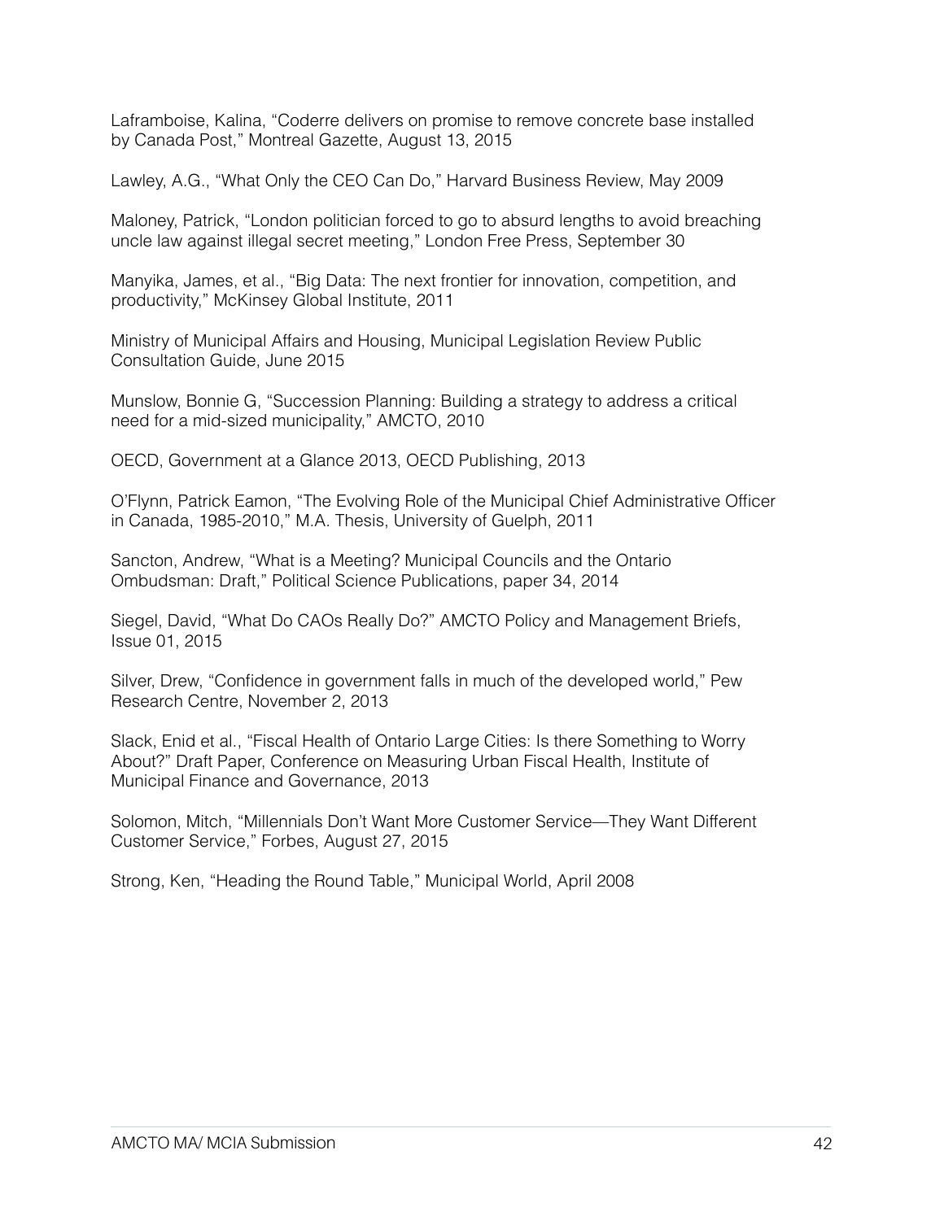Laframboise, Kalina, "Coderre delivers on promise to remove concrete base installed by Canada Post," Montreal Gazette, August 13, 2015

Lawley, A.G., "What Only the CEO Can Do," Harvard Business Review, May 2009

Maloney, Patrick, "London politician forced to go to absurd lengths to avoid breaching uncle law against illegal secret meeting," London Free Press, September 30

Manyika, James, et al., "Big Data: The next frontier for innovation, competition, and productivity," McKinsey Global Institute, 2011

Ministry of Municipal Affairs and Housing, Municipal Legislation Review Public Consultation Guide, June 2015

Munslow, Bonnie G, "Succession Planning: Building a strategy to address a critical need for a mid-sized municipality," AMCTO, 2010

OECD, Government at a Glance 2013, OECD Publishing, 2013

O'Flynn, Patrick Eamon, "The Evolving Role of the Municipal Chief Administrative Officer in Canada, 1985-2010," M.A. Thesis, University of Guelph, 2011

Sancton, Andrew, "What is a Meeting? Municipal Councils and the Ontario Ombudsman: Draft," Political Science Publications, paper 34, 2014

Siegel, David, "What Do CAOs Really Do?" AMCTO Policy and Management Briefs, Issue 01, 2015

Silver, Drew, "Confidence in government falls in much of the developed world," Pew Research Centre, November 2, 2013

Slack, Enid et al., "Fiscal Health of Ontario Large Cities: Is there Something to Worry About?" Draft Paper, Conference on Measuring Urban Fiscal Health, Institute of Municipal Finance and Governance, 2013

Solomon, Mitch, "Millennials Don't Want More Customer Service—They Want Different Customer Service," Forbes, August 27, 2015

Strong, Ken, "Heading the Round Table," Municipal World, April 2008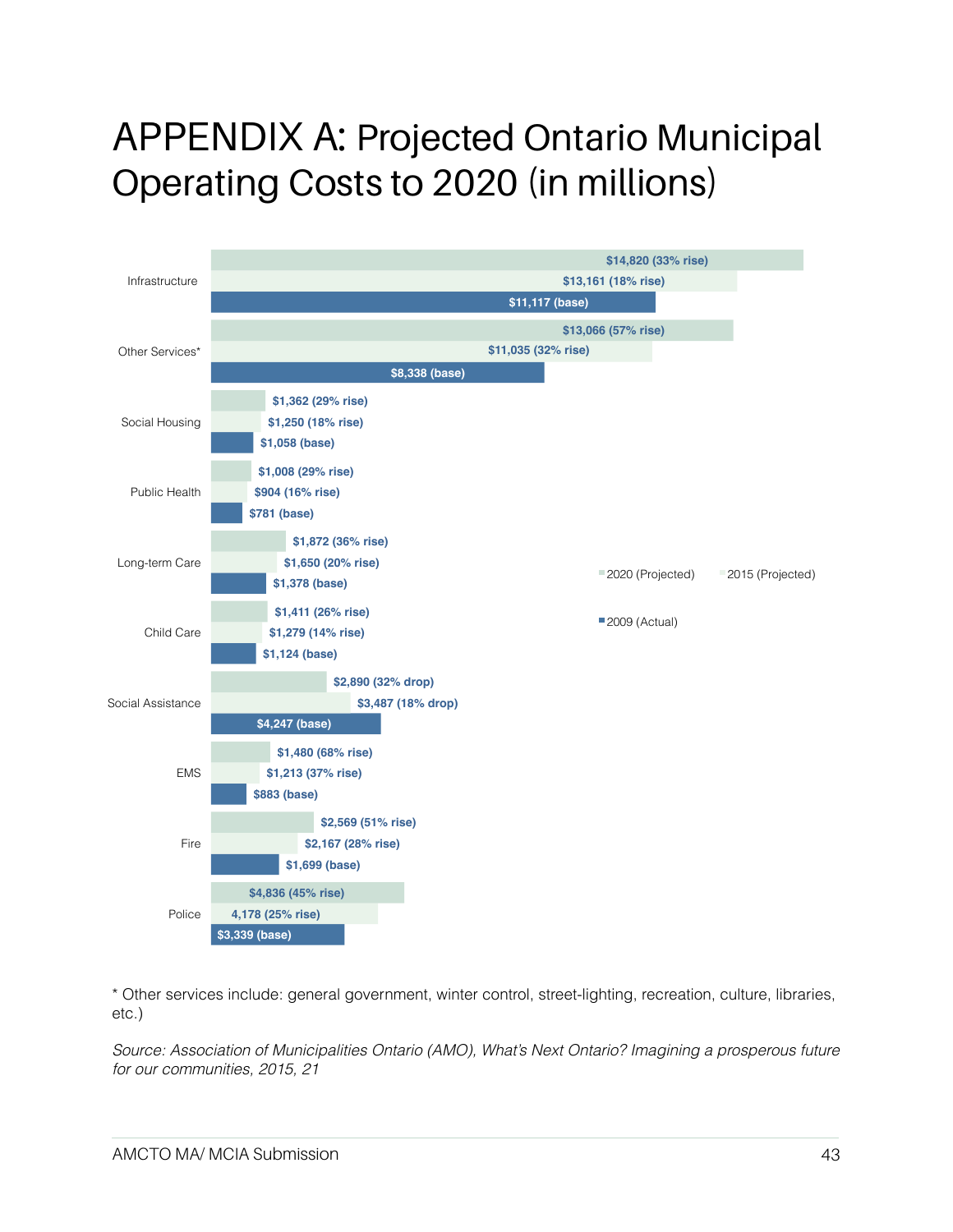# APPENDIX A: Projected Ontario Municipal Operating Costs to 2020 (in millions)

| | 2020 (Projected) | 2015 (Projected) | 2009 (Actual) |
|---|---|---|---|
| Infrastructure | $14,820 (33% rise) | $13,161 (18% rise) | $11,117 (base) |
| Other Services* | $13,066 (57% rise) | $11,035 (32% rise) | $8,338 (base) |
| Social Housing | $1,362 (29% rise) | $1,250 (18% rise) | $1,058 (base) |
| Public Health | $1,008 (29% rise) | $904 (16% rise) | $781 (base) |
| Long-term Care | $1,872 (36% rise) | $1,650 (20% rise) | $1,378 (base) |
| Child Care | $1,411 (26% rise) | $1,279 (14% rise) | $1,124 (base) |
| Social Assistance | $2,890 (32% drop) | $3,487 (18% drop) | $4,247 (base) |
| EMS | $1,480 (68% rise) | $1,213 (37% rise) | $883 (base) |
| Fire | $2,569 (51% rise) | $2,167 (28% rise) | $1,699 (base) |
| Police | $4,836 (45% rise) | 4,178 (25% rise) | $3,339 (base) |

* Other services include: general government, winter control, street-lighting, recreation, culture, libraries, etc.)

*Source: Association of Municipalities Ontario (AMO), What's Next Ontario? Imagining a prosperous future for our communities, 2015, 21*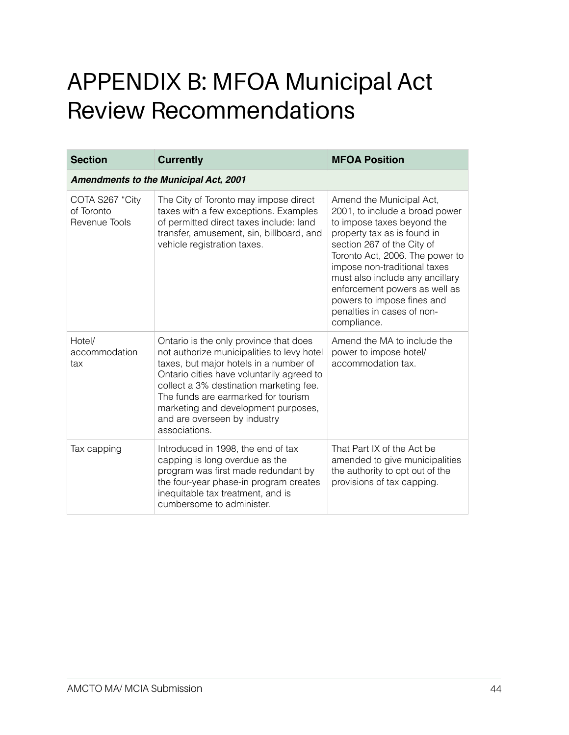# APPENDIX B: MFOA Municipal Act Review Recommendations

| Section | Currently | MFOA Position |
|---|---|---|
| ***Amendments to the Municipal Act, 2001*** | | |
| COTA S267 “City of Toronto Revenue Tools | The City of Toronto may impose direct taxes with a few exceptions. Examples of permitted direct taxes include: land transfer, amusement, sin, billboard, and vehicle registration taxes. | Amend the Municipal Act, 2001, to include a broad power to impose taxes beyond the property tax as is found in section 267 of the City of Toronto Act, 2006. The power to impose non-traditional taxes must also include any ancillary enforcement powers as well as powers to impose fines and penalties in cases of non-compliance. |
| Hotel/ accommodation tax | Ontario is the only province that does not authorize municipalities to levy hotel taxes, but major hotels in a number of Ontario cities have voluntarily agreed to collect a 3% destination marketing fee. The funds are earmarked for tourism marketing and development purposes, and are overseen by industry associations. | Amend the MA to include the power to impose hotel/ accommodation tax. |
| Tax capping | Introduced in 1998, the end of tax capping is long overdue as the program was first made redundant by the four-year phase-in program creates inequitable tax treatment, and is cumbersome to administer. | That Part IX of the Act be amended to give municipalities the authority to opt out of the provisions of tax capping. |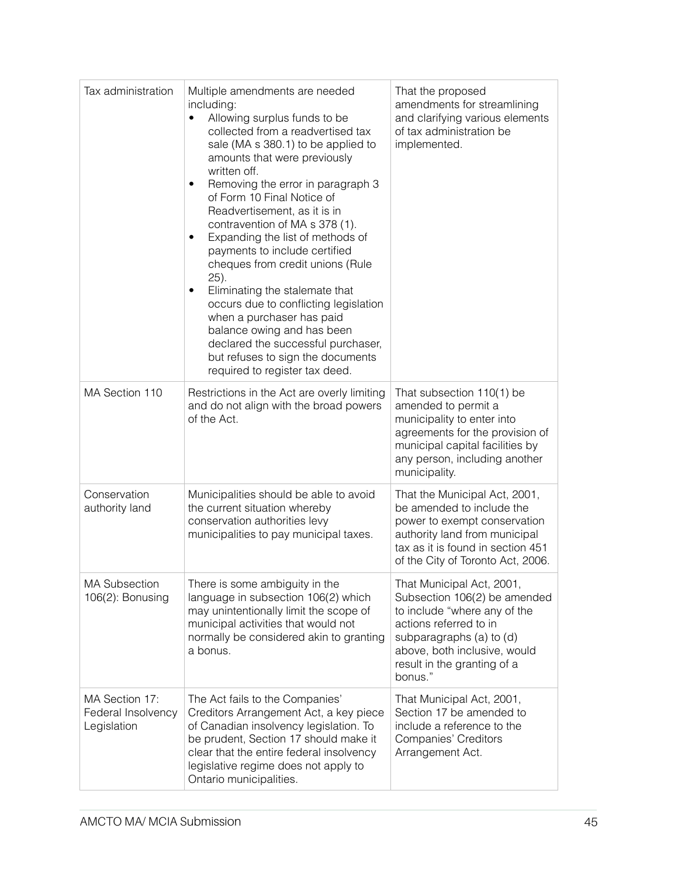| Tax administration | Multiple amendments are needed including:<br>• Allowing surplus funds to be collected from a readvertised tax sale (MA s 380.1) to be applied to amounts that were previously written off.<br>• Removing the error in paragraph 3 of Form 10 Final Notice of Readvertisement, as it is in contravention of MA s 378 (1).<br>• Expanding the list of methods of payments to include certified cheques from credit unions (Rule 25).<br>• Eliminating the stalemate that occurs due to conflicting legislation when a purchaser has paid balance owing and has been declared the successful purchaser, but refuses to sign the documents required to register tax deed. | That the proposed amendments for streamlining and clarifying various elements of tax administration be implemented. |
|---|---|---|
| MA Section 110 | Restrictions in the Act are overly limiting and do not align with the broad powers of the Act. | That subsection 110(1) be amended to permit a municipality to enter into agreements for the provision of municipal capital facilities by any person, including another municipality. |
| Conservation authority land | Municipalities should be able to avoid the current situation whereby conservation authorities levy municipalities to pay municipal taxes. | That the Municipal Act, 2001, be amended to include the power to exempt conservation authority land from municipal tax as it is found in section 451 of the City of Toronto Act, 2006. |
| MA Subsection 106(2): Bonusing | There is some ambiguity in the language in subsection 106(2) which may unintentionally limit the scope of municipal activities that would not normally be considered akin to granting a bonus. | That Municipal Act, 2001, Subsection 106(2) be amended to include "where any of the actions referred to in subparagraphs (a) to (d) above, both inclusive, would result in the granting of a bonus." |
| MA Section 17: Federal Insolvency Legislation | The Act fails to the Companies' Creditors Arrangement Act, a key piece of Canadian insolvency legislation. To be prudent, Section 17 should make it clear that the entire federal insolvency legislative regime does not apply to Ontario municipalities. | That Municipal Act, 2001, Section 17 be amended to include a reference to the Companies' Creditors Arrangement Act. |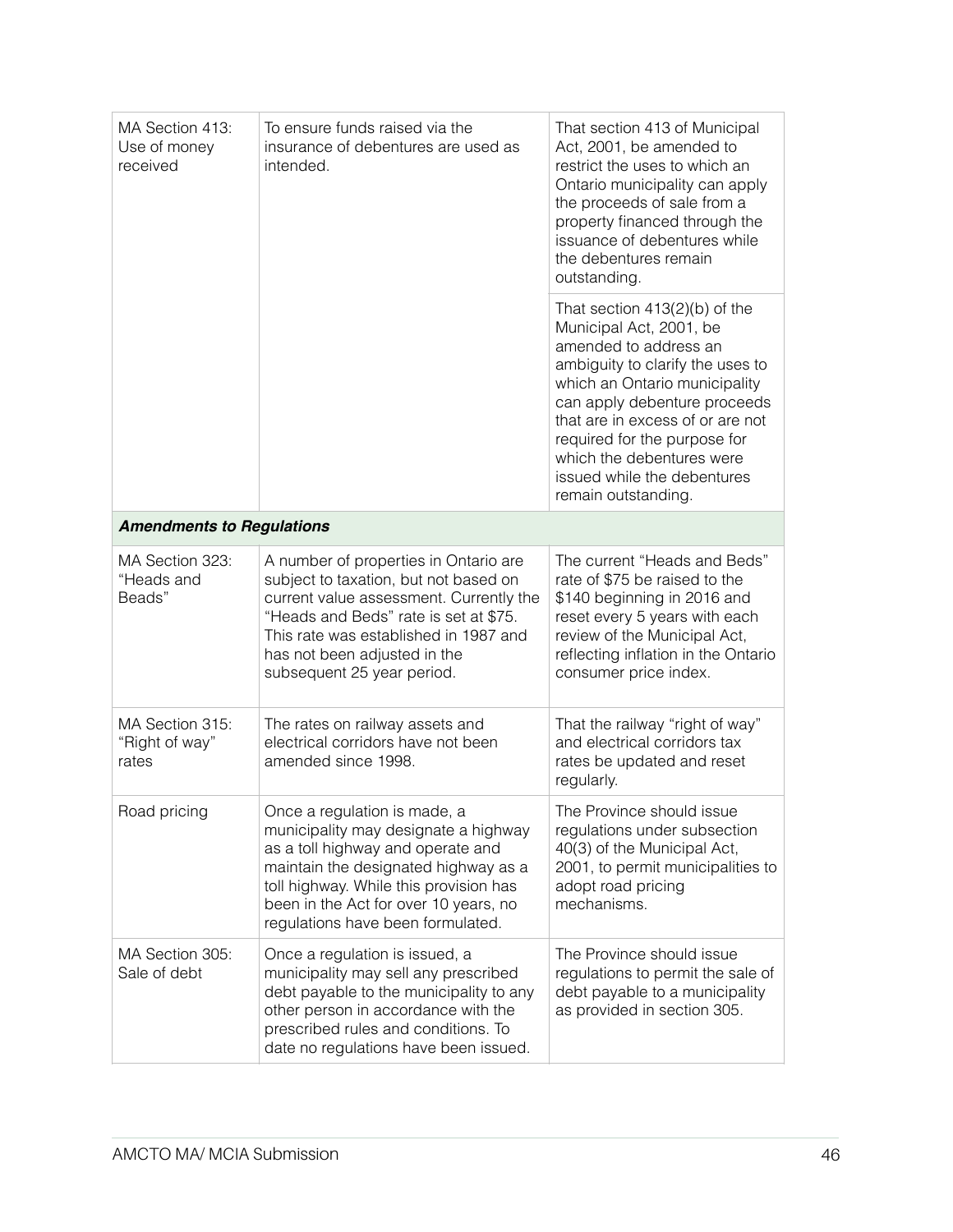| | | |
|---|---|---|
| MA Section 413: Use of money received | To ensure funds raised via the insurance of debentures are used as intended. | That section 413 of Municipal Act, 2001, be amended to restrict the uses to which an Ontario municipality can apply the proceeds of sale from a property financed through the issuance of debentures while the debentures remain outstanding. |
| | | That section 413(2)(b) of the Municipal Act, 2001, be amended to address an ambiguity to clarify the uses to which an Ontario municipality can apply debenture proceeds that are in excess of or are not required for the purpose for which the debentures were issued while the debentures remain outstanding. |
| ***Amendments to Regulations*** | | |
| MA Section 323: "Heads and Beads" | A number of properties in Ontario are subject to taxation, but not based on current value assessment. Currently the "Heads and Beds" rate is set at $75. This rate was established in 1987 and has not been adjusted in the subsequent 25 year period. | The current "Heads and Beds" rate of $75 be raised to the $140 beginning in 2016 and reset every 5 years with each review of the Municipal Act, reflecting inflation in the Ontario consumer price index. |
| MA Section 315: "Right of way" rates | The rates on railway assets and electrical corridors have not been amended since 1998. | That the railway "right of way" and electrical corridors tax rates be updated and reset regularly. |
| Road pricing | Once a regulation is made, a municipality may designate a highway as a toll highway and operate and maintain the designated highway as a toll highway. While this provision has been in the Act for over 10 years, no regulations have been formulated. | The Province should issue regulations under subsection 40(3) of the Municipal Act, 2001, to permit municipalities to adopt road pricing mechanisms. |
| MA Section 305: Sale of debt | Once a regulation is issued, a municipality may sell any prescribed debt payable to the municipality to any other person in accordance with the prescribed rules and conditions. To date no regulations have been issued. | The Province should issue regulations to permit the sale of debt payable to a municipality as provided in section 305. |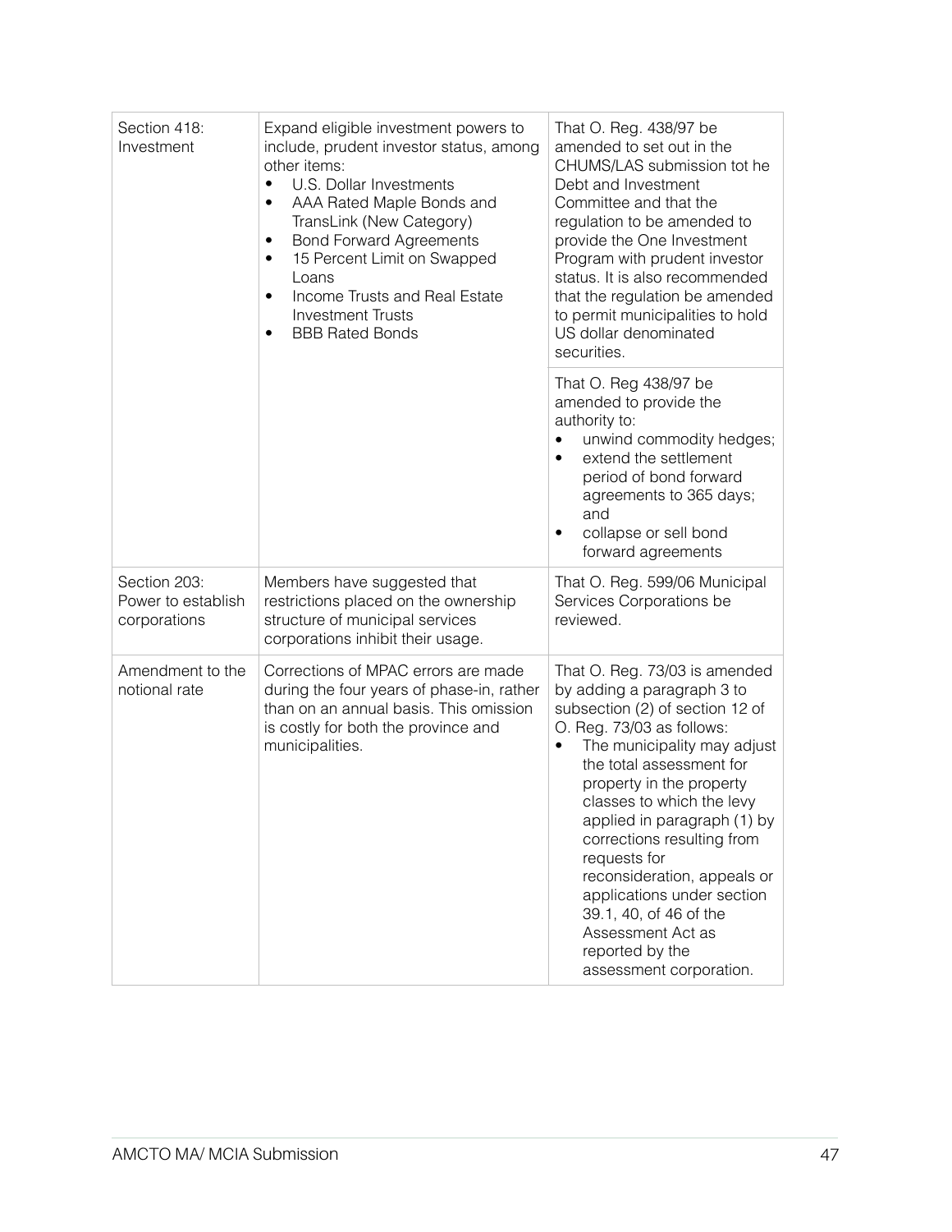| | | |
|---|---|---|
| Section 418: Investment | Expand eligible investment powers to include, prudent investor status, among other items:<br>• U.S. Dollar Investments<br>• AAA Rated Maple Bonds and TransLink (New Category)<br>• Bond Forward Agreements<br>• 15 Percent Limit on Swapped Loans<br>• Income Trusts and Real Estate Investment Trusts<br>• BBB Rated Bonds | That O. Reg. 438/97 be amended to set out in the CHUMS/LAS submission tot he Debt and Investment Committee and that the regulation to be amended to provide the One Investment Program with prudent investor status. It is also recommended that the regulation be amended to permit municipalities to hold US dollar denominated securities. |
| | | That O. Reg 438/97 be amended to provide the authority to:<br>• unwind commodity hedges;<br>• extend the settlement period of bond forward agreements to 365 days; and<br>• collapse or sell bond forward agreements |
| Section 203: Power to establish corporations | Members have suggested that restrictions placed on the ownership structure of municipal services corporations inhibit their usage. | That O. Reg. 599/06 Municipal Services Corporations be reviewed. |
| Amendment to the notional rate | Corrections of MPAC errors are made during the four years of phase-in, rather than on an annual basis. This omission is costly for both the province and municipalities. | That O. Reg. 73/03 is amended by adding a paragraph 3 to subsection (2) of section 12 of O. Reg. 73/03 as follows:<br>• The municipality may adjust the total assessment for property in the property classes to which the levy applied in paragraph (1) by corrections resulting from requests for reconsideration, appeals or applications under section 39.1, 40, of 46 of the Assessment Act as reported by the assessment corporation. |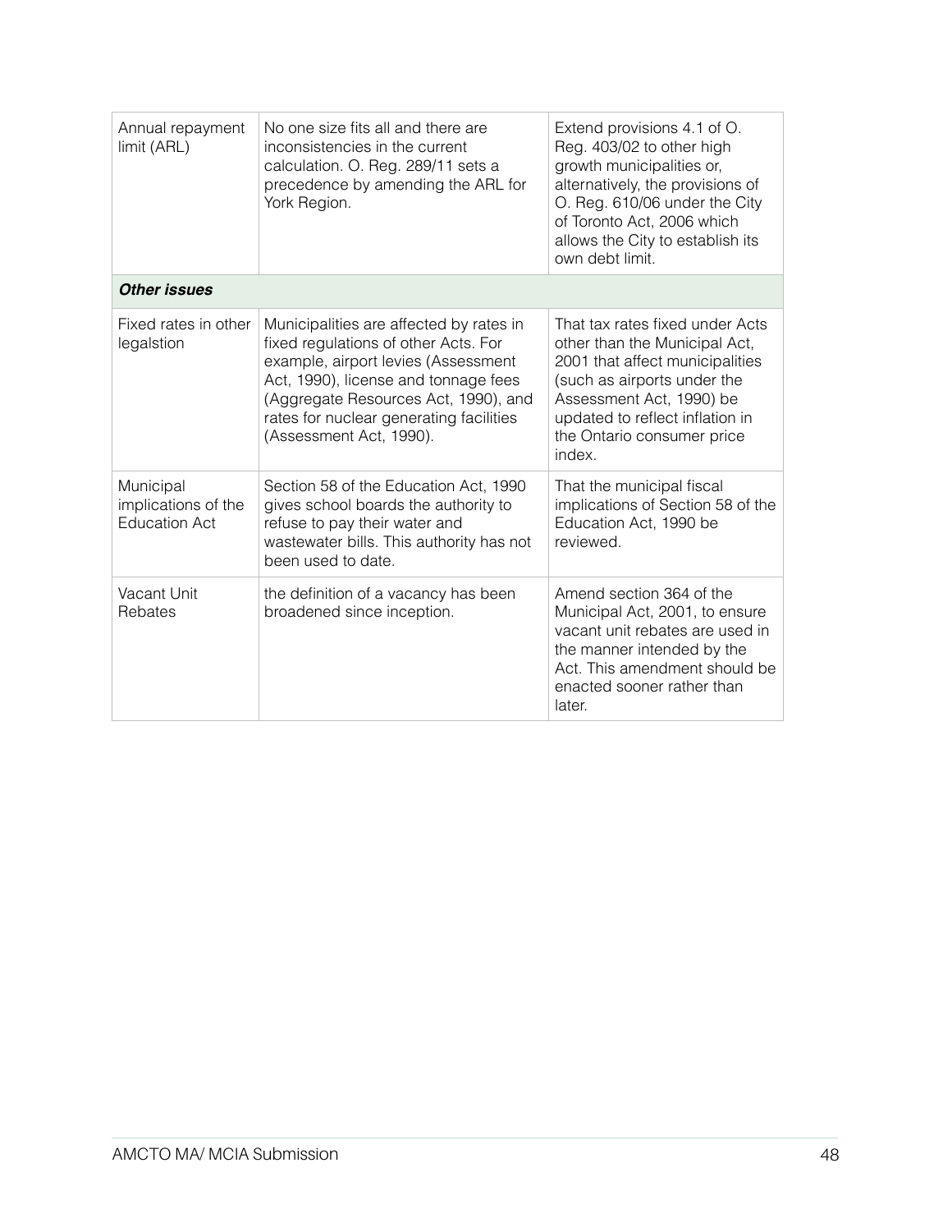| | | |
|---|---|---|
| Annual repayment limit (ARL) | No one size fits all and there are inconsistencies in the current calculation. O. Reg. 289/11 sets a precedence by amending the ARL for York Region. | Extend provisions 4.1 of O. Reg. 403/02 to other high growth municipalities or, alternatively, the provisions of O. Reg. 610/06 under the City of Toronto Act, 2006 which allows the City to establish its own debt limit. |
| ***Other issues*** | | |
| Fixed rates in other legalstion | Municipalities are affected by rates in fixed regulations of other Acts. For example, airport levies (Assessment Act, 1990), license and tonnage fees (Aggregate Resources Act, 1990), and rates for nuclear generating facilities (Assessment Act, 1990). | That tax rates fixed under Acts other than the Municipal Act, 2001 that affect municipalities (such as airports under the Assessment Act, 1990) be updated to reflect inflation in the Ontario consumer price index. |
| Municipal implications of the Education Act | Section 58 of the Education Act, 1990 gives school boards the authority to refuse to pay their water and wastewater bills. This authority has not been used to date. | That the municipal fiscal implications of Section 58 of the Education Act, 1990 be reviewed. |
| Vacant Unit Rebates | the definition of a vacancy has been broadened since inception. | Amend section 364 of the Municipal Act, 2001, to ensure vacant unit rebates are used in the manner intended by the Act. This amendment should be enacted sooner rather than later. |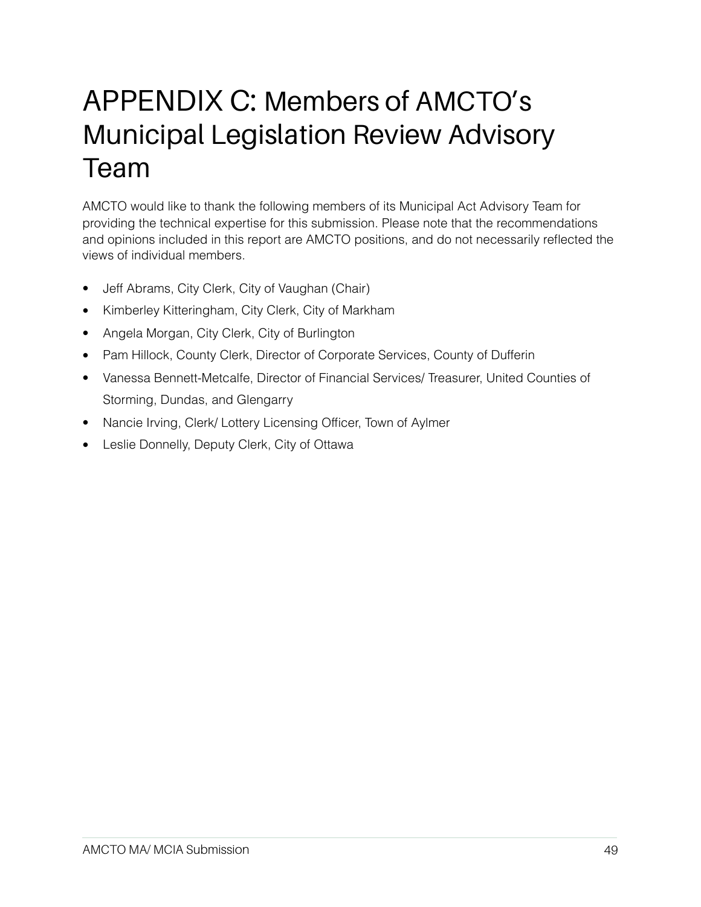# APPENDIX C: Members of AMCTO's Municipal Legislation Review Advisory Team

AMCTO would like to thank the following members of its Municipal Act Advisory Team for providing the technical expertise for this submission. Please note that the recommendations and opinions included in this report are AMCTO positions, and do not necessarily reflected the views of individual members.

- Jeff Abrams, City Clerk, City of Vaughan (Chair)
- Kimberley Kitteringham, City Clerk, City of Markham
- Angela Morgan, City Clerk, City of Burlington
- Pam Hillock, County Clerk, Director of Corporate Services, County of Dufferin
- Vanessa Bennett-Metcalfe, Director of Financial Services/ Treasurer, United Counties of Storming, Dundas, and Glengarry
- Nancie Irving, Clerk/ Lottery Licensing Officer, Town of Aylmer
- Leslie Donnelly, Deputy Clerk, City of Ottawa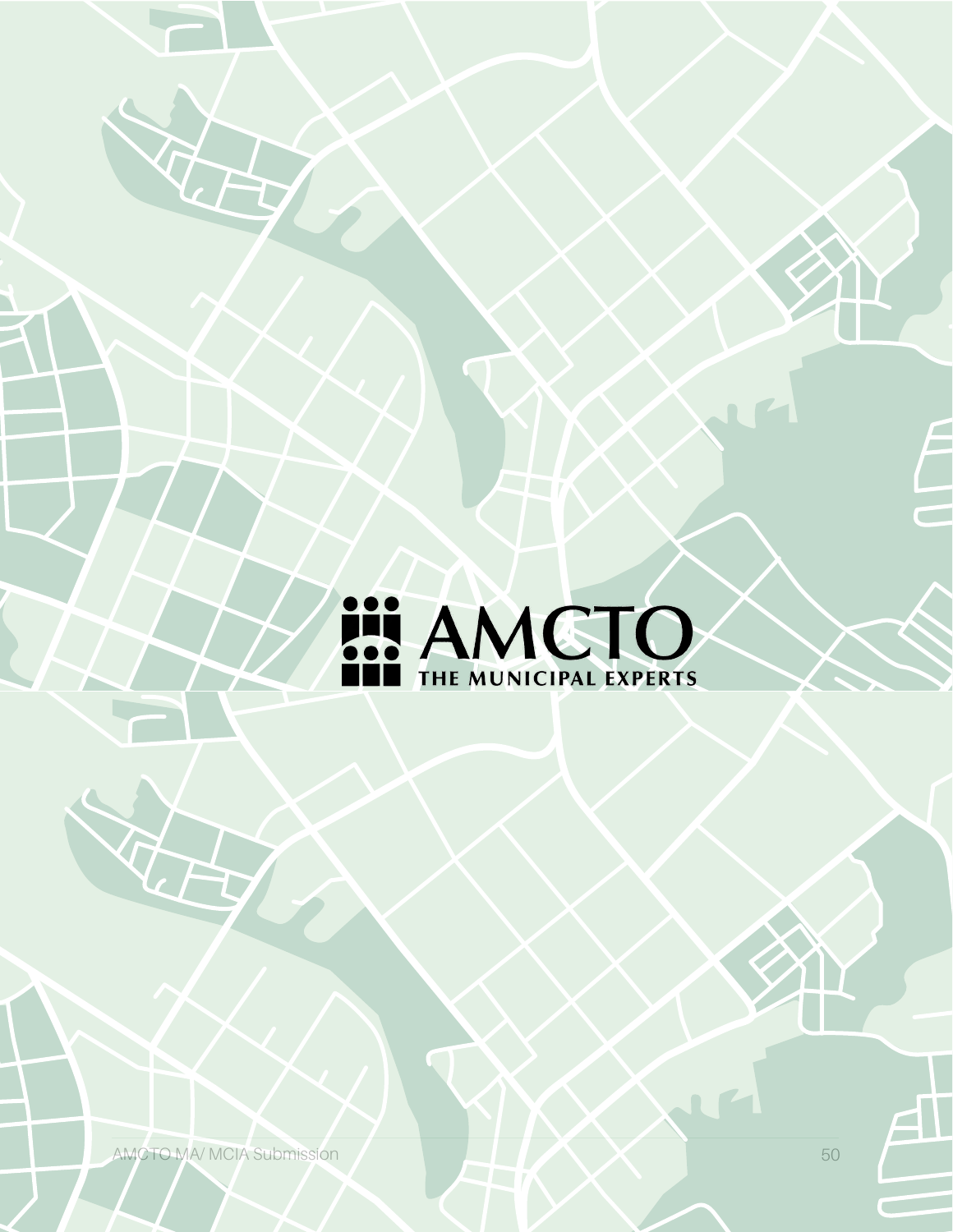AMCTO

THE MUNICIPAL EXPERTS